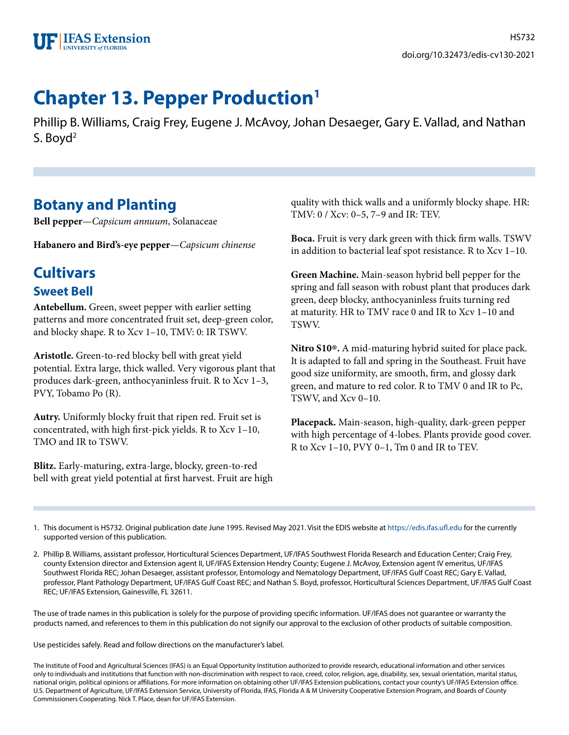HS732

doi.org/10.32473/edis-cv130-2021

# Chapter 13. Pepper Production[1]

Phillip B. Williams, Craig Frey, Eugene J. McAvoy, Johan Desaeger, Gary E. Vallad, and Nathan S. Boyd[2]

## Botany and Planting

**Bell pepper**—*Capsicum annuum*, Solanaceae

**Habanero and Bird's-eye pepper**—*Capsicum chinense*

## Cultivars

### Sweet Bell

**Antebellum.** Green, sweet pepper with earlier setting patterns and more concentrated fruit set, deep-green color, and blocky shape. R to Xcv 1–10, TMV: 0: IR TSWV.

**Aristotle.** Green-to-red blocky bell with great yield potential. Extra large, thick walled. Very vigorous plant that produces dark-green, anthocyaninless fruit. R to Xcv 1–3, PVY, Tobamo Po (R).

**Autry.** Uniformly blocky fruit that ripen red. Fruit set is concentrated, with high first-pick yields. R to Xcv 1–10, TMO and IR to TSWV.

**Blitz.** Early-maturing, extra-large, blocky, green-to-red bell with great yield potential at first harvest. Fruit are high quality with thick walls and a uniformly blocky shape. HR: TMV: 0 / Xcv: 0–5, 7–9 and IR: TEV.

**Boca.** Fruit is very dark green with thick firm walls. TSWV in addition to bacterial leaf spot resistance. R to Xcv 1–10.

**Green Machine.** Main-season hybrid bell pepper for the spring and fall season with robust plant that produces dark green, deep blocky, anthocyaninless fruits turning red at maturity. HR to TMV race 0 and IR to Xcv 1–10 and TSWV.

**Nitro S10®.** A mid-maturing hybrid suited for place pack. It is adapted to fall and spring in the Southeast. Fruit have good size uniformity, are smooth, firm, and glossy dark green, and mature to red color. R to TMV 0 and IR to Pc, TSWV, and Xcv 0–10.

**Placepack.** Main-season, high-quality, dark-green pepper with high percentage of 4-lobes. Plants provide good cover. R to Xcv 1–10, PVY 0–1, Tm 0 and IR to TEV.

---

1. This document is HS732. Original publication date June 1995. Revised May 2021. Visit the EDIS website at https://edis.ifas.ufl.edu for the currently supported version of this publication.

2. Phillip B. Williams, assistant professor, Horticultural Sciences Department, UF/IFAS Southwest Florida Research and Education Center; Craig Frey, county Extension director and Extension agent II, UF/IFAS Extension Hendry County; Eugene J. McAvoy, Extension agent IV emeritus, UF/IFAS Southwest Florida REC; Johan Desaeger, assistant professor, Entomology and Nematology Department, UF/IFAS Gulf Coast REC; Gary E. Vallad, professor, Plant Pathology Department, UF/IFAS Gulf Coast REC; and Nathan S. Boyd, professor, Horticultural Sciences Department, UF/IFAS Gulf Coast REC; UF/IFAS Extension, Gainesville, FL 32611.

The use of trade names in this publication is solely for the purpose of providing specific information. UF/IFAS does not guarantee or warranty the products named, and references to them in this publication do not signify our approval to the exclusion of other products of suitable composition.

Use pesticides safely. Read and follow directions on the manufacturer's label.

The Institute of Food and Agricultural Sciences (IFAS) is an Equal Opportunity Institution authorized to provide research, educational information and other services only to individuals and institutions that function with non-discrimination with respect to race, creed, color, religion, age, disability, sex, sexual orientation, marital status, national origin, political opinions or affiliations. For more information on obtaining other UF/IFAS Extension publications, contact your county's UF/IFAS Extension office. U.S. Department of Agriculture, UF/IFAS Extension Service, University of Florida, IFAS, Florida A & M University Cooperative Extension Program, and Boards of County Commissioners Cooperating. Nick T. Place, dean for UF/IFAS Extension.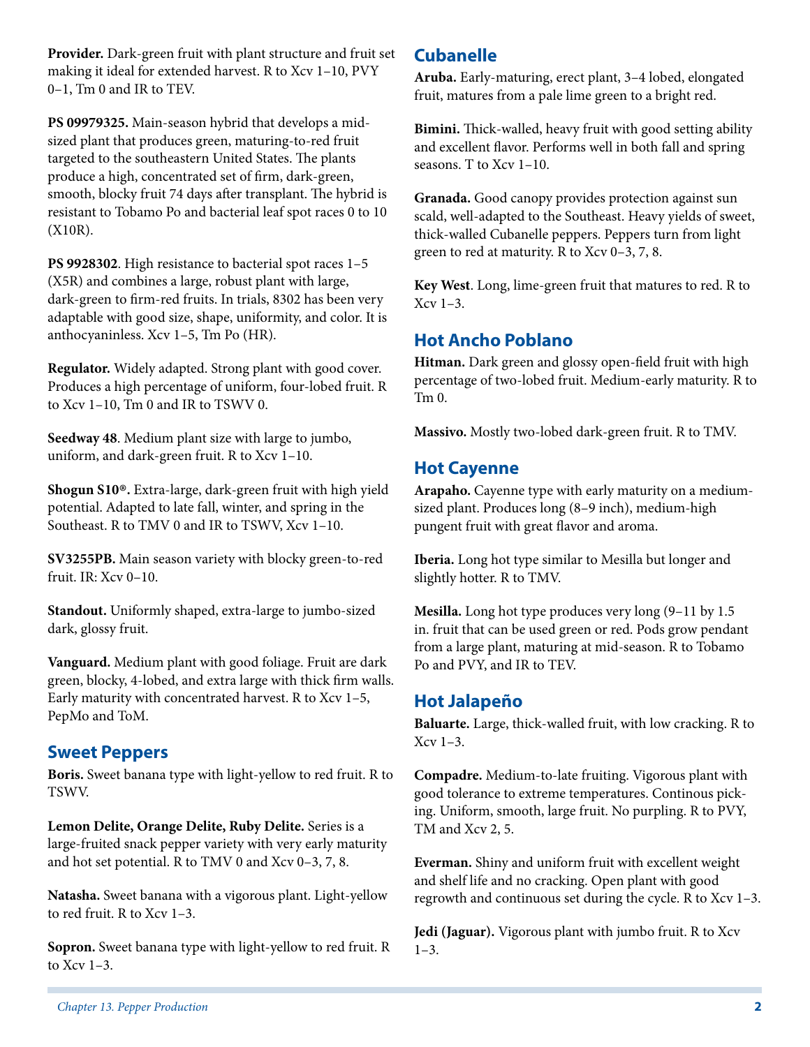**Provider.** Dark-green fruit with plant structure and fruit set making it ideal for extended harvest. R to Xcv 1–10, PVY 0–1, Tm 0 and IR to TEV.

**PS 09979325.** Main-season hybrid that develops a mid-sized plant that produces green, maturing-to-red fruit targeted to the southeastern United States. The plants produce a high, concentrated set of firm, dark-green, smooth, blocky fruit 74 days after transplant. The hybrid is resistant to Tobamo Po and bacterial leaf spot races 0 to 10 (X10R).

**PS 9928302**. High resistance to bacterial spot races 1–5 (X5R) and combines a large, robust plant with large, dark-green to firm-red fruits. In trials, 8302 has been very adaptable with good size, shape, uniformity, and color. It is anthocyaninless. Xcv 1–5, Tm Po (HR).

**Regulator.** Widely adapted. Strong plant with good cover. Produces a high percentage of uniform, four-lobed fruit. R to Xcv 1–10, Tm 0 and IR to TSWV 0.

**Seedway 48**. Medium plant size with large to jumbo, uniform, and dark-green fruit. R to Xcv 1–10.

**Shogun S10®.** Extra-large, dark-green fruit with high yield potential. Adapted to late fall, winter, and spring in the Southeast. R to TMV 0 and IR to TSWV, Xcv 1–10.

**SV3255PB.** Main season variety with blocky green-to-red fruit. IR: Xcv 0–10.

**Standout.** Uniformly shaped, extra-large to jumbo-sized dark, glossy fruit.

**Vanguard.** Medium plant with good foliage. Fruit are dark green, blocky, 4-lobed, and extra large with thick firm walls. Early maturity with concentrated harvest. R to Xcv 1–5, PepMo and ToM.

## Sweet Peppers

**Boris.** Sweet banana type with light-yellow to red fruit. R to TSWV.

**Lemon Delite, Orange Delite, Ruby Delite.** Series is a large-fruited snack pepper variety with very early maturity and hot set potential. R to TMV 0 and Xcv 0–3, 7, 8.

**Natasha.** Sweet banana with a vigorous plant. Light-yellow to red fruit. R to Xcv 1–3.

**Sopron.** Sweet banana type with light-yellow to red fruit. R to Xcv 1–3.

## Cubanelle

**Aruba.** Early-maturing, erect plant, 3–4 lobed, elongated fruit, matures from a pale lime green to a bright red.

**Bimini.** Thick-walled, heavy fruit with good setting ability and excellent flavor. Performs well in both fall and spring seasons. T to Xcv 1–10.

**Granada.** Good canopy provides protection against sun scald, well-adapted to the Southeast. Heavy yields of sweet, thick-walled Cubanelle peppers. Peppers turn from light green to red at maturity. R to Xcv 0–3, 7, 8.

**Key West**. Long, lime-green fruit that matures to red. R to Xcv 1–3.

## Hot Ancho Poblano

**Hitman.** Dark green and glossy open-field fruit with high percentage of two-lobed fruit. Medium-early maturity. R to Tm 0.

**Massivo.** Mostly two-lobed dark-green fruit. R to TMV.

## Hot Cayenne

**Arapaho.** Cayenne type with early maturity on a medium-sized plant. Produces long (8–9 inch), medium-high pungent fruit with great flavor and aroma.

**Iberia.** Long hot type similar to Mesilla but longer and slightly hotter. R to TMV.

**Mesilla.** Long hot type produces very long (9–11 by 1.5 in. fruit that can be used green or red. Pods grow pendant from a large plant, maturing at mid-season. R to Tobamo Po and PVY, and IR to TEV.

## Hot Jalapeño

**Baluarte.** Large, thick-walled fruit, with low cracking. R to Xcv 1–3.

**Compadre.** Medium-to-late fruiting. Vigorous plant with good tolerance to extreme temperatures. Continous picking. Uniform, smooth, large fruit. No purpling. R to PVY, TM and Xcv 2, 5.

**Everman.** Shiny and uniform fruit with excellent weight and shelf life and no cracking. Open plant with good regrowth and continuous set during the cycle. R to Xcv 1–3.

**Jedi (Jaguar).** Vigorous plant with jumbo fruit. R to Xcv 1–3.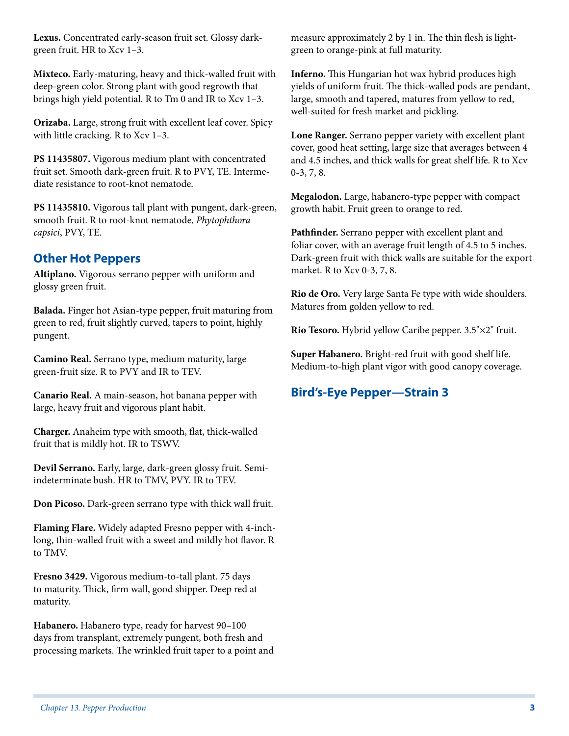**Lexus.** Concentrated early-season fruit set. Glossy dark-green fruit. HR to Xcv 1–3.

**Mixteco.** Early-maturing, heavy and thick-walled fruit with deep-green color. Strong plant with good regrowth that brings high yield potential. R to Tm 0 and IR to Xcv 1–3.

**Orizaba.** Large, strong fruit with excellent leaf cover. Spicy with little cracking. R to Xcv 1–3.

**PS 11435807.** Vigorous medium plant with concentrated fruit set. Smooth dark-green fruit. R to PVY, TE. Intermediate resistance to root-knot nematode.

**PS 11435810.** Vigorous tall plant with pungent, dark-green, smooth fruit. R to root-knot nematode, *Phytophthora capsici*, PVY, TE.

## Other Hot Peppers

**Altiplano.** Vigorous serrano pepper with uniform and glossy green fruit.

**Balada.** Finger hot Asian-type pepper, fruit maturing from green to red, fruit slightly curved, tapers to point, highly pungent.

**Camino Real.** Serrano type, medium maturity, large green-fruit size. R to PVY and IR to TEV.

**Canario Real.** A main-season, hot banana pepper with large, heavy fruit and vigorous plant habit.

**Charger.** Anaheim type with smooth, flat, thick-walled fruit that is mildly hot. IR to TSWV.

**Devil Serrano.** Early, large, dark-green glossy fruit. Semi-indeterminate bush. HR to TMV, PVY. IR to TEV.

**Don Picoso.** Dark-green serrano type with thick wall fruit.

**Flaming Flare.** Widely adapted Fresno pepper with 4-inch-long, thin-walled fruit with a sweet and mildly hot flavor. R to TMV.

**Fresno 3429.** Vigorous medium-to-tall plant. 75 days to maturity. Thick, firm wall, good shipper. Deep red at maturity.

**Habanero.** Habanero type, ready for harvest 90–100 days from transplant, extremely pungent, both fresh and processing markets. The wrinkled fruit taper to a point and measure approximately 2 by 1 in. The thin flesh is light-green to orange-pink at full maturity.

**Inferno.** This Hungarian hot wax hybrid produces high yields of uniform fruit. The thick-walled pods are pendant, large, smooth and tapered, matures from yellow to red, well-suited for fresh market and pickling.

**Lone Ranger.** Serrano pepper variety with excellent plant cover, good heat setting, large size that averages between 4 and 4.5 inches, and thick walls for great shelf life. R to Xcv 0-3, 7, 8.

**Megalodon.** Large, habanero-type pepper with compact growth habit. Fruit green to orange to red.

**Pathfinder.** Serrano pepper with excellent plant and foliar cover, with an average fruit length of 4.5 to 5 inches. Dark-green fruit with thick walls are suitable for the export market. R to Xcv 0-3, 7, 8.

**Rio de Oro.** Very large Santa Fe type with wide shoulders. Matures from golden yellow to red.

**Rio Tesoro.** Hybrid yellow Caribe pepper. 3.5"×2" fruit.

**Super Habanero.** Bright-red fruit with good shelf life. Medium-to-high plant vigor with good canopy coverage.

## Bird's-Eye Pepper—Strain 3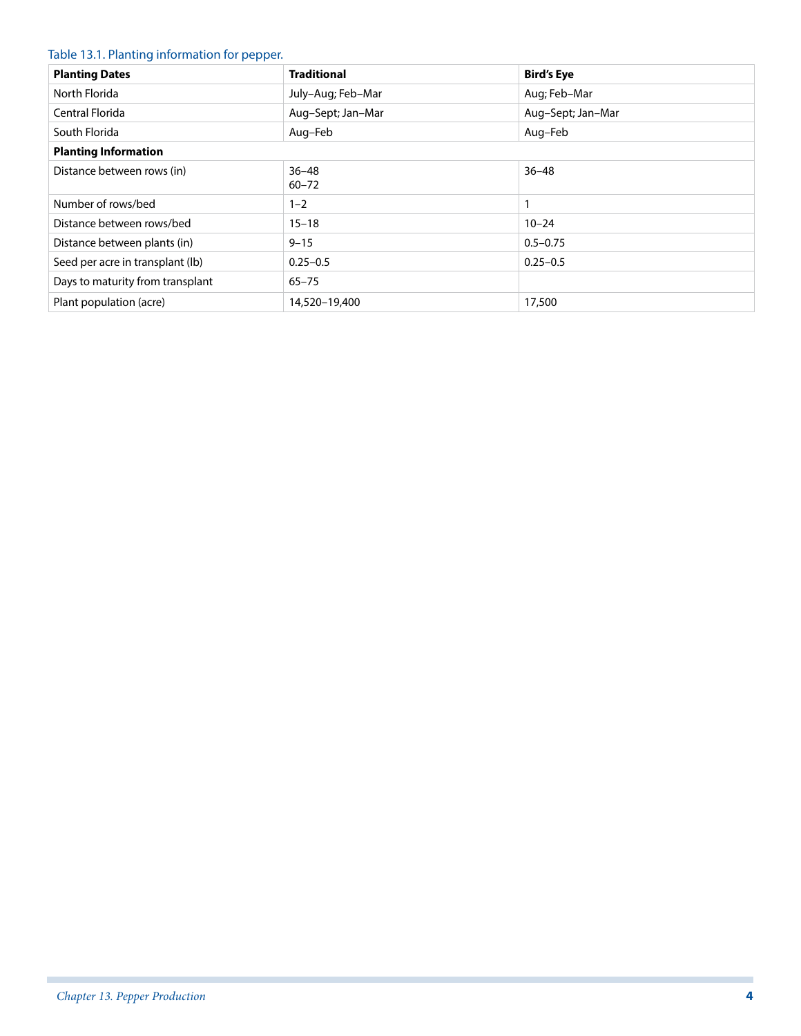Table 13.1. Planting information for pepper.

| **Planting Dates** | **Traditional** | **Bird's Eye** |
|---|---|---|
| North Florida | July–Aug; Feb–Mar | Aug; Feb–Mar |
| Central Florida | Aug–Sept; Jan–Mar | Aug–Sept; Jan–Mar |
| South Florida | Aug–Feb | Aug–Feb |
| **Planting Information** | | |
| Distance between rows (in) | 36–48<br>60–72 | 36–48 |
| Number of rows/bed | 1–2 | 1 |
| Distance between rows/bed | 15–18 | 10–24 |
| Distance between plants (in) | 9–15 | 0.5–0.75 |
| Seed per acre in transplant (lb) | 0.25–0.5 | 0.25–0.5 |
| Days to maturity from transplant | 65–75 | |
| Plant population (acre) | 14,520–19,400 | 17,500 |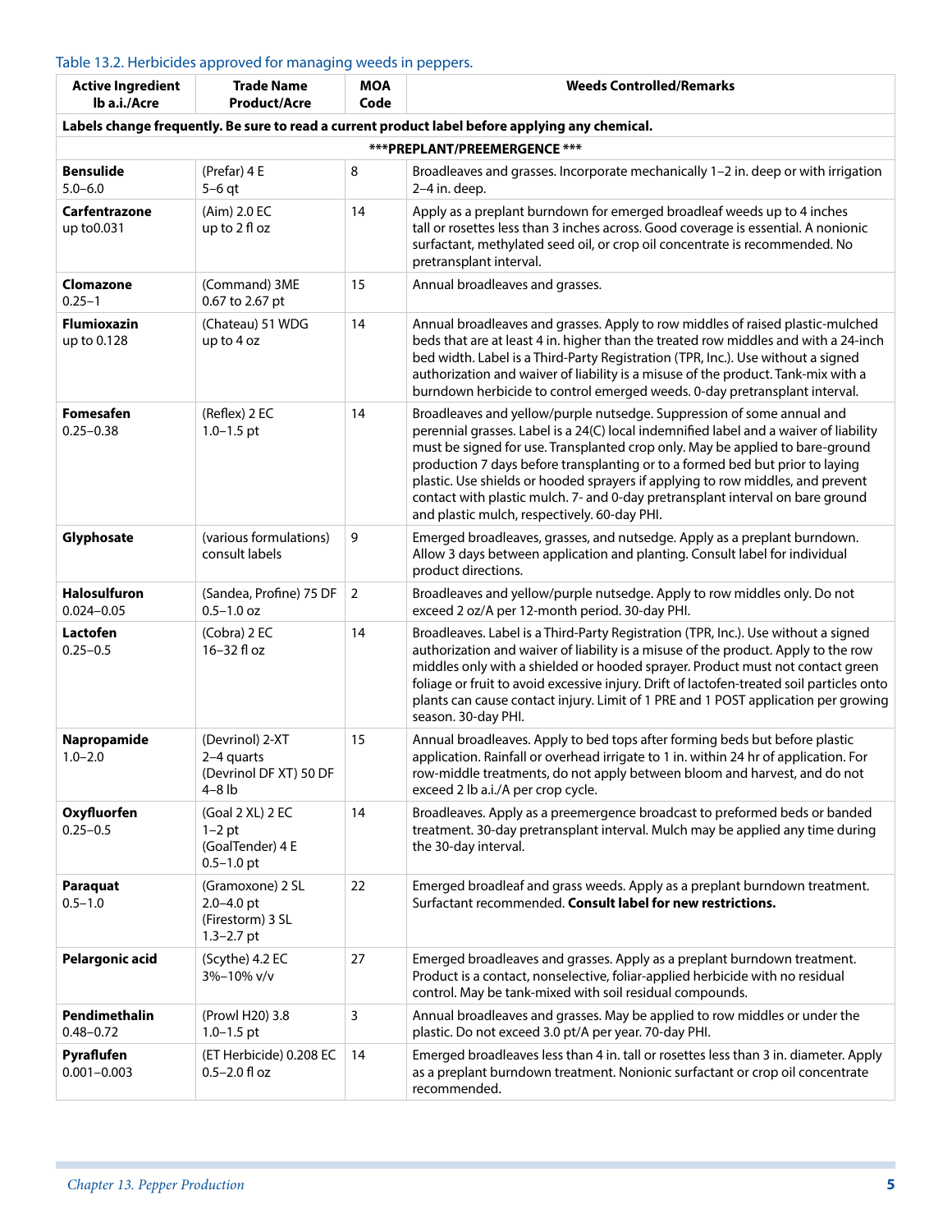Table 13.2. Herbicides approved for managing weeds in peppers.

| Active Ingredient lb a.i./Acre | Trade Name Product/Acre | MOA Code | Weeds Controlled/Remarks |
|---|---|---|---|
| **Labels change frequently. Be sure to read a current product label before applying any chemical.** | | | |
| **\*\*\*PREPLANT/PREEMERGENCE \*\*\*** | | | |
| **Bensulide** 5.0–6.0 | (Prefar) 4 E 5–6 qt | 8 | Broadleaves and grasses. Incorporate mechanically 1–2 in. deep or with irrigation 2–4 in. deep. |
| **Carfentrazone** up to0.031 | (Aim) 2.0 EC up to 2 fl oz | 14 | Apply as a preplant burndown for emerged broadleaf weeds up to 4 inches tall or rosettes less than 3 inches across. Good coverage is essential. A nonionic surfactant, methylated seed oil, or crop oil concentrate is recommended. No pretransplant interval. |
| **Clomazone** 0.25–1 | (Command) 3ME 0.67 to 2.67 pt | 15 | Annual broadleaves and grasses. |
| **Flumioxazin** up to 0.128 | (Chateau) 51 WDG up to 4 oz | 14 | Annual broadleaves and grasses. Apply to row middles of raised plastic-mulched beds that are at least 4 in. higher than the treated row middles and with a 24-inch bed width. Label is a Third-Party Registration (TPR, Inc.). Use without a signed authorization and waiver of liability is a misuse of the product. Tank-mix with a burndown herbicide to control emerged weeds. 0-day pretransplant interval. |
| **Fomesafen** 0.25–0.38 | (Reflex) 2 EC 1.0–1.5 pt | 14 | Broadleaves and yellow/purple nutsedge. Suppression of some annual and perennial grasses. Label is a 24(C) local indemnified label and a waiver of liability must be signed for use. Transplanted crop only. May be applied to bare-ground production 7 days before transplanting or to a formed bed but prior to laying plastic. Use shields or hooded sprayers if applying to row middles, and prevent contact with plastic mulch. 7- and 0-day pretransplant interval on bare ground and plastic mulch, respectively. 60-day PHI. |
| **Glyphosate** | (various formulations) consult labels | 9 | Emerged broadleaves, grasses, and nutsedge. Apply as a preplant burndown. Allow 3 days between application and planting. Consult label for individual product directions. |
| **Halosulfuron** 0.024–0.05 | (Sandea, Profine) 75 DF 0.5–1.0 oz | 2 | Broadleaves and yellow/purple nutsedge. Apply to row middles only. Do not exceed 2 oz/A per 12-month period. 30-day PHI. |
| **Lactofen** 0.25–0.5 | (Cobra) 2 EC 16–32 fl oz | 14 | Broadleaves. Label is a Third-Party Registration (TPR, Inc.). Use without a signed authorization and waiver of liability is a misuse of the product. Apply to the row middles only with a shielded or hooded sprayer. Product must not contact green foliage or fruit to avoid excessive injury. Drift of lactofen-treated soil particles onto plants can cause contact injury. Limit of 1 PRE and 1 POST application per growing season. 30-day PHI. |
| **Napropamide** 1.0–2.0 | (Devrinol) 2-XT 2–4 quarts (Devrinol DF XT) 50 DF 4–8 lb | 15 | Annual broadleaves. Apply to bed tops after forming beds but before plastic application. Rainfall or overhead irrigate to 1 in. within 24 hr of application. For row-middle treatments, do not apply between bloom and harvest, and do not exceed 2 lb a.i./A per crop cycle. |
| **Oxyfluorfen** 0.25–0.5 | (Goal 2 XL) 2 EC 1–2 pt (GoalTender) 4 E 0.5–1.0 pt | 14 | Broadleaves. Apply as a preemergence broadcast to preformed beds or banded treatment. 30-day pretransplant interval. Mulch may be applied any time during the 30-day interval. |
| **Paraquat** 0.5–1.0 | (Gramoxone) 2 SL 2.0–4.0 pt (Firestorm) 3 SL 1.3–2.7 pt | 22 | Emerged broadleaf and grass weeds. Apply as a preplant burndown treatment. Surfactant recommended. **Consult label for new restrictions.** |
| **Pelargonic acid** | (Scythe) 4.2 EC 3%–10% v/v | 27 | Emerged broadleaves and grasses. Apply as a preplant burndown treatment. Product is a contact, nonselective, foliar-applied herbicide with no residual control. May be tank-mixed with soil residual compounds. |
| **Pendimethalin** 0.48–0.72 | (Prowl H20) 3.8 1.0–1.5 pt | 3 | Annual broadleaves and grasses. May be applied to row middles or under the plastic. Do not exceed 3.0 pt/A per year. 70-day PHI. |
| **Pyraflufen** 0.001–0.003 | (ET Herbicide) 0.208 EC 0.5–2.0 fl oz | 14 | Emerged broadleaves less than 4 in. tall or rosettes less than 3 in. diameter. Apply as a preplant burndown treatment. Nonionic surfactant or crop oil concentrate recommended. |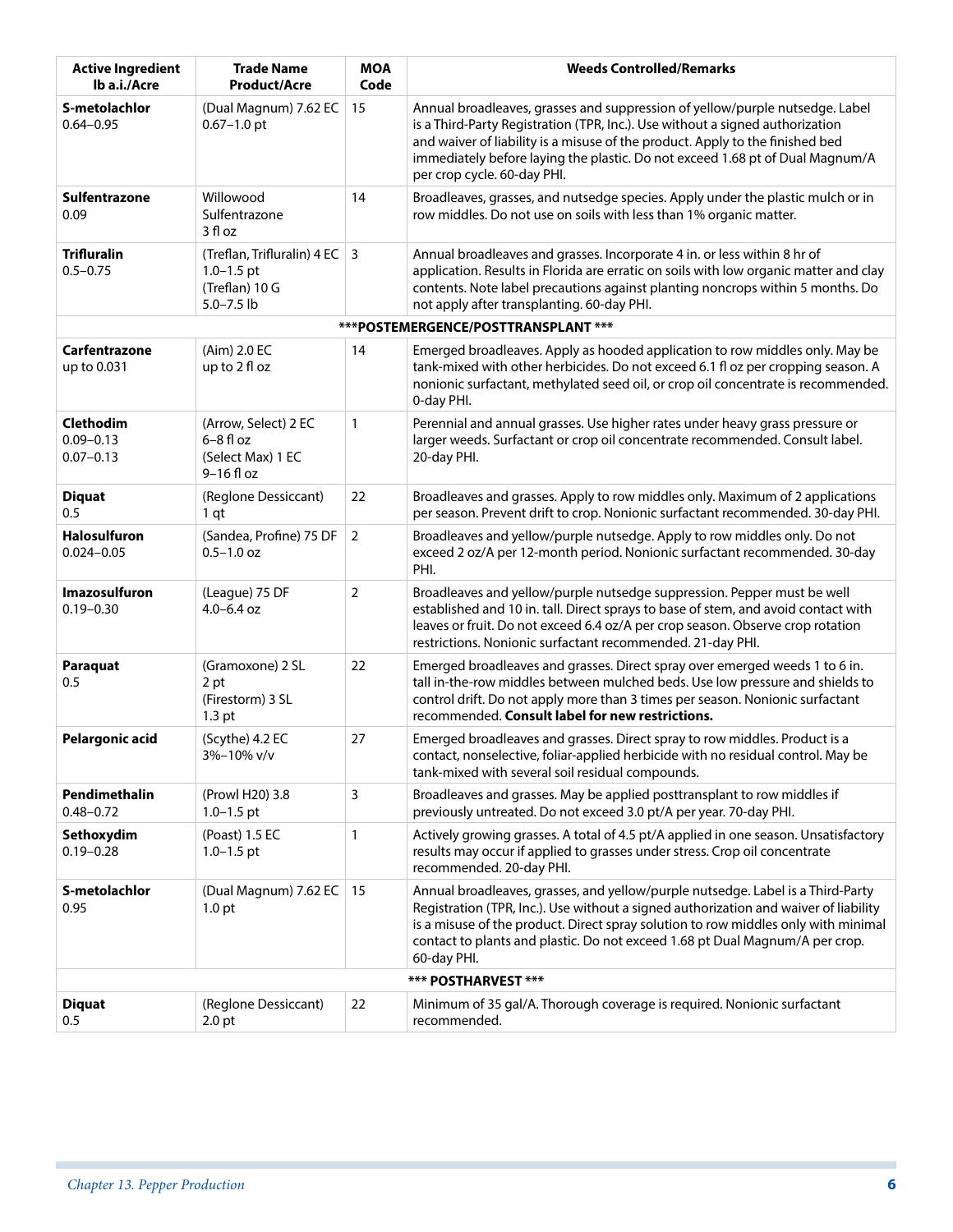| Active Ingredient lb a.i./Acre | Trade Name Product/Acre | MOA Code | Weeds Controlled/Remarks |
|---|---|---|---|
| **S-metolachlor** 0.64–0.95 | (Dual Magnum) 7.62 EC 0.67–1.0 pt | 15 | Annual broadleaves, grasses and suppression of yellow/purple nutsedge. Label is a Third-Party Registration (TPR, Inc.). Use without a signed authorization and waiver of liability is a misuse of the product. Apply to the finished bed immediately before laying the plastic. Do not exceed 1.68 pt of Dual Magnum/A per crop cycle. 60-day PHI. |
| **Sulfentrazone** 0.09 | Willowood Sulfentrazone 3 fl oz | 14 | Broadleaves, grasses, and nutsedge species. Apply under the plastic mulch or in row middles. Do not use on soils with less than 1% organic matter. |
| **Trifluralin** 0.5–0.75 | (Treflan, Trifluralin) 4 EC 1.0–1.5 pt (Treflan) 10 G 5.0–7.5 lb | 3 | Annual broadleaves and grasses. Incorporate 4 in. or less within 8 hr of application. Results in Florida are erratic on soils with low organic matter and clay contents. Note label precautions against planting noncrops within 5 months. Do not apply after transplanting. 60-day PHI. |
| | | | **\*\*\*POSTEMERGENCE/POSTTRANSPLANT \*\*\*** |
| **Carfentrazone** up to 0.031 | (Aim) 2.0 EC up to 2 fl oz | 14 | Emerged broadleaves. Apply as hooded application to row middles only. May be tank-mixed with other herbicides. Do not exceed 6.1 fl oz per cropping season. A nonionic surfactant, methylated seed oil, or crop oil concentrate is recommended. 0-day PHI. |
| **Clethodim** 0.09–0.13 0.07–0.13 | (Arrow, Select) 2 EC 6–8 fl oz (Select Max) 1 EC 9–16 fl oz | 1 | Perennial and annual grasses. Use higher rates under heavy grass pressure or larger weeds. Surfactant or crop oil concentrate recommended. Consult label. 20-day PHI. |
| **Diquat** 0.5 | (Reglone Dessiccant) 1 qt | 22 | Broadleaves and grasses. Apply to row middles only. Maximum of 2 applications per season. Prevent drift to crop. Nonionic surfactant recommended. 30-day PHI. |
| **Halosulfuron** 0.024–0.05 | (Sandea, Profine) 75 DF 0.5–1.0 oz | 2 | Broadleaves and yellow/purple nutsedge. Apply to row middles only. Do not exceed 2 oz/A per 12-month period. Nonionic surfactant recommended. 30-day PHI. |
| **Imazosulfuron** 0.19–0.30 | (League) 75 DF 4.0–6.4 oz | 2 | Broadleaves and yellow/purple nutsedge suppression. Pepper must be well established and 10 in. tall. Direct sprays to base of stem, and avoid contact with leaves or fruit. Do not exceed 6.4 oz/A per crop season. Observe crop rotation restrictions. Nonionic surfactant recommended. 21-day PHI. |
| **Paraquat** 0.5 | (Gramoxone) 2 SL 2 pt (Firestorm) 3 SL 1.3 pt | 22 | Emerged broadleaves and grasses. Direct spray over emerged weeds 1 to 6 in. tall in-the-row middles between mulched beds. Use low pressure and shields to control drift. Do not apply more than 3 times per season. Nonionic surfactant recommended. **Consult label for new restrictions.** |
| **Pelargonic acid** | (Scythe) 4.2 EC 3%–10% v/v | 27 | Emerged broadleaves and grasses. Direct spray to row middles. Product is a contact, nonselective, foliar-applied herbicide with no residual control. May be tank-mixed with several soil residual compounds. |
| **Pendimethalin** 0.48–0.72 | (Prowl H20) 3.8 1.0–1.5 pt | 3 | Broadleaves and grasses. May be applied posttransplant to row middles if previously untreated. Do not exceed 3.0 pt/A per year. 70-day PHI. |
| **Sethoxydim** 0.19–0.28 | (Poast) 1.5 EC 1.0–1.5 pt | 1 | Actively growing grasses. A total of 4.5 pt/A applied in one season. Unsatisfactory results may occur if applied to grasses under stress. Crop oil concentrate recommended. 20-day PHI. |
| **S-metolachlor** 0.95 | (Dual Magnum) 7.62 EC 1.0 pt | 15 | Annual broadleaves, grasses, and yellow/purple nutsedge. Label is a Third-Party Registration (TPR, Inc.). Use without a signed authorization and waiver of liability is a misuse of the product. Direct spray solution to row middles only with minimal contact to plants and plastic. Do not exceed 1.68 pt Dual Magnum/A per crop. 60-day PHI. |
| | | | **\*\*\* POSTHARVEST \*\*\*** |
| **Diquat** 0.5 | (Reglone Dessiccant) 2.0 pt | 22 | Minimum of 35 gal/A. Thorough coverage is required. Nonionic surfactant recommended. |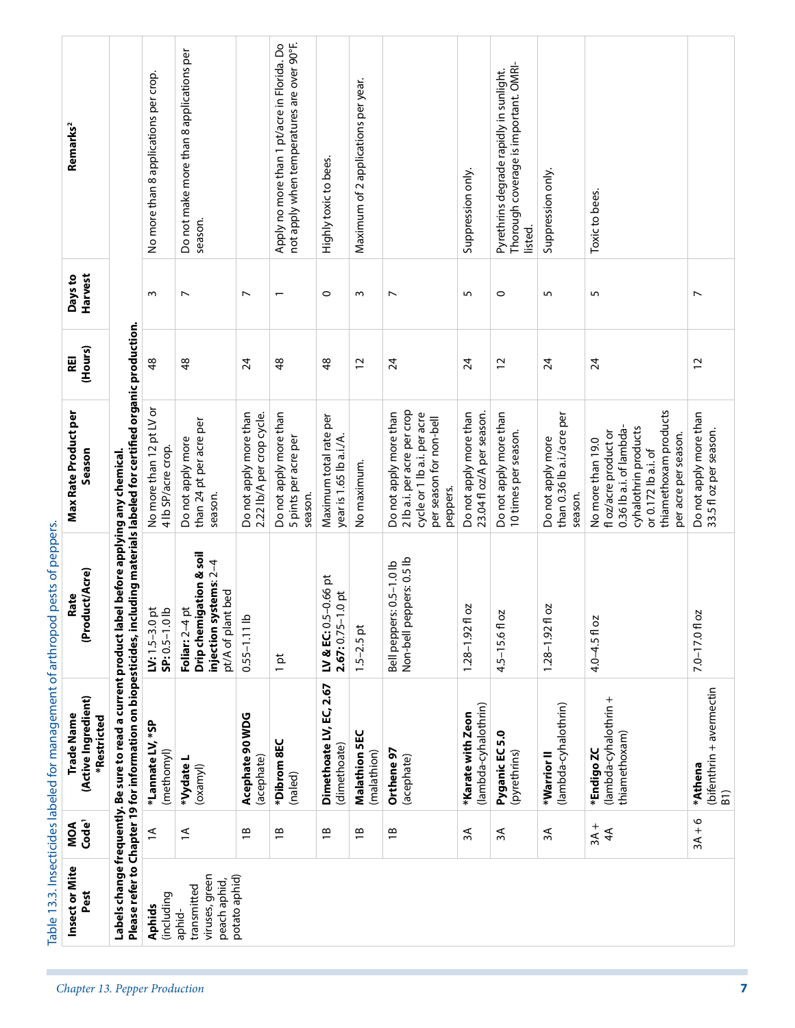Table 13.3. Insecticides labeled for management of arthropod pests of peppers.

| Insect or Mite Pest | MOA Code[1] | Trade Name (Active Ingredient) *Restricted | Rate (Product/Acre) | Max Rate Product per Season | REI (Hours) | Days to Harvest | Remarks[2] |
|---|---|---|---|---|---|---|---|
| **Labels change frequently. Be sure to read a current product label before applying any chemical. Please refer to Chapter 19 for information on biopesticides, including materials labeled for certified organic production.** | | | | | | | |
| **Aphids** (including aphid-transmitted viruses, green peach aphid, potato aphid) | 1A | ***Lannate LV, *SP** (methomyl) | **LV:** 1.5–3.0 pt **SP:** 0.5–1.0 lb | No more than 12 pt LV or 4 lb SP/acre crop. | 48 | 3 | No more than 8 applications per crop. |
| | 1A | ***Vydate L** (oxamyl) | **Foliar:** 2–4 pt **Drip chemigation & soil injection systems:** 2–4 pt/A of plant bed | Do not apply more than 24 pt per acre per season. | 48 | 7 | Do not make more than 8 applications per season. |
| | 1B | **Acephate 90 WDG** (acephate) | 0.55–1.11 lb | Do not apply more than 2.22 lb/A per crop cycle. | 24 | 7 | |
| | 1B | ***Dibrom 8EC** (naled) | 1 pt | Do not apply more than 5 pints per acre per season. | 48 | 1 | Apply no more than 1 pt/acre in Florida. Do not apply when temperatures are over 90°F. |
| | 1B | **Dimethoate LV, EC, 2.67** (dimethoate) | **LV & EC:** 0.5–0.66 pt **2.67:** 0.75–1.0 pt | Maximum total rate per year is 1.65 lb a.i./A. | 48 | 0 | Highly toxic to bees. |
| | 1B | **Malathion 5EC** (malathion) | 1.5–2.5 pt | No maximum. | 12 | 3 | Maximum of 2 applications per year. |
| | 1B | **Orthene 97** (acephate) | Bell peppers: 0.5–1.0 lb Non-bell peppers: 0.5 lb | Do not apply more than 2 lb a.i. per acre per crop cycle or 1 lb a.i. per acre per season for non-bell peppers. | 24 | 7 | |
| | 3A | ***Karate with Zeon** (lambda-cyhalothrin) | 1.28–1.92 fl oz | Do not apply more than 23.04 fl oz/A per season. | 24 | 5 | Suppression only. |
| | 3A | **Pyganic EC 5.0** (pyrethrins) | 4.5–15.6 fl oz | Do not apply more than 10 times per season. | 12 | 0 | Pyrethrins degrade rapidly in sunlight. Thorough coverage is important. OMRI-listed. |
| | 3A | ***Warrior II** (lambda-cyhalothrin) | 1.28–1.92 fl oz | Do not apply more than 0.36 lb a.i./acre per season. | 24 | 5 | Suppression only. |
| | 3A + 4A | ***Endigo ZC** (lambda-cyhalothrin + thiamethoxam) | 4.0–4.5 fl oz | No more than 19.0 fl oz/acre product or 0.36 lb a.i. of lambda-cyhalothrin products or 0.172 lb a.i. of thiamethoxam products per acre per season. | 24 | 5 | Toxic to bees. |
| | 3A + 6 | ***Athena** (bifenthrin + avermectin B1) | 7.0–17.0 fl oz | Do not apply more than 33.5 fl oz per season. | 12 | 7 | |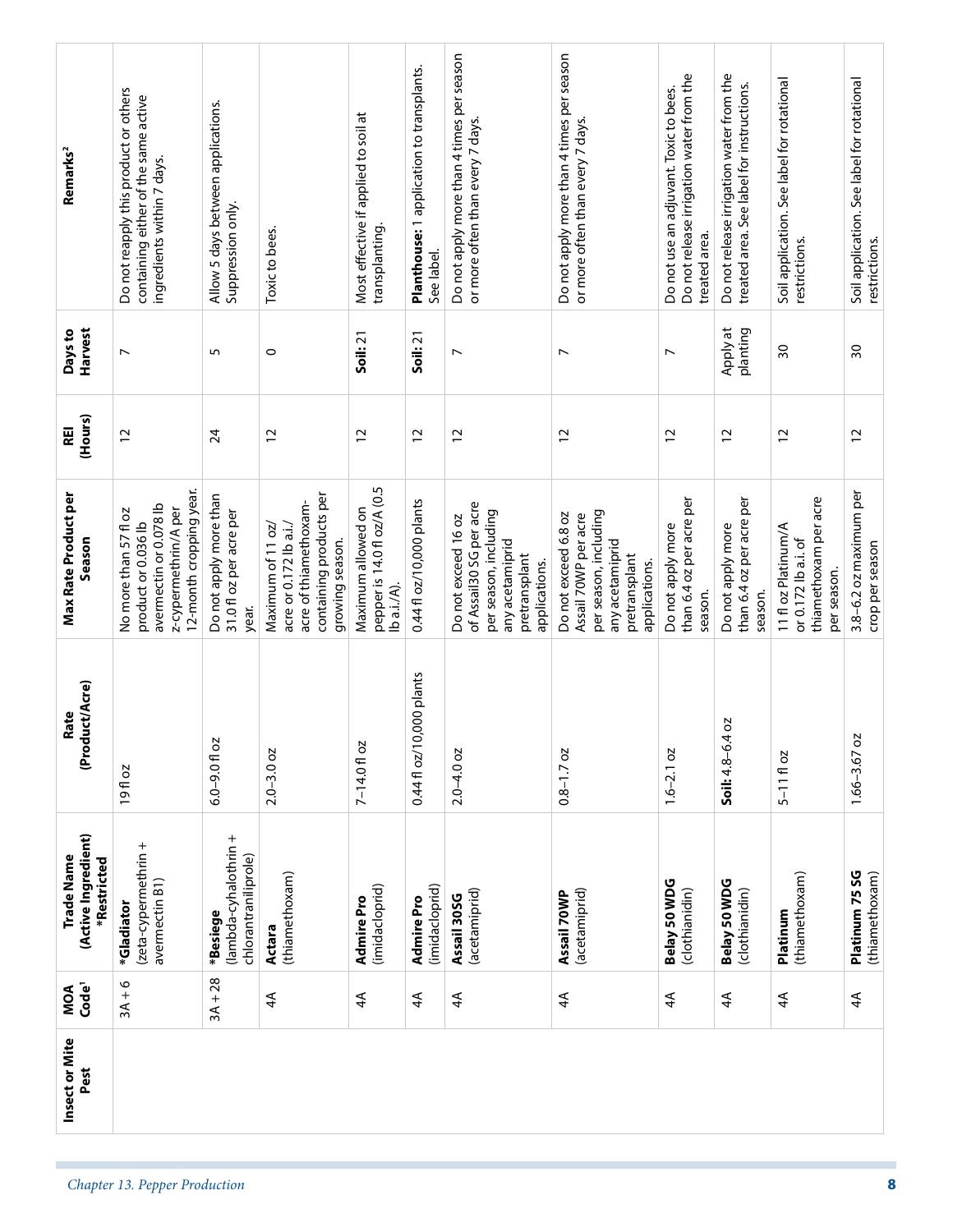| Insect or Mite Pest | MOA Code[1] | Trade Name (Active Ingredient) *Restricted | Rate (Product/Acre) | Max Rate Product per Season | REI (Hours) | Days to Harvest | Remarks[2] |
|---|---|---|---|---|---|---|---|
| | 3A + 6 | ***Gladiator** (zeta-cypermethrin + avermectin B1) | 19 fl oz | No more than 57 fl oz product or 0.036 lb avermectin or 0.078 lb z-cypermethrin/A per 12-month cropping year. | 12 | 7 | Do not reapply this product or others containing either of the same active ingredients within 7 days. |
| | 3A + 28 | ***Besiege** (lambda-cyhalothrin + chlorantraniliprole) | 6.0–9.0 fl oz | Do not apply more than 31.0 fl oz per acre per year. | 24 | 5 | Allow 5 days between applications. Suppression only. |
| | 4A | **Actara** (thiamethoxam) | 2.0–3.0 oz | Maximum of 11 oz/acre or 0.172 lb a.i./acre of thiamethoxam-containing products per growing season. | 12 | 0 | Toxic to bees. |
| | 4A | **Admire Pro** (imidacloprid) | 7–14.0 fl oz | Maximum allowed on pepper is 14.0 fl oz/A (0.5 lb a.i./A). | 12 | **Soil:** 21 | Most effective if applied to soil at transplanting. |
| | 4A | **Admire Pro** (imidacloprid) | 0.44 fl oz/10,000 plants | 0.44 fl oz/10,000 plants | 12 | **Soil:** 21 | **Planthouse:** 1 application to transplants. See label. |
| | 4A | **Assail 30SG** (acetamiprid) | 2.0–4.0 oz | Do not exceed 16 oz of Assail30 SG per acre per season, including any acetamiprid pretransplant applications. | 12 | 7 | Do not apply more than 4 times per season or more often than every 7 days. |
| | 4A | **Assail 70WP** (acetamiprid) | 0.8–1.7 oz | Do not exceed 6.8 oz Assail 70WP per acre per season, including any acetamiprid pretransplant applications. | 12 | 7 | Do not apply more than 4 times per season or more often than every 7 days. |
| | 4A | **Belay 50 WDG** (clothianidin) | 1.6–2.1 oz | Do not apply more than 6.4 oz per acre per season. | 12 | 7 | Do not use an adjuvant. Toxic to bees. Do not release irrigation water from the treated area. |
| | 4A | **Belay 50 WDG** (clothianidin) | **Soil:** 4.8–6.4 oz | Do not apply more than 6.4 oz per acre per season. | 12 | Apply at planting | Do not release irrigation water from the treated area. See label for instructions. |
| | 4A | **Platinum** (thiamethoxam) | 5–11 fl oz | 11 fl oz Platinum/A or 0.172 lb a.i. of thiamethoxam per acre per season. | 12 | 30 | Soil application. See label for rotational restrictions. |
| | 4A | **Platinum 75 SG** (thiamethoxam) | 1.66–3.67 oz | 3.8–6.2 oz maximum per crop per season | 12 | 30 | Soil application. See label for rotational restrictions. |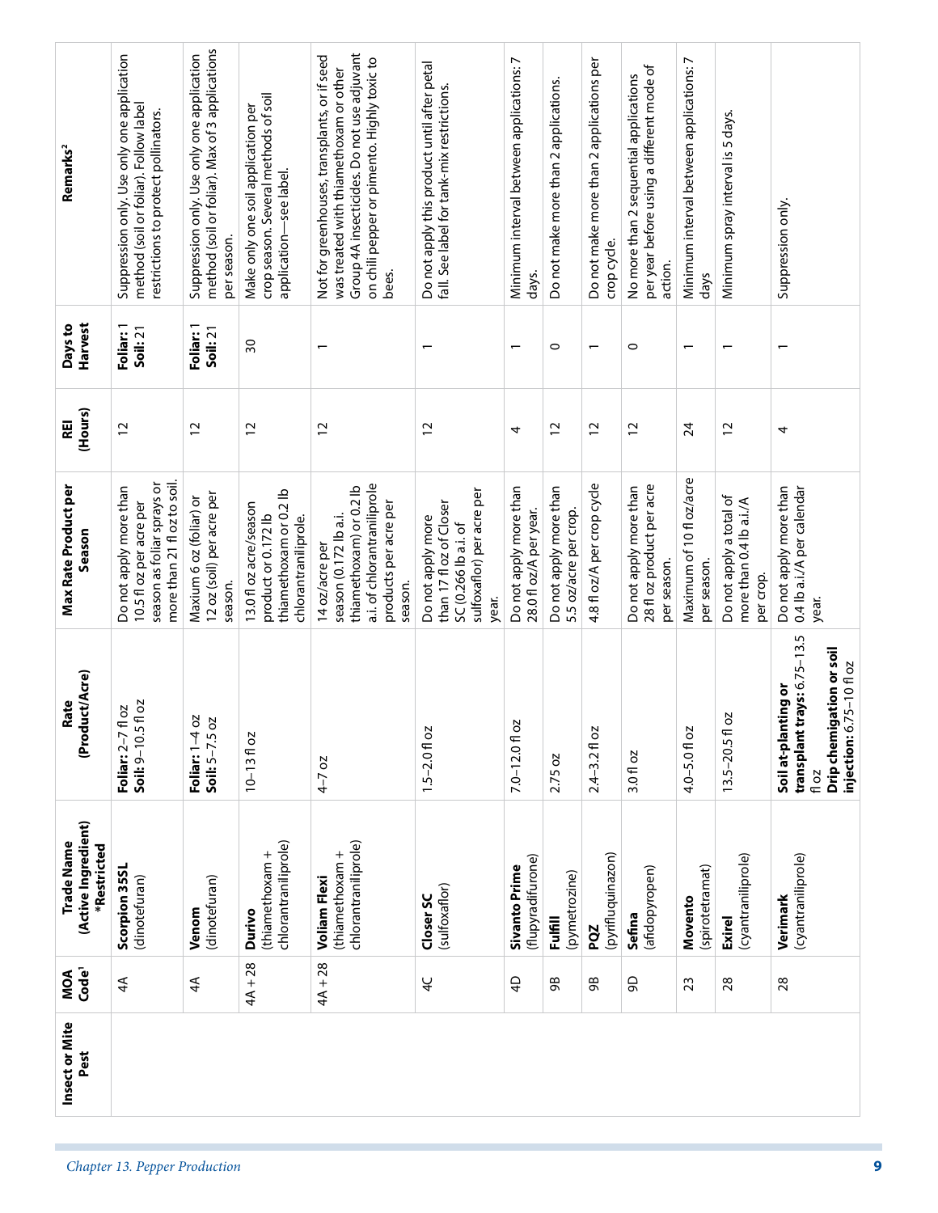| Insect or Mite Pest | MOA Code[1] | Trade Name (Active Ingredient) *Restricted | Rate (Product/Acre) | Max Rate Product per Season | REI (Hours) | Days to Harvest | Remarks[2] |
|---|---|---|---|---|---|---|---|
| | 4A | **Scorpion 35SL** (dinotefuran) | **Foliar:** 2–7 fl oz **Soil:** 9–10.5 fl oz | Do not apply more than 10.5 fl oz per acre per season as foliar sprays or more than 21 fl oz to soil. | 12 | **Foliar:** 1 **Soil:** 21 | Suppression only. Use only one application method (soil or foliar). Follow label restrictions to protect pollinators. |
| | 4A | **Venom** (dinotefuran) | **Foliar:** 1–4 oz **Soil:** 5–7.5 oz | Maxium 6 oz (foliar) or 12 oz (soil) per acre per season. | 12 | **Foliar:** 1 **Soil:** 21 | Suppression only. Use only one application method (soil or foliar). Max of 3 applications per season. |
| | 4A + 28 | **Durivo** (thiamethoxam + chlorantraniliprole) | 10–13 fl oz | 13.0 fl oz acre/season product or 0.172 lb thiamethoxam or 0.2 lb chlorantraniliprole. | 12 | 30 | Make only one soil application per crop season. Several methods of soil application—see label. |
| | 4A + 28 | **Voliam Flexi** (thiamethoxam + chlorantraniliprole) | 4–7 oz | 14 oz/acre per season (0.172 lb a.i. thiamethoxam) or 0.2 lb a.i. of chlorantraniliprole products per acre per season. | 12 | 1 | Not for greenhouses, transplants, or if seed was treated with thiamethoxam or other Group 4A insecticides. Do not use adjuvant on chili pepper or pimento. Highly toxic to bees. |
| | 4C | **Closer SC** (sulfoxaflor) | 1.5–2.0 fl oz | Do not apply more than 17 fl oz of Closer SC (0.266 lb a.i. of sulfoxaflor) per acre per year. | 12 | 1 | Do not apply this product until after petal fall. See label for tank-mix restrictions. |
| | 4D | **Sivanto Prime** (flupyradifurone) | 7.0–12.0 fl oz | Do not apply more than 28.0 fl oz/A per year. | 4 | 1 | Minimum interval between applications: 7 days. |
| | 9B | **Fulfill** (pymetrozine) | 2.75 oz | Do not apply more than 5.5 oz/acre per crop. | 12 | 0 | Do not make more than 2 applications. |
| | 9B | **PQZ** (pyrifluquinazon) | 2.4–3.2 fl oz | 4.8 fl oz/A per crop cycle | 12 | 1 | Do not make more than 2 applications per crop cycle. |
| | 9D | **Sefina** (afidopyropen) | 3.0 fl oz | Do not apply more than 28 fl oz product per acre per season. | 12 | 0 | No more than 2 sequential applications per year before using a different mode of action. |
| | 23 | **Movento** (spirotetramat) | 4.0–5.0 fl oz | Maximum of 10 fl oz/acre per season. | 24 | 1 | Minimum interval between applications: 7 days |
| | 28 | **Exirel** (cyantraniliprole) | 13.5–20.5 fl oz | Do not apply a total of more than 0.4 lb a.i./A per crop. | 12 | 1 | Minimum spray interval is 5 days. |
| | 28 | **Verimark** (cyantraniliprole) | **Soil at-planting or transplant trays:** 6.75–13.5 fl oz **Drip chemigation or soil injection:** 6.75–10 fl oz | Do not apply more than 0.4 lb a.i./A per calendar year. | 4 | 1 | Suppression only. |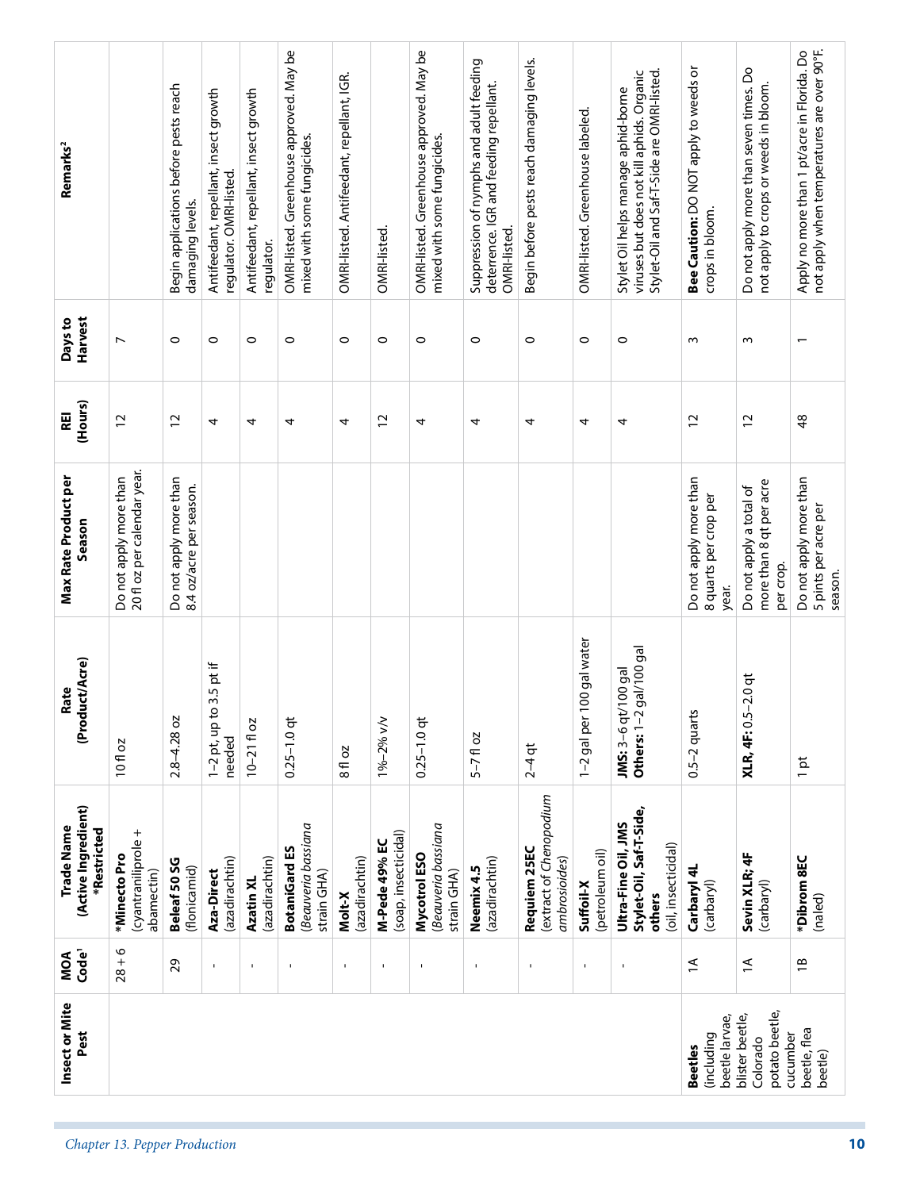| Insect or Mite Pest | MOA Code[1] | Trade Name (Active Ingredient) *Restricted | Rate (Product/Acre) | Max Rate Product per Season | REI (Hours) | Days to Harvest | Remarks[2] |
|---|---|---|---|---|---|---|---|
| | 28 + 6 | ***Minecto Pro** (cyantraniliprole + abamectin) | 10 fl oz | Do not apply more than 20 fl oz per calendar year. | 12 | 7 | |
| | 29 | **Beleaf 50 SG** (flonicamid) | 2.8–4.28 oz | Do not apply more than 8.4 oz/acre per season. | 12 | 0 | Begin applications before pests reach damaging levels. |
| | - | **Aza-Direct** (azadirachtin) | 1–2 pt, up to 3.5 pt if needed | | 4 | 0 | Antifeedant, repellant, insect growth regulator. OMRI-listed. |
| | - | **Azatin XL** (azadirachtin) | 10–21 fl oz | | 4 | 0 | Antifeedant, repellant, insect growth regulator. |
| | - | **BotaniGard ES** (*Beauveria bassiana* strain GHA) | 0.25–1.0 qt | | 4 | 0 | OMRI-listed. Greenhouse approved. May be mixed with some fungicides. |
| | - | **Molt-X** (azadirachtin) | 8 fl oz | | 4 | 0 | OMRI-listed. Antifeedant, repellant, IGR. |
| | - | **M-Pede 49% EC** (soap, insecticidal) | 1%–2% v/v | | 12 | 0 | OMRI-listed. |
| | - | **Mycotrol ESO** (*Beauveria bassiana* strain GHA) | 0.25–1.0 qt | | 4 | 0 | OMRI-listed. Greenhouse approved. May be mixed with some fungicides. |
| | - | **Neemix 4.5** (azadirachtin) | 5–7 fl oz | | 4 | 0 | Suppression of nymphs and adult feeding deterrence. IGR and feeding repellant. OMRI-listed. |
| | - | **Requiem 25EC** (extract of *Chenopodium ambrosioides*) | 2–4 qt | | 4 | 0 | Begin before pests reach damaging levels. |
| | - | **Suffoil-X** (petroleum oil) | 1–2 gal per 100 gal water | | 4 | 0 | OMRI-listed. Greenhouse labeled. |
| | - | **Ultra-Fine Oil, JMS Stylet-Oil, Saf-T-Side, others** (oil, insecticidal) | **JMS:** 3–6 qt/100 gal **Others:** 1–2 gal/100 gal | | 4 | 0 | Stylet Oil helps manage aphid-borne viruses but does not kill aphids. Organic Stylet-Oil and Saf-T-Side are OMRI-listed. |
| **Beetles** (including beetle larvae, blister beetle, Colorado potato beetle, cucumber beetle, flea beetle) | 1A | **Carbaryl 4L** (carbaryl) | 0.5–2 quarts | Do not apply more than 8 quarts per crop per year. | 12 | 3 | **Bee Caution:** DO NOT apply to weeds or crops in bloom. |
| | 1A | **Sevin XLR; 4F** (carbaryl) | **XLR, 4F:** 0.5–2.0 qt | Do not apply a total of more than 8 qt per acre per crop. | 12 | 3 | Do not apply more than seven times. Do not apply to crops or weeds in bloom. |
| | 1B | ***Dibrom 8EC** (naled) | 1 pt | Do not apply more than 5 pints per acre per season. | 48 | 1 | Apply no more than 1 pt/acre in Florida. Do not apply when temperatures are over 90°F. |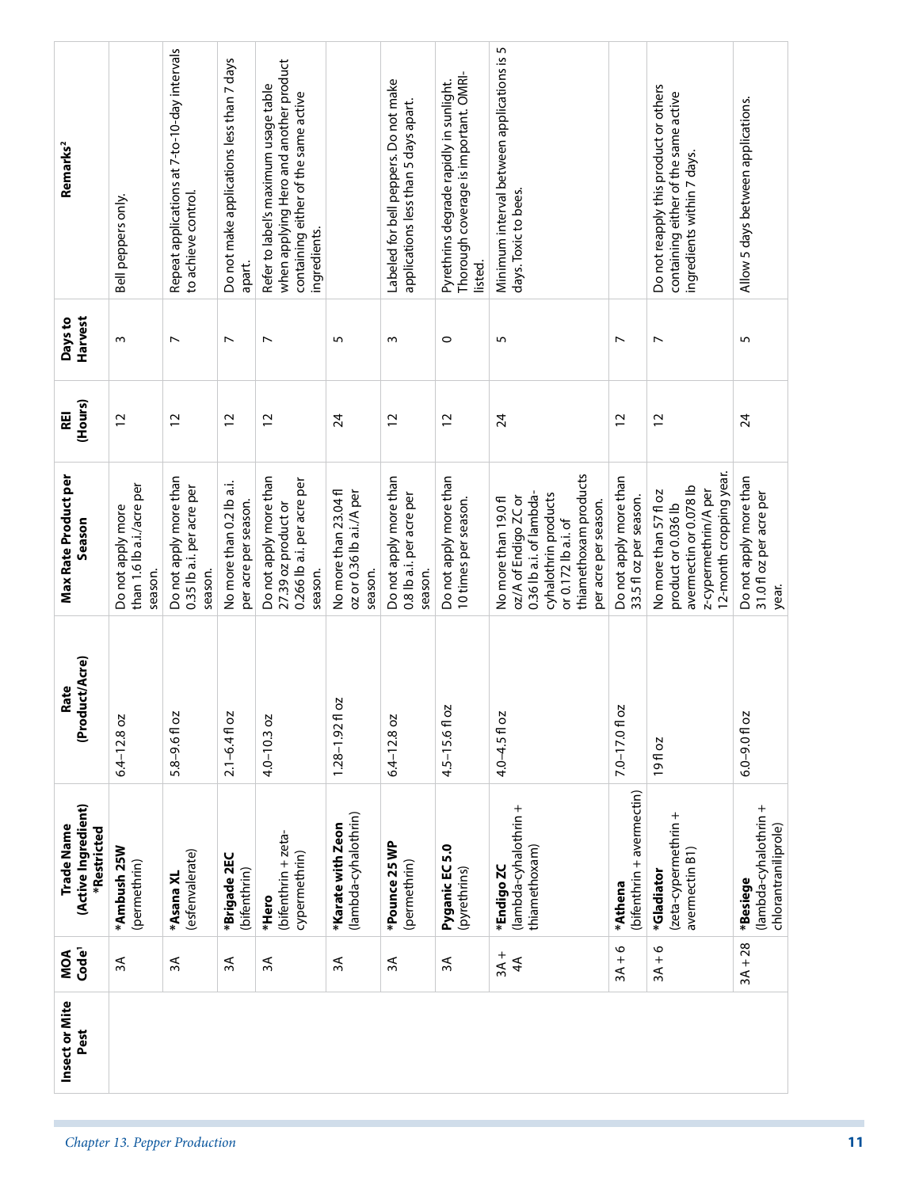| Insect or Mite Pest | MOA Code[1] | Trade Name (Active Ingredient) *Restricted | Rate (Product/Acre) | Max Rate Product per Season | REI (Hours) | Days to Harvest | Remarks[2] |
|---|---|---|---|---|---|---|---|
| | 3A | ***Ambush 25W** (permethrin) | 6.4–12.8 oz | Do not apply more than 1.6 lb a.i./acre per season. | 12 | 3 | Bell peppers only. |
| | 3A | ***Asana XL** (esfenvalerate) | 5.8–9.6 fl oz | Do not apply more than 0.35 lb a.i. per acre per season. | 12 | 7 | Repeat applications at 7-to-10-day intervals to achieve control. |
| | 3A | ***Brigade 2EC** (bifenthrin) | 2.1–6.4 fl oz | No more than 0.2 lb a.i. per acre per season. | 12 | 7 | Do not make applications less than 7 days apart. |
| | 3A | ***Hero** (bifenthrin + zeta-cypermethrin) | 4.0–10.3 oz | Do not apply more than 27.39 oz product or 0.266 lb a.i. per acre per season. | 12 | 7 | Refer to label's maximum usage table when applying Hero and another product containing either of the same active ingredients. |
| | 3A | ***Karate with Zeon** (lambda-cyhalothrin) | 1.28–1.92 fl oz | No more than 23.04 fl oz or 0.36 lb a.i./A per season. | 24 | 5 | |
| | 3A | ***Pounce 25 WP** (permethrin) | 6.4–12.8 oz | Do not apply more than 0.8 lb a.i. per acre per season. | 12 | 3 | Labeled for bell peppers. Do not make applications less than 5 days apart. |
| | 3A | **Pyganic EC 5.0** (pyrethrins) | 4.5–15.6 fl oz | Do not apply more than 10 times per season. | 12 | 0 | Pyrethrins degrade rapidly in sunlight. Thorough coverage is important. OMRI-listed. |
| | 3A + 4A | ***Endigo ZC** (lambda-cyhalothrin + thiamethoxam) | 4.0–4.5 fl oz | No more than 19.0 fl oz/A of Endigo ZC or 0.36 lb a.i. of lambda-cyhalothrin products or 0.172 lb a.i. of thiamethoxam products per acre per season. | 24 | 5 | Minimum interval between applications is 5 days. Toxic to bees. |
| | 3A + 6 | ***Athena** (bifenthrin + avermectin) | 7.0–17.0 fl oz | Do not apply more than 33.5 fl oz per season. | 12 | 7 | |
| | 3A + 6 | ***Gladiator** (zeta-cypermethrin + avermectin B1) | 19 fl oz | No more than 57 fl oz product or 0.036 lb avermectin or 0.078 lb z-cypermethrin/A per 12-month cropping year. | 12 | 7 | Do not reapply this product or others containing either of the same active ingredients within 7 days. |
| | 3A + 28 | ***Besiege** (lambda-cyhalothrin + chlorantraniliprole) | 6.0–9.0 fl oz | Do not apply more than 31.0 fl oz per acre per year. | 24 | 5 | Allow 5 days between applications. |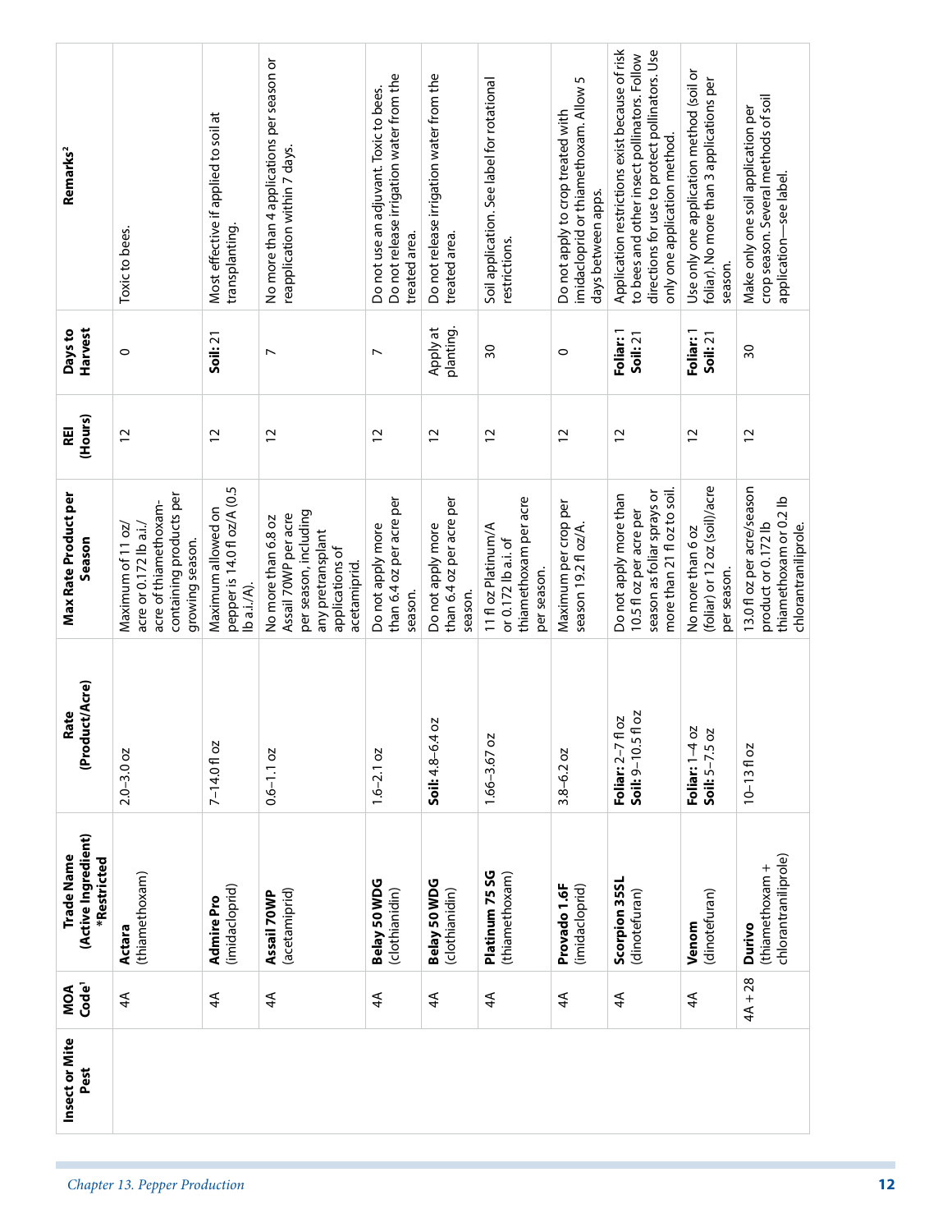| Insect or Mite Pest | MOA Code[1] | Trade Name (Active Ingredient) *Restricted | Rate (Product/Acre) | Max Rate Product per Season | REI (Hours) | Days to Harvest | Remarks[2] |
|---|---|---|---|---|---|---|---|
| | 4A | **Actara** (thiamethoxam) | 2.0–3.0 oz | Maximum of 11 oz/acre or 0.172 lb a.i./acre of thiamethoxam-containing products per growing season. | 12 | 0 | Toxic to bees. |
| | 4A | **Admire Pro** (imidacloprid) | 7–14.0 fl oz | Maximum allowed on pepper is 14.0 fl oz/A (0.5 lb a.i./A). | 12 | **Soil:** 21 | Most effective if applied to soil at transplanting. |
| | 4A | **Assail 70WP** (acetamiprid) | 0.6–1.1 oz | No more than 6.8 oz Assail 70WP per acre per season, including any pretransplant applications of acetamiprid. | 12 | 7 | No more than 4 applications per season or reapplication within 7 days. |
| | 4A | **Belay 50 WDG** (clothianidin) | 1.6–2.1 oz | Do not apply more than 6.4 oz per acre per season. | 12 | 7 | Do not use an adjuvant. Toxic to bees. Do not release irrigation water from the treated area. |
| | 4A | **Belay 50 WDG** (clothianidin) | **Soil:** 4.8–6.4 oz | Do not apply more than 6.4 oz per acre per season. | 12 | Apply at planting. | Do not release irrigation water from the treated area. |
| | 4A | **Platinum 75 SG** (thiamethoxam) | 1.66–3.67 oz | 11 fl oz Platinum/A or 0.172 lb a.i. of thiamethoxam per acre per season. | 12 | 30 | Soil application. See label for rotational restrictions. |
| | 4A | **Provado 1.6F** (imidacloprid) | 3.8–6.2 oz | Maximum per crop per season 19.2 fl oz/A. | 12 | 0 | Do not apply to crop treated with imidacloprid or thiamethoxam. Allow 5 days between apps. |
| | 4A | **Scorpion 35SL** (dinotefuran) | **Foliar:** 2–7 fl oz<br>**Soil:** 9–10.5 fl oz | Do not apply more than 10.5 fl oz per acre per season as foliar sprays or more than 21 fl oz to soil. | 12 | **Foliar:** 1<br>**Soil:** 21 | Application restrictions exist because of risk to bees and other insect pollinators. Follow directions for use to protect pollinators. Use only one application method. |
| | 4A | **Venom** (dinotefuran) | **Foliar:** 1–4 oz<br>**Soil:** 5–7.5 oz | No more than 6 oz (foliar) or 12 oz (soil)/acre per season. | 12 | **Foliar:** 1<br>**Soil:** 21 | Use only one application method (soil or foliar). No more than 3 applications per season. |
| | 4A + 28 | **Durivo** (thiamethoxam + chlorantraniliprole) | 10–13 fl oz | 13.0 fl oz per acre/season product or 0.172 lb thiamethoxam or 0.2 lb chlorantraniliprole. | 12 | 30 | Make only one soil application per crop season. Several methods of soil application—see label. |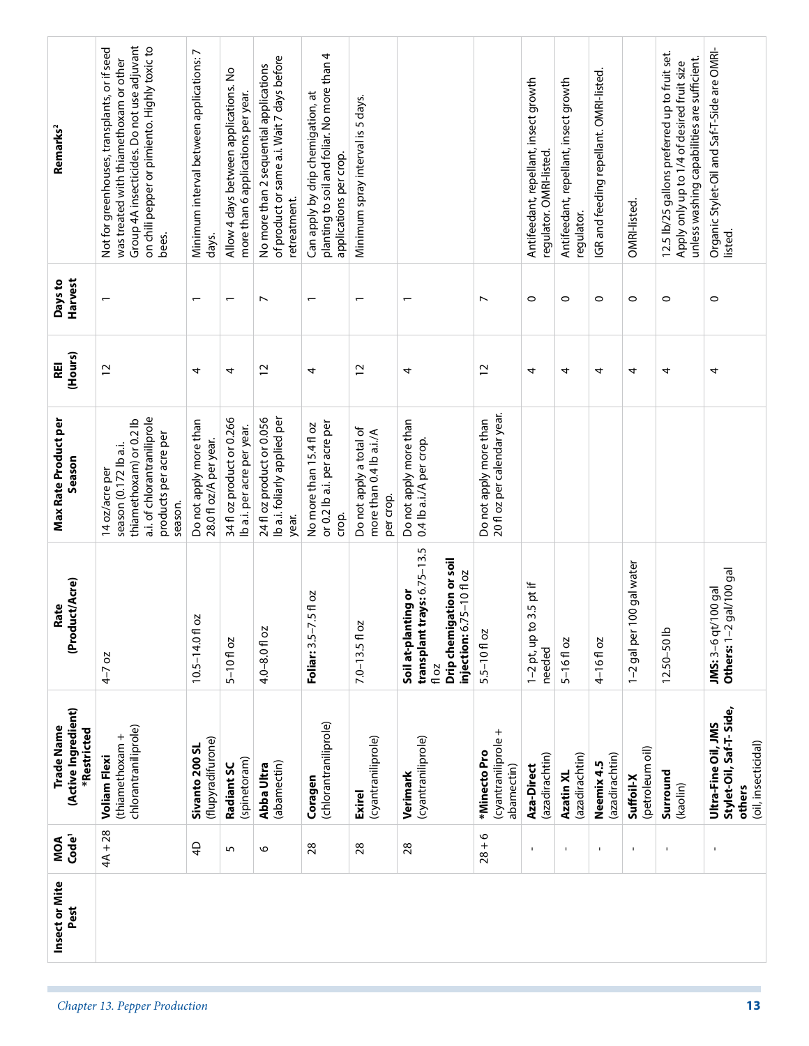| Insect or Mite Pest | MOA Code[1] | Trade Name (Active Ingredient) *Restricted | Rate (Product/Acre) | Max Rate Product per Season | REI (Hours) | Days to Harvest | Remarks[2] |
|---|---|---|---|---|---|---|---|
| | 4A + 28 | **Voliam Flexi** (thiamethoxam + chlorantraniliprole) | 4–7 oz | 14 oz/acre per season (0.172 lb a.i. thiamethoxam) or 0.2 lb a.i. of chlorantraniliprole products per acre per season. | 12 | 1 | Not for greenhouses, transplants, or if seed was treated with thiamethoxam or other Group 4A insecticides. Do not use adjuvant on chili pepper or pimiento. Highly toxic to bees. |
| | 4D | **Sivanto 200 SL** (flupyradifurone) | 10.5–14.0 fl oz | Do not apply more than 28.0 fl oz/A per year. | 4 | 1 | Minimum interval between applications: 7 days. |
| | 5 | **Radiant SC** (spinetoram) | 5–10 fl oz | 34 fl oz product or 0.266 lb a.i. per acre per year. | 4 | 1 | Allow 4 days between applications. No more than 6 applications per year. |
| | 6 | **Abba Ultra** (abamectin) | 4.0–8.0 fl oz | 24 fl oz product or 0.056 lb a.i. foliarly applied per year. | 12 | 7 | No more than 2 sequential applications of product or same a.i. Wait 7 days before retreatment. |
| | 28 | **Coragen** (chlorantraniliprole) | **Foliar:** 3.5–7.5 fl oz | No more than 15.4 fl oz or 0.2 lb a.i. per acre per crop. | 4 | 1 | Can apply by drip chemigation, at planting to soil and foliar. No more than 4 applications per crop. |
| | 28 | **Exirel** (cyantraniliprole) | 7.0–13.5 fl oz | Do not apply a total of more than 0.4 lb a.i./A per crop. | 12 | 1 | Minimum spray interval is 5 days. |
| | 28 | **Verimark** (cyantraniliprole) | **Soil at-planting or transplant trays:** 6.75–13.5 fl oz<br>**Drip chemigation or soil injection:** 6.75–10 fl oz | Do not apply more than 0.4 lb a.i./A per crop. | 4 | 1 | |
| | 28 + 6 | ***Minecto Pro** (cyantraniliprole + abamectin) | 5.5–10 fl oz | Do not apply more than 20 fl oz per calendar year. | 12 | 7 | |
| | - | **Aza-Direct** (azadirachtin) | 1–2 pt, up to 3.5 pt if needed | | 4 | 0 | Antifeedant, repellant, insect growth regulator. OMRI-listed. |
| | - | **Azatin XL** (azadirachtin) | 5–16 fl oz | | 4 | 0 | Antifeedant, repellant, insect growth regulator. |
| | - | **Neemix 4.5** (azadirachtin) | 4–16 fl oz | | 4 | 0 | IGR and feeding repellant. OMRI-listed. |
| | - | **Suffoil-X** (petroleum oil) | 1–2 gal per 100 gal water | | 4 | 0 | OMRI-listed. |
| | - | **Surround** (kaolin) | 12.50–50 lb | | 4 | 0 | 12.5 lb/25 gallons preferred up to fruit set. Apply only up to 1/4 of desired fruit size unless washing capabilities are sufficient. |
| | - | **Ultra-Fine Oil, JMS Stylet-Oil, Saf-T-Side, others** (oil, insecticidal) | **JMS:** 3–6 qt/100 gal<br>**Others:** 1–2 gal/100 gal | | 4 | 0 | Organic Stylet-Oil and Saf-T-Side are OMRI-listed. |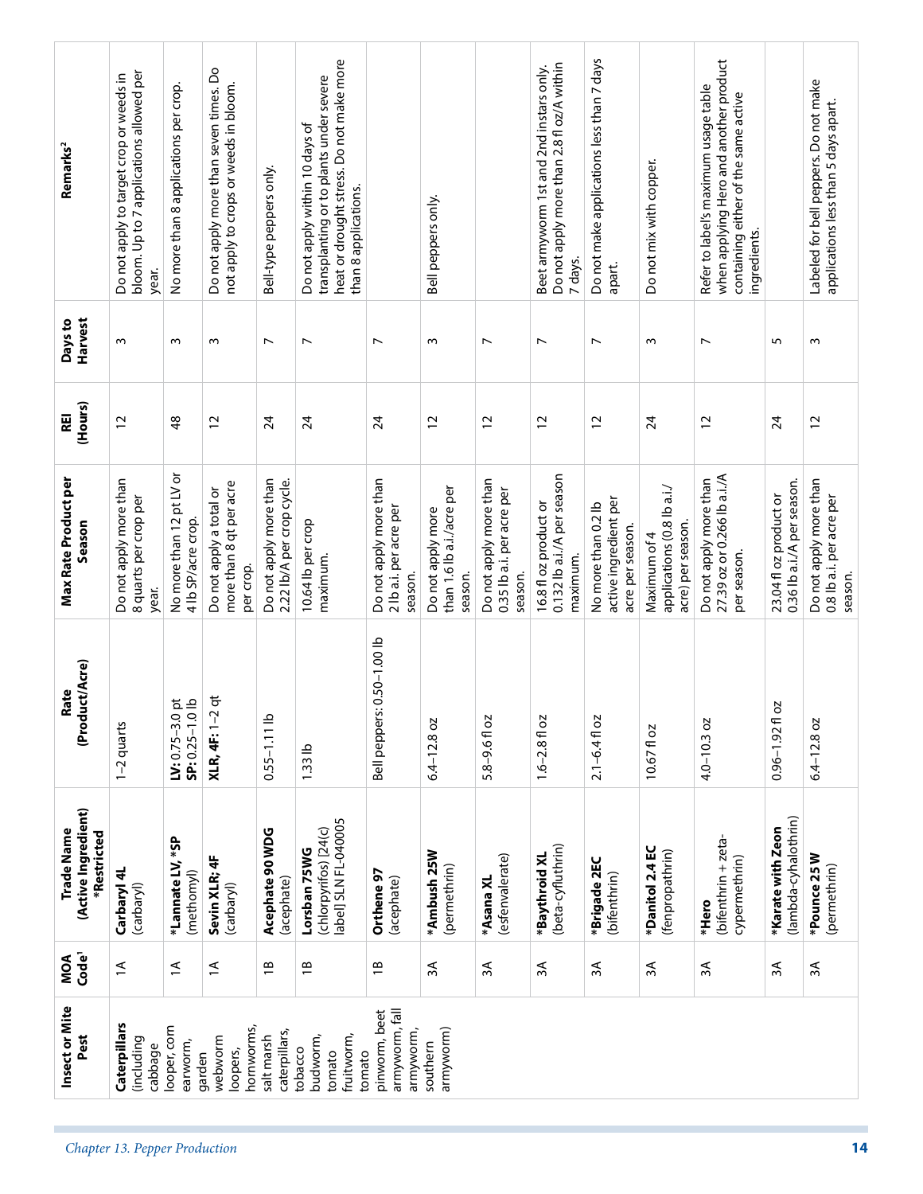| Insect or Mite Pest | MOA Code[1] | Trade Name (Active Ingredient) *Restricted | Rate (Product/Acre) | Max Rate Product per Season | REI (Hours) | Days to Harvest | Remarks[2] |
|---|---|---|---|---|---|---|---|
| **Caterpillars** (including cabbage looper, corn earworm, garden webworm loopers, hornworms, salt marsh caterpillars, tobacco budworm, tomato fruitworm, tomato pinworm, beet armyworm, fall armyworm, southern armyworm) | 1A | **Carbaryl 4L** (carbaryl) | 1–2 quarts | Do not apply more than 8 quarts per crop per year. | 12 | 3 | Do not apply to target crop or weeds in bloom. Up to 7 applications allowed per year. |
| | 1A | ***Lannate LV, *SP** (methomyl) | **LV:** 0.75–3.0 pt **SP:** 0.25–1.0 lb | No more than 12 pt LV or 4 lb SP/acre crop. | 48 | 3 | No more than 8 applications per crop. |
| | 1A | **Sevin XLR; 4F** (carbaryl) | **XLR, 4F:** 1–2 qt | Do not apply a total or more than 8 qt per acre per crop. | 12 | 3 | Do not apply more than seven times. Do not apply to crops or weeds in bloom. |
| | 1B | **Acephate 90 WDG** (acephate) | 0.55–1.11 lb | Do not apply more than 2.22 lb/A per crop cycle. | 24 | 7 | Bell-type peppers only. |
| | 1B | **Lorsban 75WG** (chlorpyrifos) [24(c) label] SLN FL-040005 | 1.33 lb | 10.64 lb per crop maximum. | 24 | 7 | Do not apply within 10 days of transplanting or to plants under severe heat or drought stress. Do not make more than 8 applications. |
| | 1B | **Orthene 97** (acephate) | Bell peppers: 0.50–1.00 lb | Do not apply more than 2 lb a.i. per acre per season. | 24 | 7 | |
| | 3A | ***Ambush 25W** (permethrin) | 6.4–12.8 oz | Do not apply more than 1.6 lb a.i./acre per season. | 12 | 3 | Bell peppers only. |
| | 3A | ***Asana XL** (esfenvalerate) | 5.8–9.6 fl oz | Do not apply more than 0.35 lb a.i. per acre per season. | 12 | 7 | |
| | 3A | ***Baythroid XL** (beta-cyfluthrin) | 1.6–2.8 fl oz | 16.8 fl oz product or 0.132 lb a.i./A per season maximum. | 12 | 7 | Beet armyworm 1st and 2nd instars only. Do not apply more than 2.8 fl oz/A within 7 days. |
| | 3A | ***Brigade 2EC** (bifenthrin) | 2.1–6.4 fl oz | No more than 0.2 lb active ingredient per acre per season. | 12 | 7 | Do not make applications less than 7 days apart. |
| | 3A | ***Danitol 2.4 EC** (fenpropathrin) | 10.67 fl oz | Maximum of 4 applications (0.8 lb a.i./acre) per season. | 24 | 3 | Do not mix with copper. |
| | 3A | ***Hero** (bifenthrin + zeta-cypermethrin) | 4.0–10.3 oz | Do not apply more than 27.39 oz or 0.266 lb a.i./A per season. | 12 | 7 | Refer to label's maximum usage table when applying Hero and another product containing either of the same active ingredients. |
| | 3A | ***Karate with Zeon** (lambda-cyhalothrin) | 0.96–1.92 fl oz | 23.04 fl oz product or 0.36 lb a.i./A per season. | 24 | 5 | |
| | 3A | ***Pounce 25 W** (permethrin) | 6.4–12.8 oz | Do not apply more than 0.8 lb a.i. per acre per season. | 12 | 3 | Labeled for bell peppers. Do not make applications less than 5 days apart. |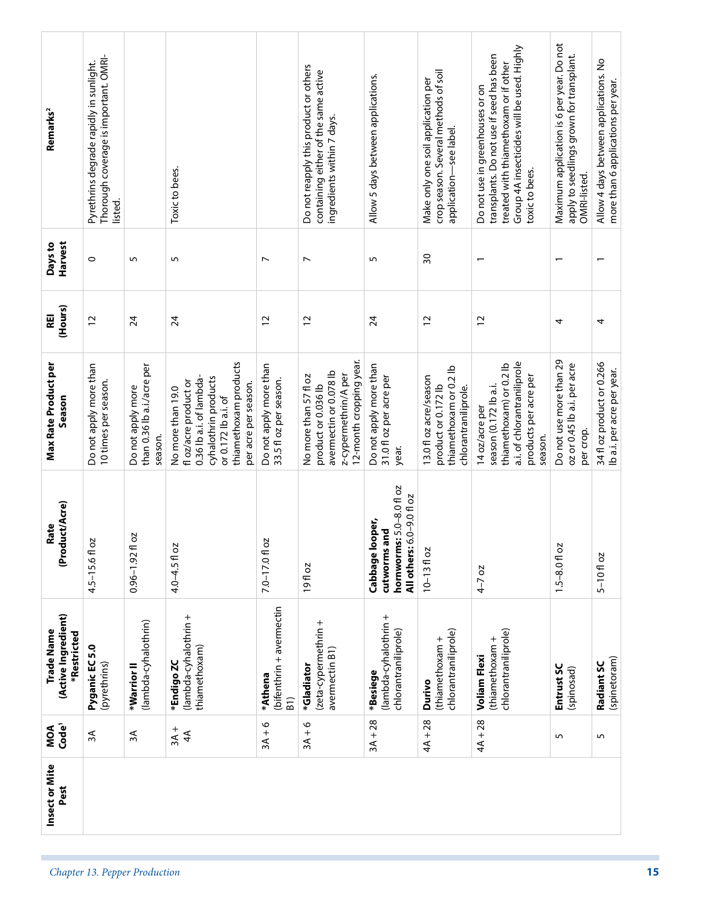| Insect or Mite Pest | MOA Code[1] | Trade Name (Active Ingredient) *Restricted | Rate (Product/Acre) | Max Rate Product per Season | REI (Hours) | Days to Harvest | Remarks[2] |
|---|---|---|---|---|---|---|---|
| | 3A | **Pyganic EC 5.0** (pyrethrins) | 4.5–15.6 fl oz | Do not apply more than 10 times per season. | 12 | 0 | Pyrethrins degrade rapidly in sunlight. Thorough coverage is important. OMRI-listed. |
| | 3A | ***Warrior II** (lambda-cyhalothrin) | 0.96–1.92 fl oz | Do not apply more than 0.36 lb a.i./acre per season. | 24 | 5 | |
| | 3A + 4A | ***Endigo ZC** (lambda-cyhalothrin + thiamethoxam) | 4.0–4.5 fl oz | No more than 19.0 fl oz/acre product or 0.36 lb a.i. of lambda-cyhalothrin products or 0.172 lb a.i. of thiamethoxam products per acre per season. | 24 | 5 | Toxic to bees. |
| | 3A + 6 | ***Athena** (bifenthrin + avermectin B1) | 7.0–17.0 fl oz | Do not apply more than 33.5 fl oz per season. | 12 | 7 | |
| | 3A + 6 | ***Gladiator** (zeta-cypermethrin + avermectin B1) | 19 fl oz | No more than 57 fl oz product or 0.036 lb avermectin or 0.078 lb z-cypermethrin/A per 12-month cropping year. | 12 | 7 | Do not reapply this product or others containing either of the same active ingredients within 7 days. |
| | 3A + 28 | ***Besiege** (lambda-cyhalothrin + chlorantraniliprole) | **Cabbage looper, cutworms and hornworms:** 5.0–8.0 fl oz **All others:** 6.0–9.0 fl oz | Do not apply more than 31.0 fl oz per acre per year. | 24 | 5 | Allow 5 days between applications. |
| | 4A + 28 | **Durivo** (thiamethoxam + chlorantraniliprole) | 10–13 fl oz | 13.0 fl oz acre/season product or 0.172 lb thiamethoxam or 0.2 lb chlorantraniliprole. | 12 | 30 | Make only one soil application per crop season. Several methods of soil application—see label. |
| | 4A + 28 | **Voliam Flexi** (thiamethoxam + chlorantraniliprole) | 4–7 oz | 14 oz/acre per season (0.172 lb a.i. thiamethoxam) or 0.2 lb a.i. of chlorantraniliprole products per acre per season. | 12 | 1 | Do not use in greenhouses or on transplants. Do not use if seed has been treated with thiamethoxam or if other Group 4A insecticides will be used. Highly toxic to bees. |
| | 5 | **Entrust SC** (spinosad) | 1.5–8.0 fl oz | Do not use more than 29 oz or 0.45 lb a.i. per acre per crop. | 4 | 1 | Maximum application is 6 per year. Do not apply to seedlings grown for transplant. OMRI-listed. |
| | 5 | **Radiant SC** (spinetoram) | 5–10 fl oz | 34 fl oz product or 0.266 lb a.i. per acre per year. | 4 | 1 | Allow 4 days between applications. No more than 6 applications per year. |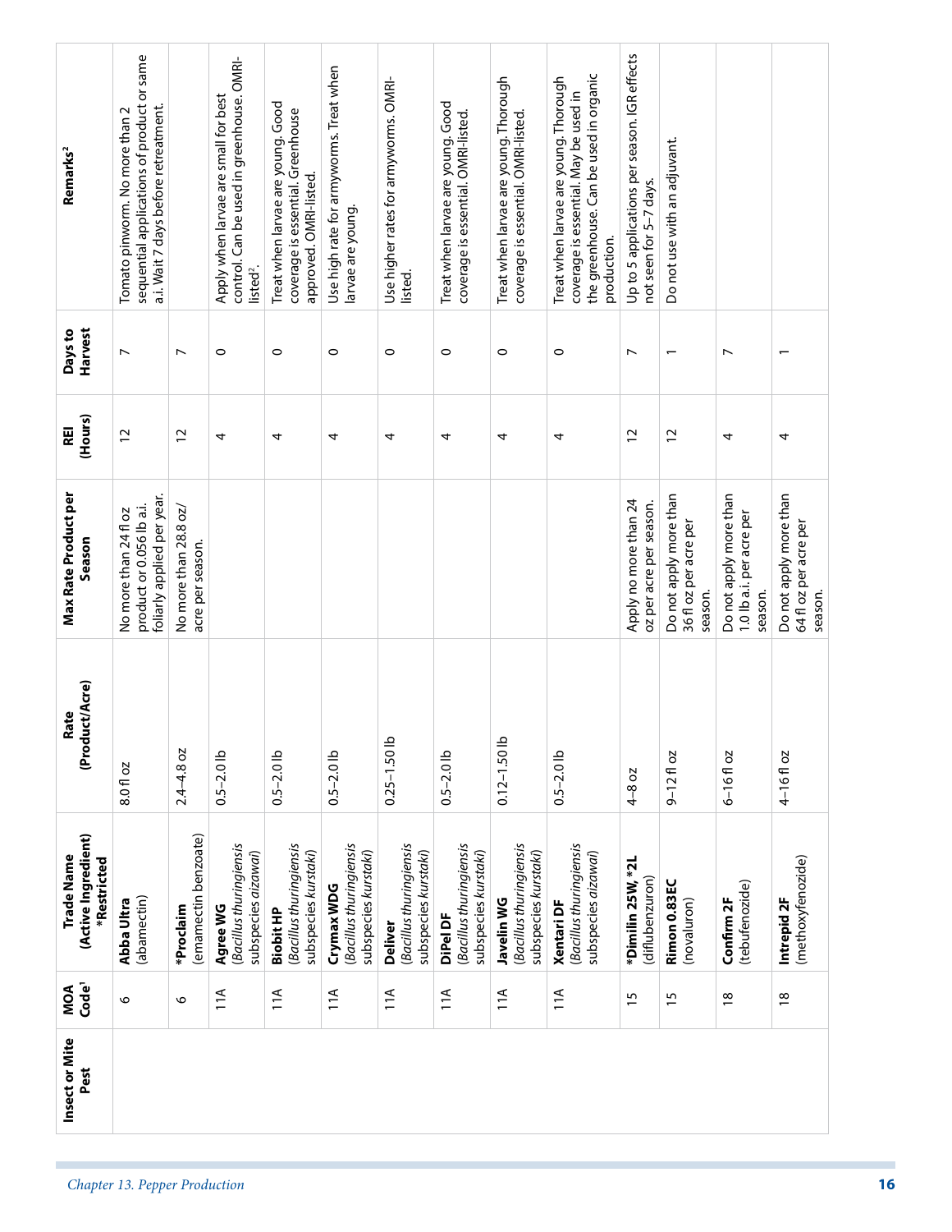| Insect or Mite Pest | MOA Code[1] | Trade Name (Active Ingredient) *Restricted | Rate (Product/Acre) | Max Rate Product per Season | REI (Hours) | Days to Harvest | Remarks[2] |
|---|---|---|---|---|---|---|---|
| | 6 | **Abba Ultra** (abamectin) | 8.0 fl oz | No more than 24 fl oz product or 0.056 lb a.i. foliarly applied per year. | 12 | 7 | Tomato pinworm. No more than 2 sequential applications of product or same a.i. Wait 7 days before retreatment. |
| | 6 | ***Proclaim** (emamectin benzoate) | 2.4–4.8 oz | No more than 28.8 oz/ acre per season. | 12 | 7 | |
| | 11A | **Agree WG** (*Bacillus thuringiensis* subspecies *aizawai*) | 0.5–2.0 lb | | 4 | 0 | Apply when larvae are small for best control. Can be used in greenhouse. OMRI-listed[2]. |
| | 11A | **Biobit HP** (*Bacillus thuringiensis* subspecies *kurstaki*) | 0.5–2.0 lb | | 4 | 0 | Treat when larvae are young. Good coverage is essential. Greenhouse approved. OMRI-listed. |
| | 11A | **Crymax WDG** (*Bacillus thuringiensis* subspecies *kurstaki*) | 0.5–2.0 lb | | 4 | 0 | Use high rate for armyworms. Treat when larvae are young. |
| | 11A | **Deliver** (*Bacillus thuringiensis* subspecies *kurstaki*) | 0.25–1.50 lb | | 4 | 0 | Use higher rates for armyworms. OMRI-listed. |
| | 11A | **DiPel DF** (*Bacillus thuringiensis* subspecies *kurstaki*) | 0.5–2.0 lb | | 4 | 0 | Treat when larvae are young. Good coverage is essential. OMRI-listed. |
| | 11A | **Javelin WG** (*Bacillus thuringiensis* subspecies *kurstaki*) | 0.12–1.50 lb | | 4 | 0 | Treat when larvae are young. Thorough coverage is essential. OMRI-listed. |
| | 11A | **Xentari DF** (*Bacillus thuringiensis* subspecies *aizawai*) | 0.5–2.0 lb | | 4 | 0 | Treat when larvae are young. Thorough coverage is essential. May be used in the greenhouse. Can be used in organic production. |
| | 15 | ***Dimilin 25W, *2L** (diflubenzuron) | 4–8 oz | Apply no more than 24 oz per acre per season. | 12 | 7 | Up to 5 applications per season. IGR effects not seen for 5–7 days. |
| | 15 | **Rimon 0.83EC** (novaluron) | 9–12 fl oz | Do not apply more than 36 fl oz per acre per season. | 12 | 1 | Do not use with an adjuvant. |
| | 18 | **Confirm 2F** (tebufenozide) | 6–16 fl oz | Do not apply more than 1.0 lb a.i. per acre per season. | 4 | 7 | |
| | 18 | **Intrepid 2F** (methoxyfenozide) | 4–16 fl oz | Do not apply more than 64 fl oz per acre per season. | 4 | 1 | |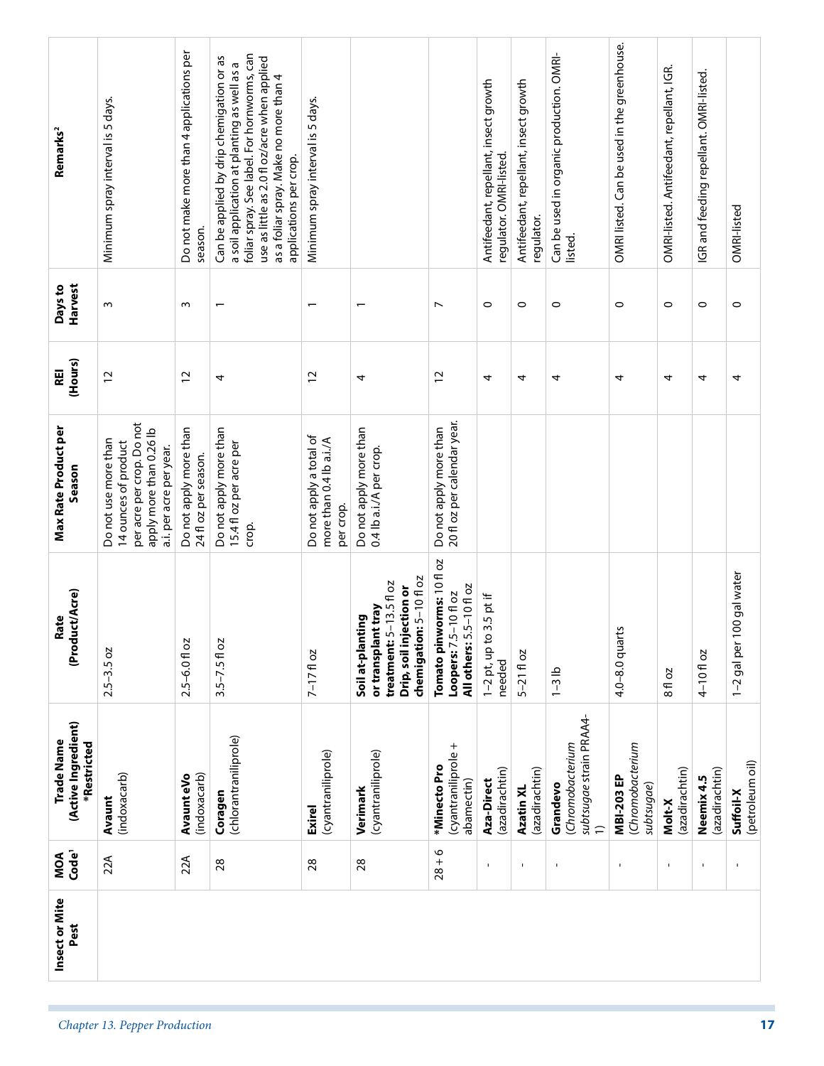| Insect or Mite Pest | MOA Code[1] | Trade Name (Active Ingredient) *Restricted | Rate (Product/Acre) | Max Rate Product per Season | REI (Hours) | Days to Harvest | Remarks[2] |
|---|---|---|---|---|---|---|---|
| | 22A | **Avaunt** (indoxacarb) | 2.5–3.5 oz | Do not use more than 14 ounces of product per acre per crop. Do not apply more than 0.26 lb a.i. per acre per year. | 12 | 3 | Minimum spray interval is 5 days. |
| | 22A | **Avaunt eVo** (indoxacarb) | 2.5–6.0 fl oz | Do not apply more than 24 fl oz per season. | 12 | 3 | Do not make more than 4 applications per season. |
| | 28 | **Coragen** (chlorantraniliprole) | 3.5–7.5 fl oz | Do not apply more than 15.4 fl oz per acre per crop. | 4 | 1 | Can be applied by drip chemigation or as a soil application at planting as well as a foliar spray. See label. For hornworms, can use as little as 2.0 fl oz/acre when applied as a foliar spray. Make no more than 4 applications per crop. |
| | 28 | **Exirel** (cyantraniliprole) | 7–17 fl oz | Do not apply a total of more than 0.4 lb a.i./A per crop. | 12 | 1 | Minimum spray interval is 5 days. |
| | 28 | **Verimark** (cyantraniliprole) | **Soil at-planting or transplant tray treatment:** 5–13.5 fl oz **Drip, soil injection or chemigation:** 5–10 fl oz | Do not apply more than 0.4 lb a.i./A per crop. | 4 | 1 | |
| | 28 + 6 | ***Minecto Pro** (cyantraniliprole + abamectin) | **Tomato pinworms:** 10 fl oz **Loopers:** 7.5–10 fl oz **All others:** 5.5–10 fl oz | Do not apply more than 20 fl oz per calendar year. | 12 | 7 | |
| | - | **Aza-Direct** (azadirachtin) | 1–2 pt, up to 3.5 pt if needed | | 4 | 0 | Antifeedant, repellant, insect growth regulator. OMRI-listed. |
| | - | **Azatin XL** (azadirachtin) | 5–21 fl oz | | 4 | 0 | Antifeedant, repellant, insect growth regulator. |
| | - | **Grandevo** (*Chromobacterium subtsugae* strain PRAA4-1) | 1–3 lb | | 4 | 0 | Can be used in organic production. OMRI-listed. |
| | - | **MBI-203 EP** (*Chromobacterium subtsugae*) | 4.0–8.0 quarts | | 4 | 0 | OMRI listed. Can be used in the greenhouse. |
| | - | **Molt-X** (azadirachtin) | 8 fl oz | | 4 | 0 | OMRI-listed. Antifeedant, repellant, IGR. |
| | - | **Neemix 4.5** (azadirachtin) | 4–10 fl oz | | 4 | 0 | IGR and feeding repellant. OMRI-listed. |
| | - | **Suffoil-X** (petroleum oil) | 1–2 gal per 100 gal water | | 4 | 0 | OMRI-listed |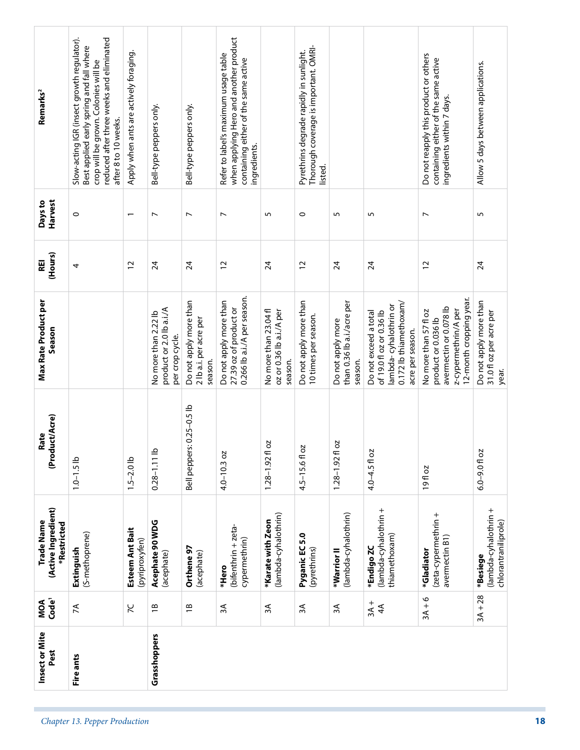| Insect or Mite Pest | MOA Code[1] | Trade Name (Active Ingredient) *Restricted | Rate (Product/Acre) | Max Rate Product per Season | REI (Hours) | Days to Harvest | Remarks[2] |
|---|---|---|---|---|---|---|---|
| **Fire ants** | 7A | **Extinguish** (S-methoprene) | 1.0–1.5 lb | | 4 | 0 | Slow-acting IGR (insect growth regulator). Best applied early spring and fall where crop will be grown. Colonies will be reduced after three weeks and eliminated after 8 to 10 weeks. |
| | 7C | **Esteem Ant Bait** (pyriproxyfen) | 1.5–2.0 lb | | 12 | 1 | Apply when ants are actively foraging. |
| **Grasshoppers** | 1B | **Acephate 90 WDG** (acephate) | 0.28–1.11 lb | No more than 2.22 lb product or 2.0 lb a.i./A per crop cycle. | 24 | 7 | Bell-type peppers only. |
| | 1B | **Orthene 97** (acephate) | Bell peppers: 0.25–0.5 lb | Do not apply more than 2 lb a.i. per acre per season. | 24 | 7 | Bell-type peppers only. |
| | 3A | ***Hero** (bifenthrin + zeta-cypermethrin) | 4.0–10.3 oz | Do not apply more than 27.39 oz of product or 0.266 lb a.i./A per season. | 12 | 7 | Refer to label's maximum usage table when applying Hero and another product containing either of the same active ingredients. |
| | 3A | ***Karate with Zeon** (lambda-cyhalothrin) | 1.28–1.92 fl oz | No more than 23.04 fl oz or 0.36 lb a.i./A per season. | 24 | 5 | |
| | 3A | **Pyganic EC 5.0** (pyrethrins) | 4.5–15.6 fl oz | Do not apply more than 10 times per season. | 12 | 0 | Pyrethrins degrade rapidly in sunlight. Thorough coverage is important. OMRI-listed. |
| | 3A | ***Warrior II** (lambda-cyhalothrin) | 1.28–1.92 fl oz | Do not apply more than 0.36 lb a.i./acre per season. | 24 | 5 | |
| | 3A + 4A | ***Endigo ZC** (lambda-cyhalothrin + thiamethoxam) | 4.0–4.5 fl oz | Do not exceed a total of 19.0 fl oz or 0.36 lb lambda- cyhalothrin or 0.172 lb thiamethoxam/acre per season. | 24 | 5 | |
| | 3A + 6 | ***Gladiator** (zeta-cypermethrin + avermectin B1) | 19 fl oz | No more than 57 fl oz product or 0.036 lb avermectin or 0.078 lb z-cypermethrin/A per 12-month cropping year. | 12 | 7 | Do not reapply this product or others containing either of the same active ingredients within 7 days. |
| | 3A + 28 | ***Besiege** (lambda-cyhalothrin + chlorantraniliprole) | 6.0–9.0 fl oz | Do not apply more than 31.0 fl oz per acre per year. | 24 | 5 | Allow 5 days between applications. |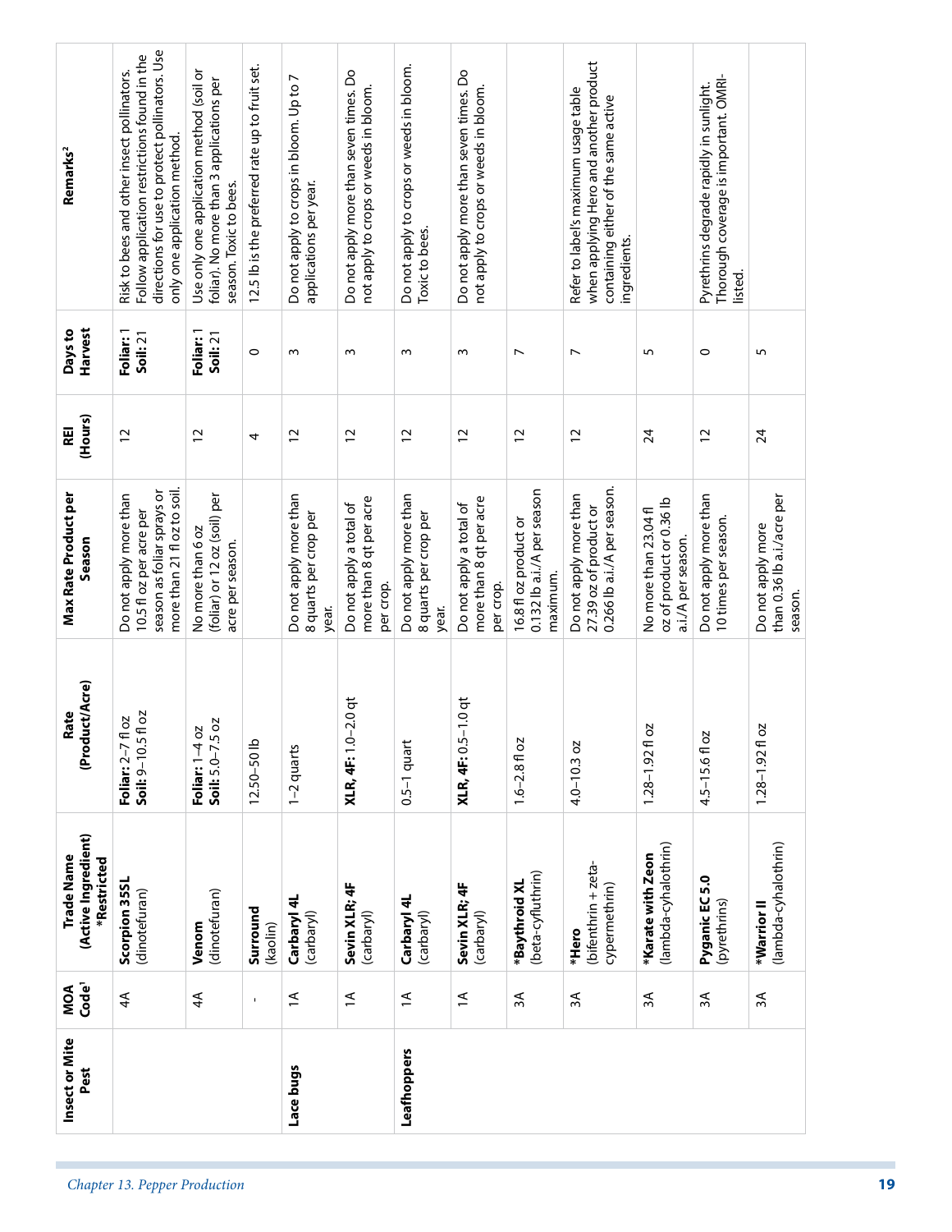| Insect or Mite Pest | MOA Code[1] | Trade Name (Active Ingredient) *Restricted | Rate (Product/Acre) | Max Rate Product per Season | REI (Hours) | Days to Harvest | Remarks[2] |
|---|---|---|---|---|---|---|---|
| | 4A | **Scorpion 35SL** (dinotefuran) | **Foliar:** 2–7 fl oz **Soil:** 9–10.5 fl oz | Do not apply more than 10.5 fl oz per acre per season as foliar sprays or more than 21 fl oz to soil. | 12 | **Foliar:** 1 **Soil:** 21 | Risk to bees and other insect pollinators. Follow application restrictions found in the directions for use to protect pollinators. Use only one application method. |
| | 4A | **Venom** (dinotefuran) | **Foliar:** 1–4 oz **Soil:** 5.0–7.5 oz | No more than 6 oz (foliar) or 12 oz (soil) per acre per season. | 12 | **Foliar:** 1 **Soil:** 21 | Use only one application method (soil or foliar). No more than 3 applications per season. Toxic to bees. |
| | - | **Surround** (kaolin) | 12.50–50 lb | | 4 | 0 | 12.5 lb is the preferred rate up to fruit set. |
| **Lace bugs** | 1A | **Carbaryl 4L** (carbaryl) | 1–2 quarts | Do not apply more than 8 quarts per crop per year. | 12 | 3 | Do not apply to crops in bloom. Up to 7 applications per year. |
| | 1A | **Sevin XLR; 4F** (carbaryl) | **XLR, 4F:** 1.0–2.0 qt | Do not apply a total of more than 8 qt per acre per crop. | 12 | 3 | Do not apply more than seven times. Do not apply to crops or weeds in bloom. |
| **Leafhoppers** | 1A | **Carbaryl 4L** (carbaryl) | 0.5–1 quart | Do not apply more than 8 quarts per crop per year. | 12 | 3 | Do not apply to crops or weeds in bloom. Toxic to bees. |
| | 1A | **Sevin XLR; 4F** (carbaryl) | **XLR, 4F:** 0.5–1.0 qt | Do not apply a total of more than 8 qt per acre per crop. | 12 | 3 | Do not apply more than seven times. Do not apply to crops or weeds in bloom. |
| | 3A | ***Baythroid XL** (beta-cyfluthrin) | 1.6–2.8 fl oz | 16.8 fl oz product or 0.132 lb a.i./A per season maximum. | 12 | 7 | |
| | 3A | ***Hero** (bifenthrin + zeta-cypermethrin) | 4.0–10.3 oz | Do not apply more than 27.39 oz of product or 0.266 lb a.i./A per season. | 12 | 7 | Refer to label's maximum usage table when applying Hero and another product containing either of the same active ingredients. |
| | 3A | ***Karate with Zeon** (lambda-cyhalothrin) | 1.28–1.92 fl oz | No more than 23.04 fl oz of product or 0.36 lb a.i./A per season. | 24 | 5 | |
| | 3A | **Pyganic EC 5.0** (pyrethrins) | 4.5–15.6 fl oz | Do not apply more than 10 times per season. | 12 | 0 | Pyrethrins degrade rapidly in sunlight. Thorough coverage is important. OMRI-listed. |
| | 3A | ***Warrior II** (lambda-cyhalothrin) | 1.28–1.92 fl oz | Do not apply more than 0.36 lb a.i./acre per season. | 24 | 5 | |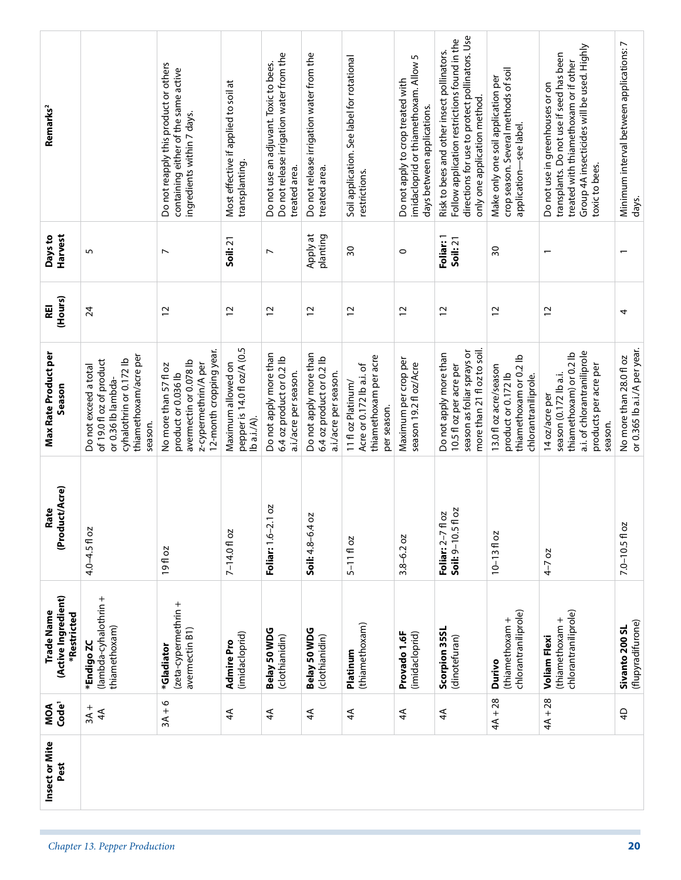| Insect or Mite Pest | MOA Code[1] | Trade Name (Active Ingredient) *Restricted | Rate (Product/Acre) | Max Rate Product per Season | REI (Hours) | Days to Harvest | Remarks[2] |
|---|---|---|---|---|---|---|---|
| | 3A + 4A | ***Endigo ZC** (lambda-cyhalothrin + thiamethoxam) | 4.0–4.5 fl oz | Do not exceed a total of 19.0 fl oz of product or 0.36 lb lambda-cyhalothrin or 0.172 lb thiamethoxam/acre per season. | 24 | 5 | |
| | 3A + 6 | ***Gladiator** (zeta-cypermethrin + avermectin B1) | 19 fl oz | No more than 57 fl oz product or 0.036 lb avermectin or 0.078 lb z-cypermethrin/A per 12-month cropping year. | 12 | 7 | Do not reapply this product or others containing either of the same active ingredients within 7 days. |
| | 4A | **Admire Pro** (imidacloprid) | 7–14.0 fl oz | Maximum allowed on pepper is 14.0 fl oz/A (0.5 lb a.i./A). | 12 | **Soil:** 21 | Most effective if applied to soil at transplanting. |
| | 4A | **Belay 50 WDG** (clothianidin) | **Foliar:** 1.6–2.1 oz | Do not apply more than 6.4 oz product or 0.2 lb a.i./acre per season. | 12 | 7 | Do not use an adjuvant. Toxic to bees. Do not release irrigation water from the treated area. |
| | 4A | **Belay 50 WDG** (clothianidin) | **Soil:** 4.8–6.4 oz | Do not apply more than 6.4 oz product or 0.2 lb a.i./acre per season. | 12 | Apply at planting | Do not release irrigation water from the treated area. |
| | 4A | **Platinum** (thiamethoxam) | 5–11 fl oz | 11 fl oz Platinum/Acre or 0.172 lb a.i. of thiamethoxam per acre per season. | 12 | 30 | Soil application. See label for rotational restrictions. |
| | 4A | **Provado 1.6F** (imidacloprid) | 3.8–6.2 oz | Maximum per crop per season 19.2 fl oz/Acre | 12 | 0 | Do not apply to crop treated with imidacloprid or thiamethoxam. Allow 5 days between applications. |
| | 4A | **Scorpion 35SL** (dinotefuran) | **Foliar:** 2–7 fl oz<br>**Soil:** 9–10.5 fl oz | Do not apply more than 10.5 fl oz per acre per season as foliar sprays or more than 21 fl oz to soil. | 12 | **Foliar:** 1<br>**Soil:** 21 | Risk to bees and other insect pollinators. Follow application restrictions found in the directions for use to protect pollinators. Use only one application method. |
| | 4A + 28 | **Durivo** (thiamethoxam + chlorantraniliprole) | 10–13 fl oz | 13.0 fl oz acre/season product or 0.172 lb thiamethoxam or 0.2 lb chlorantraniliprole. | 12 | 30 | Make only one soil application per crop season. Several methods of soil application—see label. |
| | 4A + 28 | **Voliam Flexi** (thiamethoxam + chlorantraniliprole) | 4–7 oz | 14 oz/acre per season (0.172 lb a.i. thiamethoxam) or 0.2 lb a.i. of chlorantraniliprole products per acre per season. | 12 | 1 | Do not use in greenhouses or on transplants. Do not use if seed has been treated with thiamethoxam or if other Group 4A insecticides will be used. Highly toxic to bees. |
| | 4D | **Sivanto 200 SL** (flupyradifurone) | 7.0–10.5 fl oz | No more than 28.0 fl oz or 0.365 lb a.i./A per year. | 4 | 1 | Minimum interval between applications: 7 days. |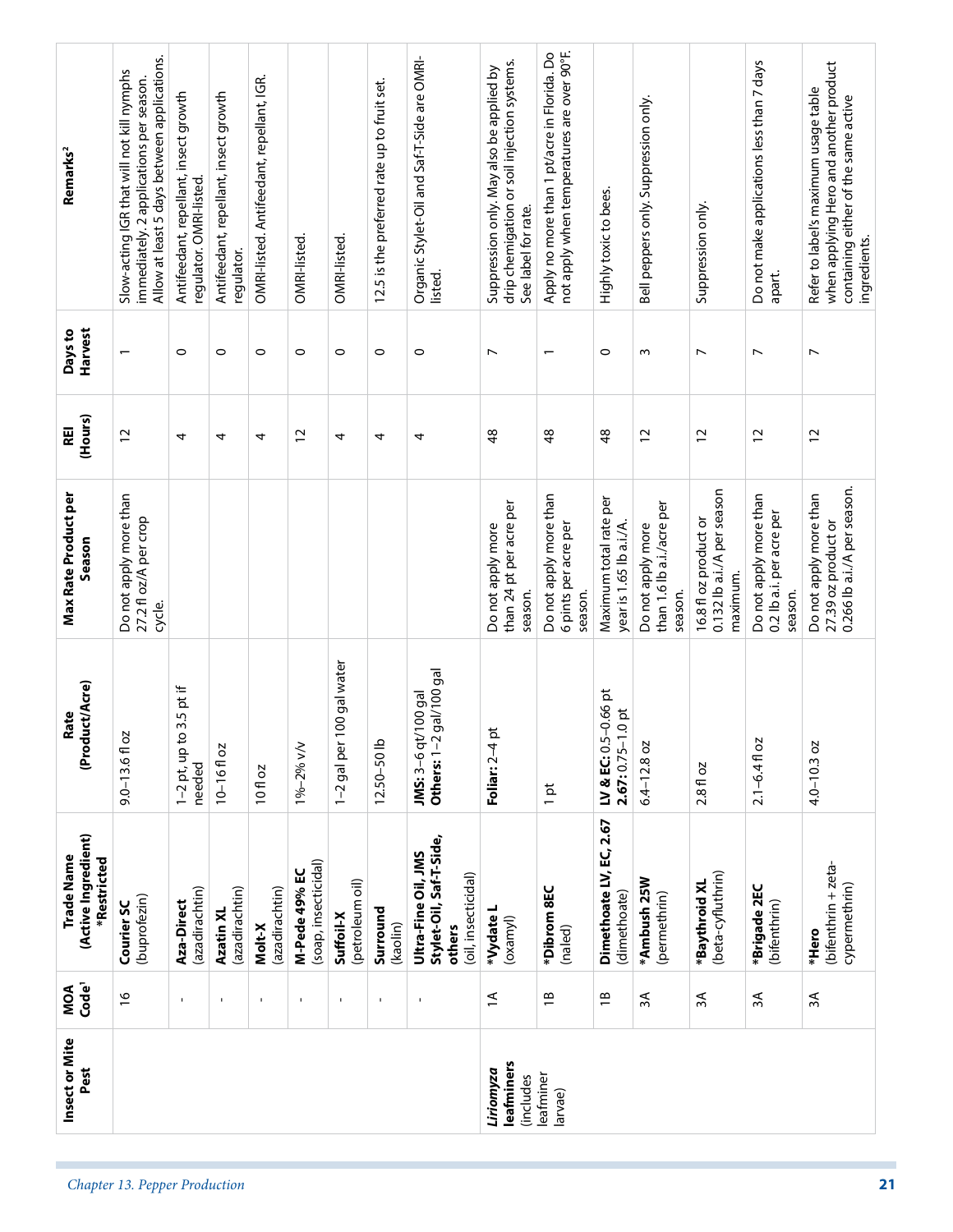| Insect or Mite Pest | MOA Code[1] | Trade Name (Active Ingredient) *Restricted | Rate (Product/Acre) | Max Rate Product per Season | REI (Hours) | Days to Harvest | Remarks[2] |
|---|---|---|---|---|---|---|---|
| | 16 | **Courier SC** (buprofezin) | 9.0–13.6 fl oz | Do not apply more than 27.2 fl oz/A per crop cycle. | 12 | 1 | Slow-acting IGR that will not kill nymphs immediately. 2 applications per season. Allow at least 5 days between applications. |
| | - | **Aza-Direct** (azadirachtin) | 1–2 pt, up to 3.5 pt if needed | | 4 | 0 | Antifeedant, repellant, insect growth regulator. OMRI-listed. |
| | - | **Azatin XL** (azadirachtin) | 10–16 fl oz | | 4 | 0 | Antifeedant, repellant, insect growth regulator. |
| | - | **Molt-X** (azadirachtin) | 10 fl oz | | 4 | 0 | OMRI-listed. Antifeedant, repellant, IGR. |
| | - | **M-Pede 49% EC** (soap, insecticidal) | 1%–2% v/v | | 12 | 0 | OMRI-listed. |
| | - | **Suffoil-X** (petroleum oil) | 1–2 gal per 100 gal water | | 4 | 0 | OMRI-listed. |
| | - | **Surround** (kaolin) | 12.50–50 lb | | 4 | 0 | 12.5 is the preferred rate up to fruit set. |
| | - | **Ultra-Fine Oil, JMS Stylet-Oil, Saf-T-Side, others** (oil, insecticidal) | **JMS:** 3–6 qt/100 gal **Others:** 1–2 gal/100 gal | | 4 | 0 | Organic Stylet-Oil and Saf-T-Side are OMRI-listed. |
| ***Liriomyza* leafminers** (includes leafminer larvae) | 1A | ***Vydate L** (oxamyl) | **Foliar:** 2–4 pt | Do not apply more than 24 pt per acre per season. | 48 | 7 | Suppression only. May also be applied by drip chemigation or soil injection systems. See label for rate. |
| | 1B | ***Dibrom 8EC** (naled) | 1 pt | Do not apply more than 6 pints per acre per season. | 48 | 1 | Apply no more than 1 pt/acre in Florida. Do not apply when temperatures are over 90°F. |
| | 1B | **Dimethoate LV, EC, 2.67** (dimethoate) | **LV & EC:** 0.5–0.66 pt **2.67:** 0.75–1.0 pt | Maximum total rate per year is 1.65 lb a.i./A. | 48 | 0 | Highly toxic to bees. |
| | 3A | ***Ambush 25W** (permethrin) | 6.4–12.8 oz | Do not apply more than 1.6 lb a.i./acre per season. | 12 | 3 | Bell peppers only. Suppression only. |
| | 3A | ***Baythroid XL** (beta-cyfluthrin) | 2.8 fl oz | 16.8 fl oz product or 0.132 lb a.i./A per season maximum. | 12 | 7 | Suppression only. |
| | 3A | ***Brigade 2EC** (bifenthrin) | 2.1–6.4 fl oz | Do not apply more than 0.2 lb a.i. per acre per season. | 12 | 7 | Do not make applications less than 7 days apart. |
| | 3A | ***Hero** (bifenthrin + zeta-cypermethrin) | 4.0–10.3 oz | Do not apply more than 27.39 oz product or 0.266 lb a.i./A per season. | 12 | 7 | Refer to label's maximum usage table when applying Hero and another product containing either of the same active ingredients. |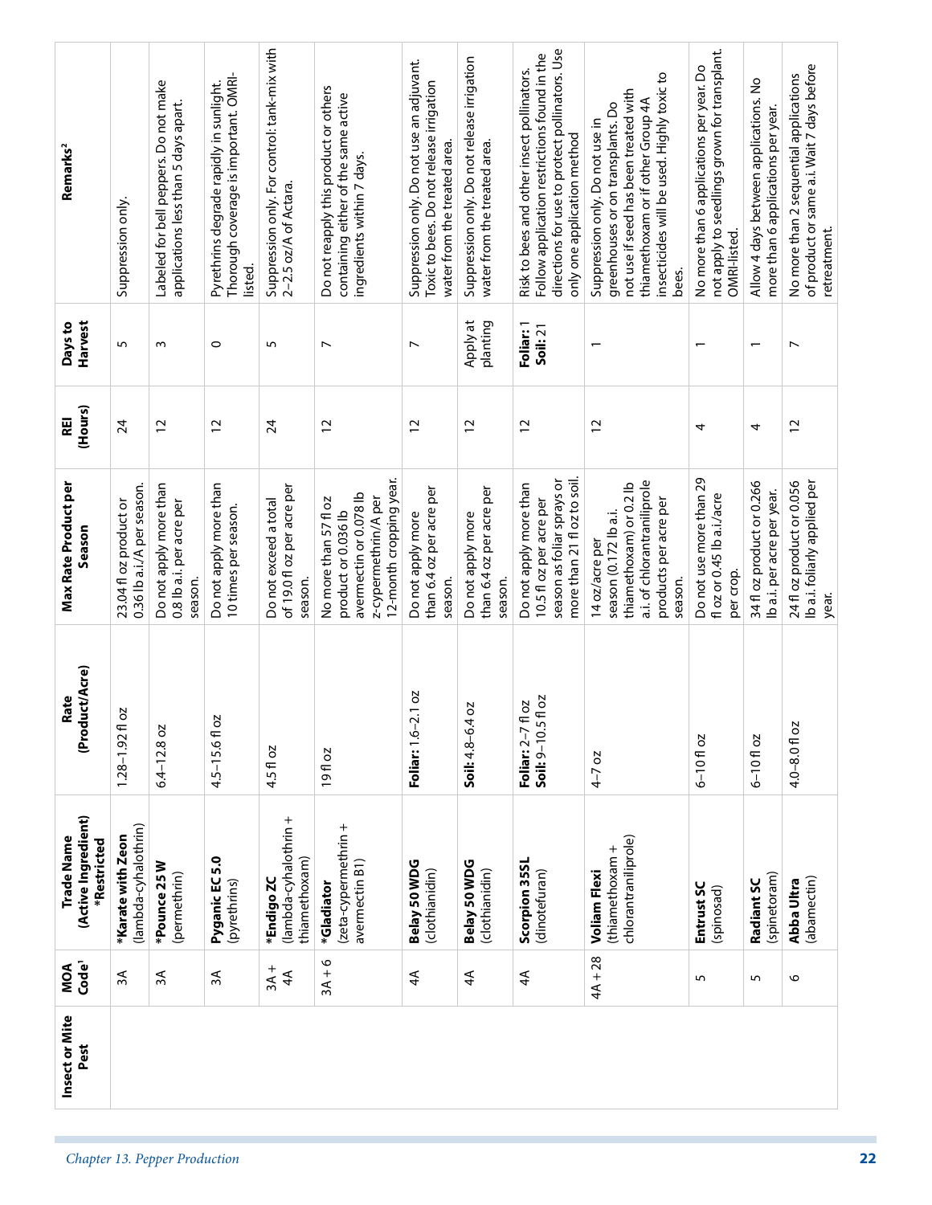| Insect or Mite Pest | MOA Code[1] | Trade Name (Active Ingredient) *Restricted | Rate (Product/Acre) | Max Rate Product per Season | REI (Hours) | Days to Harvest | Remarks[2] |
|---|---|---|---|---|---|---|---|
| | 3A | ***Karate with Zeon** (lambda-cyhalothrin) | 1.28–1.92 fl oz | 23.04 fl oz product or 0.36 lb a.i./A per season. | 24 | 5 | Suppression only. |
| | 3A | ***Pounce 25 W** (permethrin) | 6.4–12.8 oz | Do not apply more than 0.8 lb a.i. per acre per season. | 12 | 3 | Labeled for bell peppers. Do not make applications less than 5 days apart. |
| | 3A | **Pyganic EC 5.0** (pyrethrins) | 4.5–15.6 fl oz | Do not apply more than 10 times per season. | 12 | 0 | Pyrethrins degrade rapidly in sunlight. Thorough coverage is important. OMRI-listed. |
| | 3A + 4A | ***Endigo ZC** (lambda-cyhalothrin + thiamethoxam) | 4.5 fl oz | Do not exceed a total of 19.0 fl oz per acre per season. | 24 | 5 | Suppression only. For control: tank-mix with 2–2.5 oz/A of Actara. |
| | 3A + 6 | ***Gladiator** (zeta-cypermethrin + avermectin B1) | 19 fl oz | No more than 57 fl oz product or 0.036 lb avermectin or 0.078 lb z-cypermethrin/A per 12-month cropping year. | 12 | 7 | Do not reapply this product or others containing either of the same active ingredients within 7 days. |
| | 4A | **Belay 50 WDG** (clothianidin) | **Foliar:** 1.6–2.1 oz | Do not apply more than 6.4 oz per acre per season. | 12 | 7 | Suppression only. Do not use an adjuvant. Toxic to bees. Do not release irrigation water from the treated area. |
| | 4A | **Belay 50 WDG** (clothianidin) | **Soil:** 4.8–6.4 oz | Do not apply more than 6.4 oz per acre per season. | 12 | Apply at planting | Suppression only. Do not release irrigation water from the treated area. |
| | 4A | **Scorpion 35SL** (dinotefuran) | **Foliar:** 2–7 fl oz<br>**Soil:** 9–10.5 fl oz | Do not apply more than 10.5 fl oz per acre per season as foliar sprays or more than 21 fl oz to soil. | 12 | **Foliar:** 1<br>**Soil:** 21 | Risk to bees and other insect pollinators. Follow application restrictions found in the directions for use to protect pollinators. Use only one application method |
| | 4A + 28 | **Voliam Flexi** (thiamethoxam + chlorantraniliprole) | 4–7 oz | 14 oz/acre per season (0.172 lb a.i. thiamethoxam) or 0.2 lb a.i. of chlorantraniliprole products per acre per season. | 12 | 1 | Suppression only. Do not use in greenhouses or on transplants. Do not use if seed has been treated with thiamethoxam or if other Group 4A insecticides will be used. Highly toxic to bees. |
| | 5 | **Entrust SC** (spinosad) | 6–10 fl oz | Do not use more than 29 fl oz or 0.45 lb a.i./acre per crop. | 4 | 1 | No more than 6 applications per year. Do not apply to seedlings grown for transplant. OMRI-listed. |
| | 5 | **Radiant SC** (spinetoram) | 6–10 fl oz | 34 fl oz product or 0.266 lb a.i. per acre per year. | 4 | 1 | Allow 4 days between applications. No more than 6 applications per year. |
| | 6 | **Abba Ultra** (abamectin) | 4.0–8.0 fl oz | 24 fl oz product or 0.056 lb a.i. foliarly applied per year. | 12 | 7 | No more than 2 sequential applications of product or same a.i. Wait 7 days before retreatment. |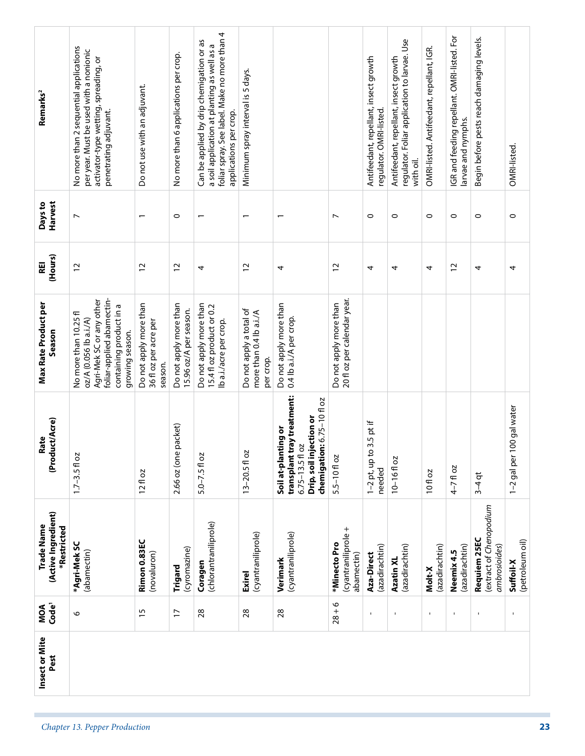| Insect or Mite Pest | MOA Code[1] | Trade Name (Active Ingredient) *Restricted | Rate (Product/Acre) | Max Rate Product per Season | REI (Hours) | Days to Harvest | Remarks[2] |
|---|---|---|---|---|---|---|---|
| | 6 | ***Agri-Mek SC** (abamectin) | 1.7–3.5 fl oz | No more than 10.25 fl oz/A (0.056 lb a.i./A) Agri-Mek SC or any other foliar-applied abamectin-containing product in a growing season. | 12 | 7 | No more than 2 sequential applications per year. Must be used with a nonionic activator-type wetting, spreading, or penetrating adjuvant. |
| | 15 | **Rimon 0.83EC** (novaluron) | 12 fl oz | Do not apply more than 36 fl oz per acre per season. | 12 | 1 | Do not use with an adjuvant. |
| | 17 | **Trigard** (cyromazine) | 2.66 oz (one packet) | Do not apply more than 15.96 oz/A per season. | 12 | 0 | No more than 6 applications per crop. |
| | 28 | **Coragen** (chlorantraniliprole) | 5.0–7.5 fl oz | Do not apply more than 15.4 fl oz product or 0.2 lb a.i./acre per crop. | 4 | 1 | Can be applied by drip chemigation or as a soil application at planting as well as a foliar spray. See label. Make no more than 4 applications per crop. |
| | 28 | **Exirel** (cyantraniliprole) | 13–20.5 fl oz | Do not apply a total of more than 0.4 lb a.i./A per crop. | 12 | 1 | Minimum spray interval is 5 days. |
| | 28 | **Verimark** (cyantraniliprole) | **Soil at-planting or transplant tray treatment:** 6.75–13.5 fl oz **Drip, soil injection or chemigation:** 6.75–10 fl oz | Do not apply more than 0.4 lb a.i./A per crop. | 4 | 1 | |
| | 28 + 6 | ***Minecto Pro** (cyantraniliprole + abamectin) | 5.5–10 fl oz | Do not apply more than 20 fl oz per calendar year. | 12 | 7 | |
| | - | **Aza-Direct** (azadirachtin) | 1–2 pt, up to 3.5 pt if needed | | 4 | 0 | Antifeedant, repellant, insect growth regulator. OMRI-listed. |
| | - | **Azatin XL** (azadirachtin) | 10–16 fl oz | | 4 | 0 | Antifeedant, repellant, insect growth regulator. Foliar application to larvae. Use with oil. |
| | - | **Molt-X** (azadirachtin) | 10 fl oz | | 4 | 0 | OMRI-listed. Antifeedant, repellant, IGR. |
| | - | **Neemix 4.5** (azadirachtin) | 4–7 fl oz | | 12 | 0 | IGR and feeding repellant. OMRI-listed. For larvae and nymphs. |
| | - | **Requiem 25EC** (extract of *Chenopodium ambrosioides*) | 3–4 qt | | 4 | 0 | Begin before pests reach damaging levels. |
| | - | **Suffoil-X** (petroleum oil) | 1–2 gal per 100 gal water | | 4 | 0 | OMRI-listed. |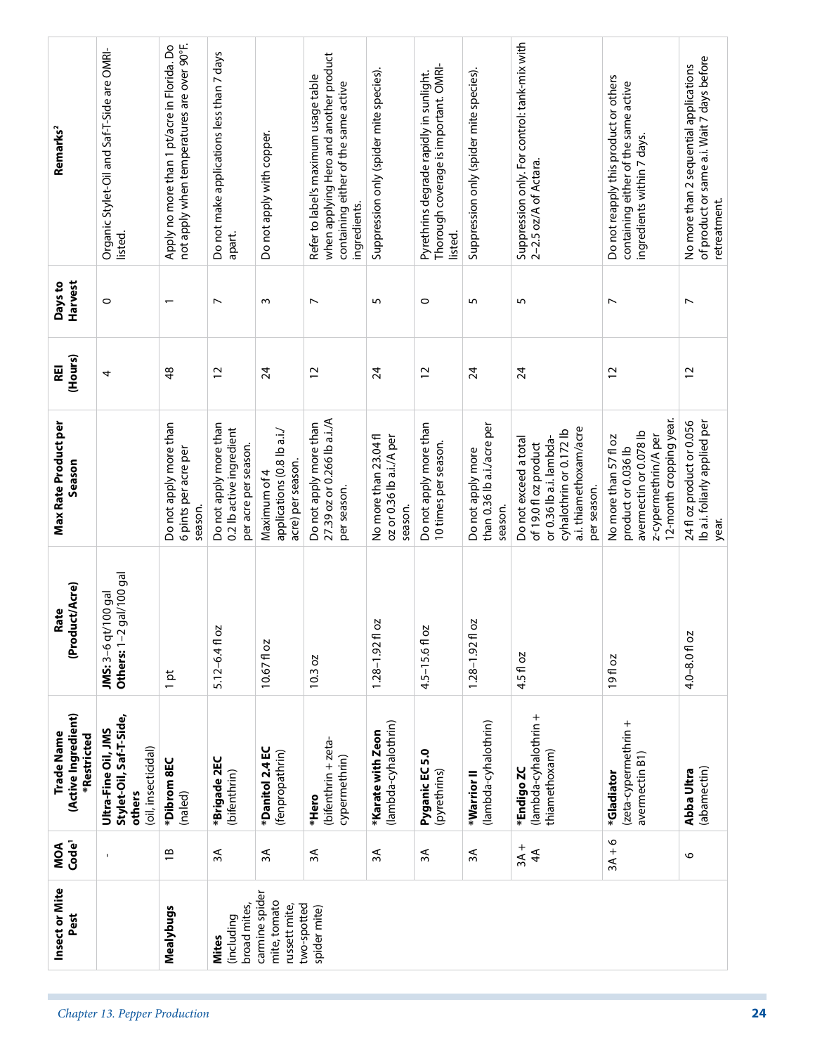| Insect or Mite Pest | MOA Code[1] | Trade Name (Active Ingredient) *Restricted | Rate (Product/Acre) | Max Rate Product per Season | REI (Hours) | Days to Harvest | Remarks[2] |
|---|---|---|---|---|---|---|---|
| | - | **Ultra-Fine Oil, JMS Stylet-Oil, Saf-T-Side, others** (oil, insecticidal) | **JMS:** 3–6 qt/100 gal **Others:** 1–2 gal/100 gal | | 4 | 0 | Organic Stylet-Oil and Saf-T-Side are OMRI-listed. |
| **Mealybugs** | 1B | ***Dibrom 8EC** (naled) | 1 pt | Do not apply more than 6 pints per acre per season. | 48 | 1 | Apply no more than 1 pt/acre in Florida. Do not apply when temperatures are over 90°F. |
| **Mites** (including broad mites, carmine spider mite, tomato russett mite, two-spotted spider mite) | 3A | ***Brigade 2EC** (bifenthrin) | 5.12–6.4 fl oz | Do not apply more than 0.2 lb active ingredient per acre per season. | 12 | 7 | Do not make applications less than 7 days apart. |
| | 3A | ***Danitol 2.4 EC** (fenpropathrin) | 10.67 fl oz | Maximum of 4 applications (0.8 lb a.i./acre) per season. | 24 | 3 | Do not apply with copper. |
| | 3A | ***Hero** (bifenthrin + zeta-cypermethrin) | 10.3 oz | Do not apply more than 27.39 oz or 0.266 lb a.i./A per season. | 12 | 7 | Refer to label's maximum usage table when applying Hero and another product containing either of the same active ingredients. |
| | 3A | ***Karate with Zeon** (lambda-cyhalothrin) | 1.28–1.92 fl oz | No more than 23.04 fl oz or 0.36 lb a.i./A per season. | 24 | 5 | Suppression only (spider mite species). |
| | 3A | **Pyganic EC 5.0** (pyrethrins) | 4.5–15.6 fl oz | Do not apply more than 10 times per season. | 12 | 0 | Pyrethrins degrade rapidly in sunlight. Thorough coverage is important. OMRI-listed. |
| | 3A | ***Warrior II** (lambda-cyhalothrin) | 1.28–1.92 fl oz | Do not apply more than 0.36 lb a.i./acre per season. | 24 | 5 | Suppression only (spider mite species). |
| | 3A + 4A | ***Endigo ZC** (lambda-cyhalothrin + thiamethoxam) | 4.5 fl oz | Do not exceed a total of 19.0 fl oz product or 0.36 lb a.i. lambda-cyhalothrin or 0.172 lb a.i. thiamethoxam/acre per season. | 24 | 5 | Suppression only. For control: tank-mix with 2–2.5 oz/A of Actara. |
| | 3A + 6 | ***Gladiator** (zeta-cypermethrin + avermectin B1) | 19 fl oz | No more than 57 fl oz product or 0.036 lb avermectin or 0.078 lb z-cypermethrin/A per 12-month cropping year. | 12 | 7 | Do not reapply this product or others containing either of the same active ingredients within 7 days. |
| | 6 | **Abba Ultra** (abamectin) | 4.0–8.0 fl oz | 24 fl oz product or 0.056 lb a.i. foliarly applied per year. | 12 | 7 | No more than 2 sequential applications of product or same a.i. Wait 7 days before retreatment. |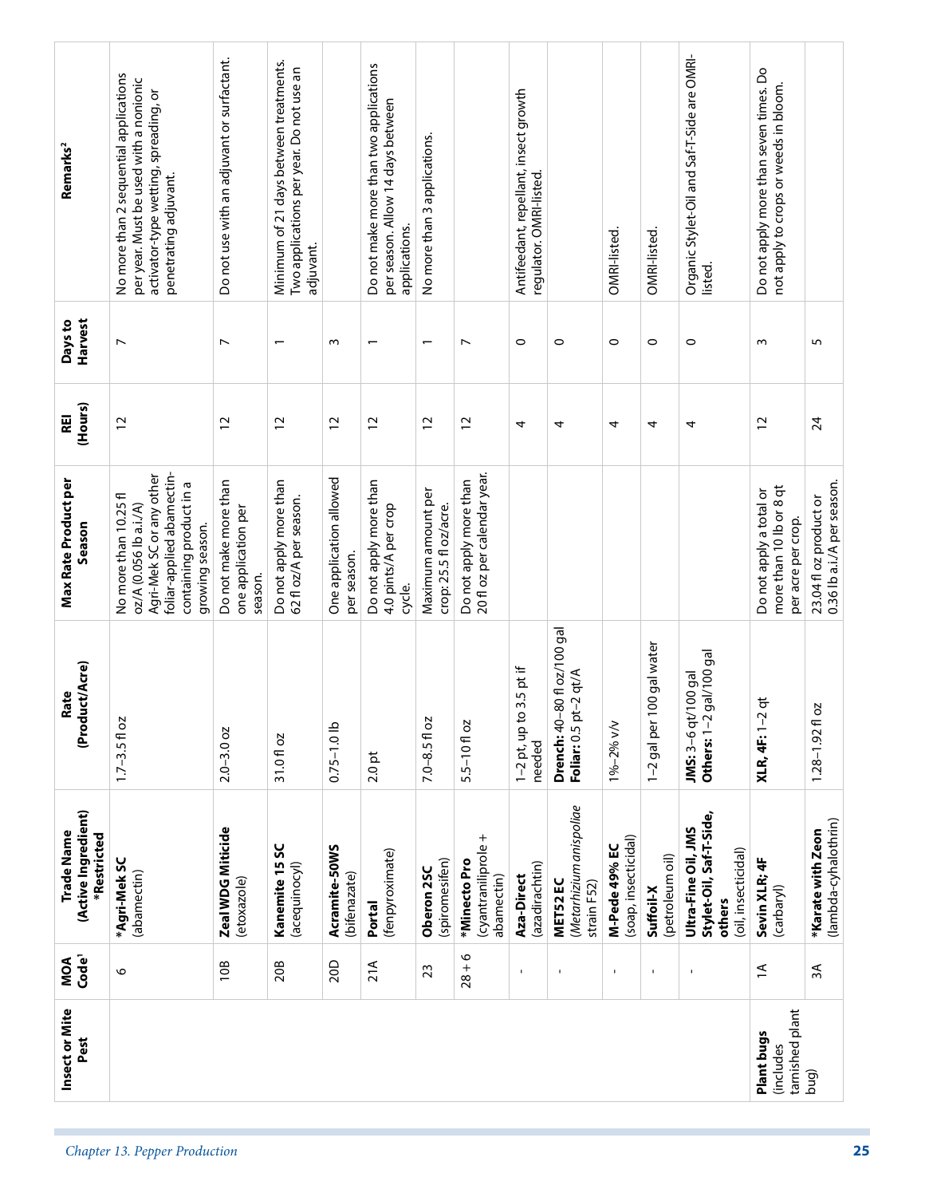| Insect or Mite Pest | MOA Code[1] | Trade Name (Active Ingredient) *Restricted | Rate (Product/Acre) | Max Rate Product per Season | REI (Hours) | Days to Harvest | Remarks[2] |
|---|---|---|---|---|---|---|---|
| | 6 | ***Agri-Mek SC** (abamectin) | 1.7–3.5 fl oz | No more than 10.25 fl oz/A (0.056 lb a.i./A) Agri-Mek SC or any other foliar-applied abamectin-containing product in a growing season. | 12 | 7 | No more than 2 sequential applications per year. Must be used with a nonionic activator-type wetting, spreading, or penetrating adjuvant. |
| | 10B | **Zeal WDG Miticide** (etoxazole) | 2.0–3.0 oz | Do not make more than one application per season. | 12 | 7 | Do not use with an adjuvant or surfactant. |
| | 20B | **Kanemite 15 SC** (acequinocyl) | 31.0 fl oz | Do not apply more than 62 fl oz/A per season. | 12 | 1 | Minimum of 21 days between treatments. Two applications per year. Do not use an adjuvant. |
| | 20D | **Acramite-50WS** (bifenazate) | 0.75–1.0 lb | One application allowed per season. | 12 | 3 | |
| | 21A | **Portal** (fenpyroximate) | 2.0 pt | Do not apply more than 4.0 pints/A per crop cycle. | 12 | 1 | Do not make more than two applications per season. Allow 14 days between applications. |
| | 23 | **Oberon 2SC** (spiromesifen) | 7.0–8.5 fl oz | Maximum amount per crop: 25.5 fl oz/acre. | 12 | 1 | No more than 3 applications. |
| | 28 + 6 | ***Minecto Pro** (cyantraniliprole + abamectin) | 5.5–10 fl oz | Do not apply more than 20 fl oz per calendar year. | 12 | 7 | |
| | - | **Aza-Direct** (azadirachtin) | 1–2 pt, up to 3.5 pt if needed | | 4 | 0 | Antifeedant, repellant, insect growth regulator. OMRI-listed. |
| | - | **MET52 EC** (*Metarhizium anisopliae* strain F52) | **Drench:** 40–80 fl oz/100 gal **Foliar:** 0.5 pt–2 qt/A | | 4 | 0 | |
| | - | **M-Pede 49% EC** (soap, insecticidal) | 1%–2% v/v | | 4 | 0 | OMRI-listed. |
| | - | **Suffoil-X** (petroleum oil) | 1–2 gal per 100 gal water | | 4 | 0 | OMRI-listed. |
| | - | **Ultra-Fine Oil, JMS Stylet-Oil, Saf-T-Side, others** (oil, insecticidal) | **JMS:** 3–6 qt/100 gal **Others:** 1–2 gal/100 gal | | 4 | 0 | Organic Stylet-Oil and Saf-T-Side are OMRI-listed. |
| **Plant bugs** (includes tarnished plant bug) | 1A | **Sevin XLR; 4F** (carbaryl) | **XLR, 4F:** 1–2 qt | Do not apply a total or more than 10 lb or 8 qt per acre per crop. | 12 | 3 | Do not apply more than seven times. Do not apply to crops or weeds in bloom. |
| | 3A | ***Karate with Zeon** (lambda-cyhalothrin) | 1.28–1.92 fl oz | 23.04 fl oz product or 0.36 lb a.i./A per season. | 24 | 5 | |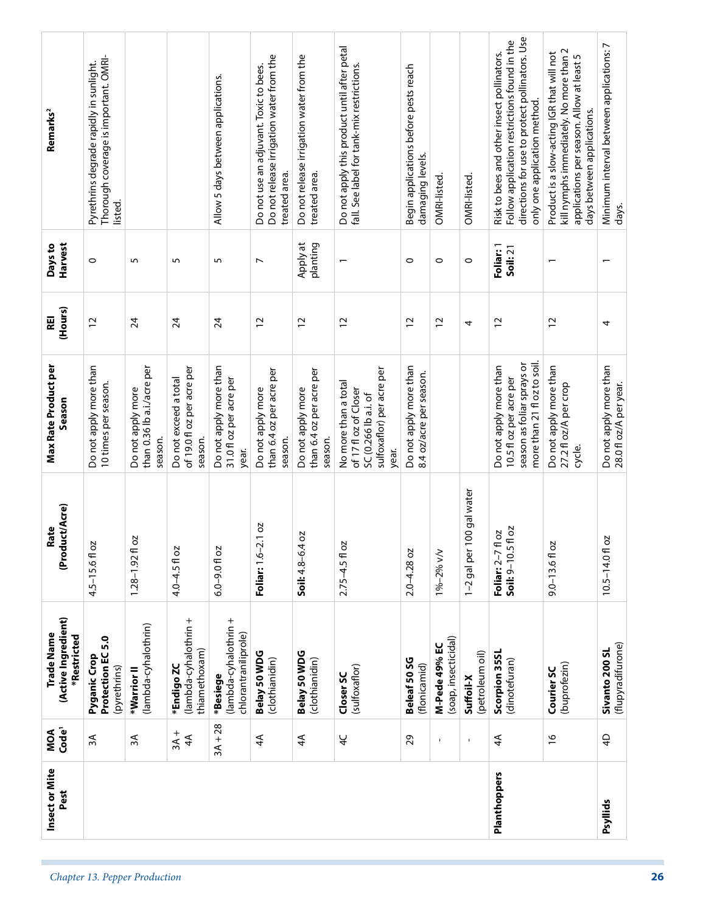| Insect or Mite Pest | MOA Code[1] | Trade Name (Active Ingredient) *Restricted | Rate (Product/Acre) | Max Rate Product per Season | REI (Hours) | Days to Harvest | Remarks[2] |
|---|---|---|---|---|---|---|---|
| | 3A | **Pyganic Crop Protection EC 5.0** (pyrethrins) | 4.5–15.6 fl oz | Do not apply more than 10 times per season. | 12 | 0 | Pyrethrins degrade rapidly in sunlight. Thorough coverage is important. OMRI-listed. |
| | 3A | ***Warrior II** (lambda-cyhalothrin) | 1.28–1.92 fl oz | Do not apply more than 0.36 lb a.i./acre per season. | 24 | 5 | |
| | 3A + 4A | ***Endigo ZC** (lambda-cyhalothrin + thiamethoxam) | 4.0–4.5 fl oz | Do not exceed a total of 19.0 fl oz per acre per season. | 24 | 5 | |
| | 3A + 28 | ***Besiege** (lambda-cyhalothrin + chlorantraniliprole) | 6.0–9.0 fl oz | Do not apply more than 31.0 fl oz per acre per year. | 24 | 5 | Allow 5 days between applications. |
| | 4A | **Belay 50 WDG** (clothianidin) | **Foliar:** 1.6–2.1 oz | Do not apply more than 6.4 oz per acre per season. | 12 | 7 | Do not use an adjuvant. Toxic to bees. Do not release irrigation water from the treated area. |
| | 4A | **Belay 50 WDG** (clothianidin) | **Soil:** 4.8–6.4 oz | Do not apply more than 6.4 oz per acre per season. | 12 | Apply at planting | Do not release irrigation water from the treated area. |
| | 4C | **Closer SC** (sulfoxaflor) | 2.75–4.5 fl oz | No more than a total of 17 fl oz of Closer SC (0.266 lb a.i. of sulfoxaflor) per acre per year. | 12 | 1 | Do not apply this product until after petal fall. See label for tank-mix restrictions. |
| | 29 | **Beleaf 50 SG** (flonicamid) | 2.0–4.28 oz | Do not apply more than 8.4 oz/acre per season. | 12 | 0 | Begin applications before pests reach damaging levels. |
| | - | **M-Pede 49% EC** (soap, insecticidal) | 1%–2% v/v | | 12 | 0 | OMRI-listed. |
| | - | **Suffoil-X** (petroleum oil) | 1–2 gal per 100 gal water | | 4 | 0 | OMRI-listed. |
| **Planthoppers** | 4A | **Scorpion 35SL** (dinotefuran) | **Foliar:** 2–7 fl oz **Soil:** 9–10.5 fl oz | Do not apply more than 10.5 fl oz per acre per season as foliar sprays or more than 21 fl oz to soil. | 12 | **Foliar:** 1 **Soil:** 21 | Risk to bees and other insect pollinators. Follow application restrictions found in the directions for use to protect pollinators. Use only one application method. |
| | 16 | **Courier SC** (buprofezin) | 9.0–13.6 fl oz | Do not apply more than 27.2 fl oz/A per crop cycle. | 12 | 1 | Product is a slow-acting IGR that will not kill nymphs immediately. No more than 2 applications per season. Allow at least 5 days between applications. |
| **Psyllids** | 4D | **Sivanto 200 SL** (flupyradifurone) | 10.5–14.0 fl oz | Do not apply more than 28.0 fl oz/A per year. | 4 | 1 | Minimum interval between applications: 7 days. |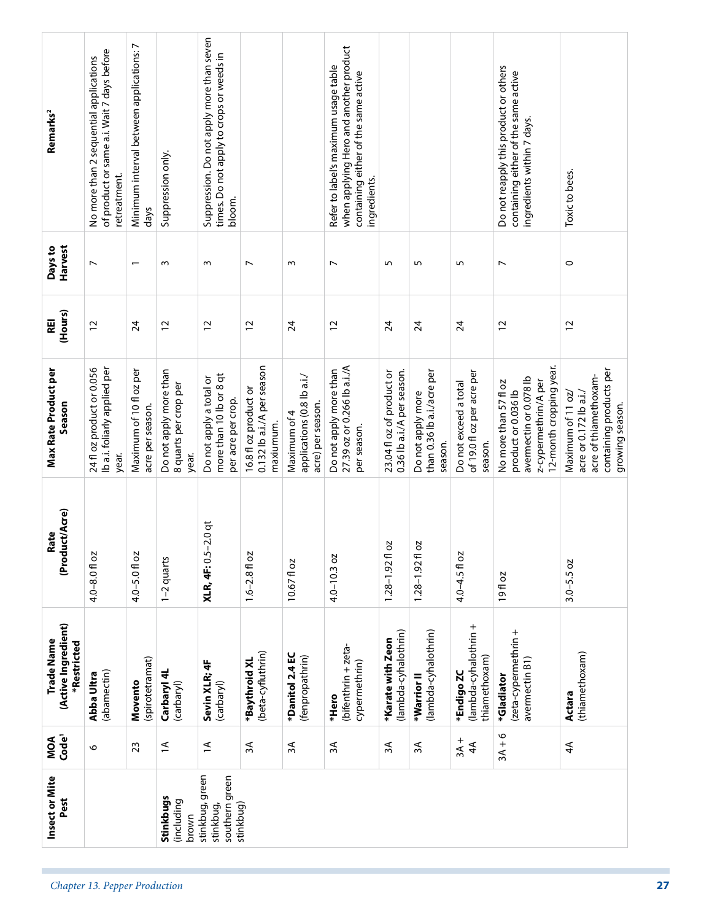| Insect or Mite Pest | MOA Code[1] | Trade Name (Active Ingredient) *Restricted | Rate (Product/Acre) | Max Rate Product per Season | REI (Hours) | Days to Harvest | Remarks[2] |
|---|---|---|---|---|---|---|---|
| | 6 | **Abba Ultra** (abamectin) | 4.0–8.0 fl oz | 24 fl oz product or 0.056 lb a.i. foliarly applied per year. | 12 | 7 | No more than 2 sequential applications of product or same a.i. Wait 7 days before retreatment. |
| | 23 | **Movento** (spirotetramat) | 4.0–5.0 fl oz | Maximum of 10 fl oz per acre per season. | 24 | 1 | Minimum interval between applications: 7 days |
| **Stinkbugs** (including brown stinkbug, green stinkbug, southern green stinkbug) | 1A | **Carbaryl 4L** (carbaryl) | 1–2 quarts | Do not apply more than 8 quarts per crop per year. | 12 | 3 | Suppression only. |
| | 1A | **Sevin XLR; 4F** (carbaryl) | **XLR, 4F:** 0.5–2.0 qt | Do not apply a total or more than 10 lb or 8 qt per acre per crop. | 12 | 3 | Suppression. Do not apply more than seven times. Do not apply to crops or weeds in bloom. |
| | 3A | ***Baythroid XL** (beta-cyfluthrin) | 1.6–2.8 fl oz | 16.8 fl oz product or 0.132 lb a.i./A per season maxiumum. | 12 | 7 | |
| | 3A | ***Danitol 2.4 EC** (fenpropathrin) | 10.67 fl oz | Maximum of 4 applications (0.8 lb a.i./acre) per season. | 24 | 3 | |
| | 3A | ***Hero** (bifenthrin + zeta-cypermethrin) | 4.0–10.3 oz | Do not apply more than 27.39 oz or 0.266 lb a.i./A per season. | 12 | 7 | Refer to label's maximum usage table when applying Hero and another product containing either of the same active ingredients. |
| | 3A | ***Karate with Zeon** (lambda-cyhalothrin) | 1.28–1.92 fl oz | 23.04 fl oz of product or 0.36 lb a.i./A per season. | 24 | 5 | |
| | 3A | ***Warrior II** (lambda-cyhalothrin) | 1.28–1.92 fl oz | Do not apply more than 0.36 lb a.i./acre per season. | 24 | 5 | |
| | 3A + 4A | ***Endigo ZC** (lambda-cyhalothrin + thiamethoxam) | 4.0–4.5 fl oz | Do not exceed a total of 19.0 fl oz per acre per season. | 24 | 5 | |
| | 3A + 6 | ***Gladiator** (zeta-cypermethrin + avermectin B1) | 19 fl oz | No more than 57 fl oz product or 0.036 lb avermectin or 0.078 lb z-cypermethrin/A per 12-month cropping year. | 12 | 7 | Do not reapply this product or others containing either of the same active ingredients within 7 days. |
| | 4A | **Actara** (thiamethoxam) | 3.0–5.5 oz | Maximum of 11 oz/acre or 0.172 lb a.i./acre of thiamethoxam-containing products per growing season. | 12 | 0 | Toxic to bees. |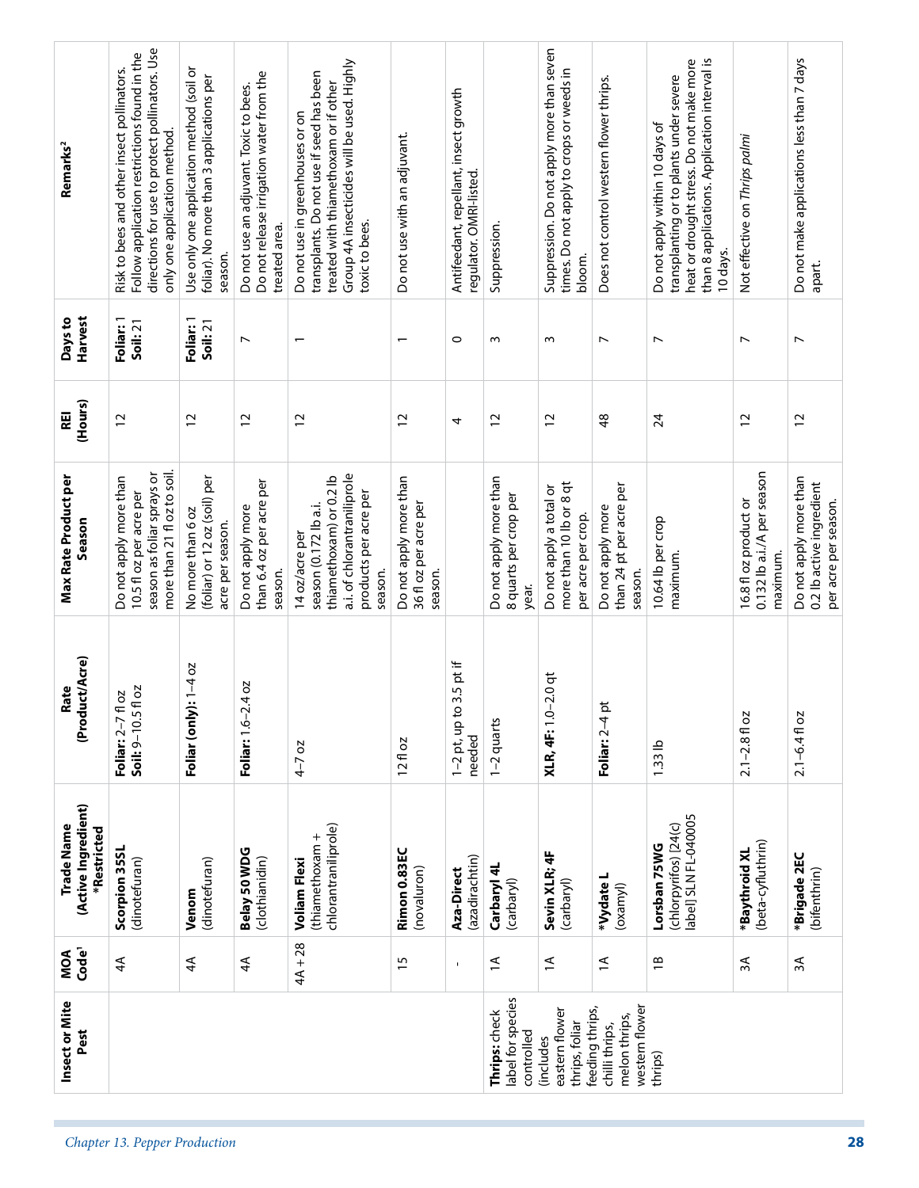| Insect or Mite Pest | MOA Code[1] | Trade Name (Active Ingredient) *Restricted | Rate (Product/Acre) | Max Rate Product per Season | REI (Hours) | Days to Harvest | Remarks[2] |
|---|---|---|---|---|---|---|---|
| | 4A | **Scorpion 35SL** (dinotefuran) | **Foliar:** 2–7 fl oz **Soil:** 9–10.5 fl oz | Do not apply more than 10.5 fl oz per acre per season as foliar sprays or more than 21 fl oz to soil. | 12 | **Foliar:** 1 **Soil:** 21 | Risk to bees and other insect pollinators. Follow application restrictions found in the directions for use to protect pollinators. Use only one application method. |
| | 4A | **Venom** (dinotefuran) | **Foliar (only):** 1–4 oz | No more than 6 oz (foliar) or 12 oz (soil) per acre per season. | 12 | **Foliar:** 1 **Soil:** 21 | Use only one application method (soil or foliar). No more than 3 applications per season. |
| | 4A | **Belay 50 WDG** (clothianidin) | **Foliar:** 1.6–2.4 oz | Do not apply more than 6.4 oz per acre per season. | 12 | 7 | Do not use an adjuvant. Toxic to bees. Do not release irrigation water from the treated area. |
| | 4A + 28 | **Voliam Flexi** (thiamethoxam + chlorantraniliprole) | 4–7 oz | 14 oz/acre per season (0.172 lb a.i. thiamethoxam) or 0.2 lb a.i. of chlorantraniliprole products per acre per season. | 12 | 1 | Do not use in greenhouses or on transplants. Do not use if seed has been treated with thiamethoxam or if other Group 4A insecticides will be used. Highly toxic to bees. |
| | 15 | **Rimon 0.83EC** (novaluron) | 12 fl oz | Do not apply more than 36 fl oz per acre per season. | 12 | 1 | Do not use with an adjuvant. |
| | - | **Aza-Direct** (azadirachtin) | 1–2 pt, up to 3.5 pt if needed | | 4 | 0 | Antifeedant, repellant, insect growth regulator. OMRI-listed. |
| **Thrips:** check label for species controlled (includes eastern flower thrips, foliar feeding thrips, chilli thrips, melon thrips, western flower thrips) | 1A | **Carbaryl 4L** (carbaryl) | 1–2 quarts | Do not apply more than 8 quarts per crop per year. | 12 | 3 | Suppression. |
| | 1A | **Sevin XLR; 4F** (carbaryl) | **XLR, 4F:** 1.0–2.0 qt | Do not apply a total or more than 10 lb or 8 qt per acre per crop. | 12 | 3 | Suppression. Do not apply more than seven times. Do not apply to crops or weeds in bloom. |
| | 1A | ***Vydate L** (oxamyl) | **Foliar:** 2–4 pt | Do not apply more than 24 pt per acre per season. | 48 | 7 | Does not control western flower thrips. |
| | 1B | **Lorsban 75WG** (chlorpyrifos) [24(c) label] SLN FL-040005 | 1.33 lb | 10.64 lb per crop maximum. | 24 | 7 | Do not apply within 10 days of transplanting or to plants under severe heat or drought stress. Do not make more than 8 applications. Application interval is 10 days. |
| | 3A | ***Baythroid XL** (beta-cyfluthrin) | 2.1–2.8 fl oz | 16.8 fl oz product or 0.132 lb a.i./A per season maximum. | 12 | 7 | Not effective on *Thrips palmi* |
| | 3A | ***Brigade 2EC** (bifenthrin) | 2.1–6.4 fl oz | Do not apply more than 0.2 lb active ingredient per acre per season. | 12 | 7 | Do not make applications less than 7 days apart. |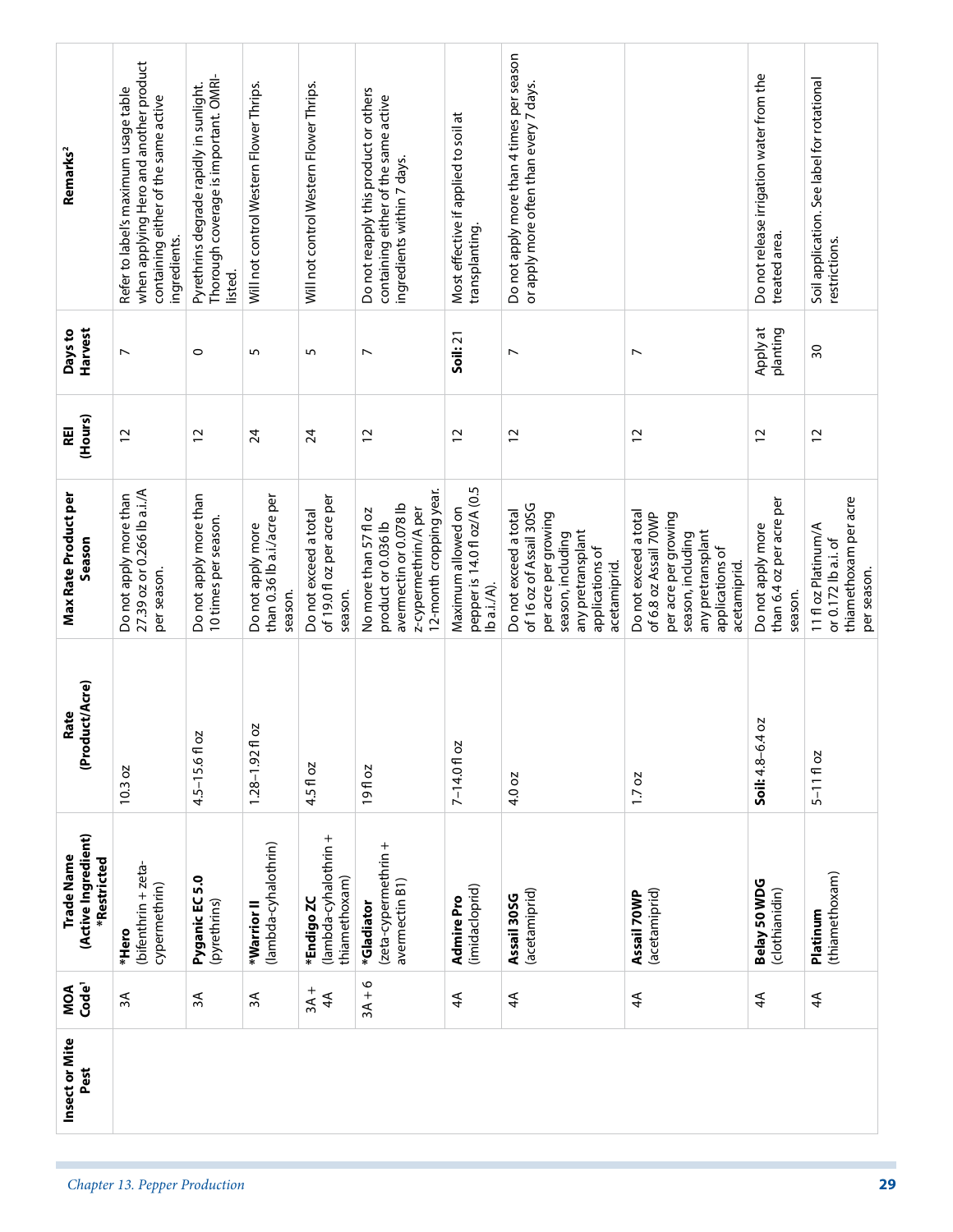| Insect or Mite Pest | MOA Code[1] | Trade Name (Active Ingredient) *Restricted | Rate (Product/Acre) | Max Rate Product per Season | REI (Hours) | Days to Harvest | Remarks[2] |
|---|---|---|---|---|---|---|---|
| | 3A | ***Hero** (bifenthrin + zeta-cypermethrin) | 10.3 oz | Do not apply more than 27.39 oz or 0.266 lb a.i./A per season. | 12 | 7 | Refer to label's maximum usage table when applying Hero and another product containing either of the same active ingredients. |
| | 3A | **Pyganic EC 5.0** (pyrethrins) | 4.5–15.6 fl oz | Do not apply more than 10 times per season. | 12 | 0 | Pyrethrins degrade rapidly in sunlight. Thorough coverage is important. OMRI-listed. |
| | 3A | ***Warrior II** (lambda-cyhalothrin) | 1.28–1.92 fl oz | Do not apply more than 0.36 lb a.i./acre per season. | 24 | 5 | Will not control Western Flower Thrips. |
| | 3A + 4A | ***Endigo ZC** (lambda-cyhalothrin + thiamethoxam) | 4.5 fl oz | Do not exceed a total of 19.0 fl oz per acre per season. | 24 | 5 | Will not control Western Flower Thrips. |
| | 3A + 6 | ***Gladiator** (zeta-cypermethrin + avermectin B1) | 19 fl oz | No more than 57 fl oz product or 0.036 lb avermectin or 0.078 lb z-cypermethrin/A per 12-month cropping year. | 12 | 7 | Do not reapply this product or others containing either of the same active ingredients within 7 days. |
| | 4A | **Admire Pro** (imidacloprid) | 7–14.0 fl oz | Maximum allowed on pepper is 14.0 fl oz/A (0.5 lb a.i./A). | 12 | **Soil:** 21 | Most effective if applied to soil at transplanting. |
| | 4A | **Assail 30SG** (acetamiprid) | 4.0 oz | Do not exceed a total of 16 oz of Assail 30SG per acre per growing season, including any pretransplant applications of acetamiprid. | 12 | 7 | Do not apply more than 4 times per season or apply more often than every 7 days. |
| | 4A | **Assail 70WP** (acetamiprid) | 1.7 oz | Do not exceed a total of 6.8 oz Assail 70WP per acre per growing season, including any pretransplant applications of acetamiprid. | 12 | 7 | |
| | 4A | **Belay 50 WDG** (clothianidin) | **Soil:** 4.8–6.4 oz | Do not apply more than 6.4 oz per acre per season. | 12 | Apply at planting | Do not release irrigation water from the treated area. |
| | 4A | **Platinum** (thiamethoxam) | 5–11 fl oz | 11 fl oz Platinum/A or 0.172 lb a.i. of thiamethoxam per acre per season. | 12 | 30 | Soil application. See label for rotational restrictions. |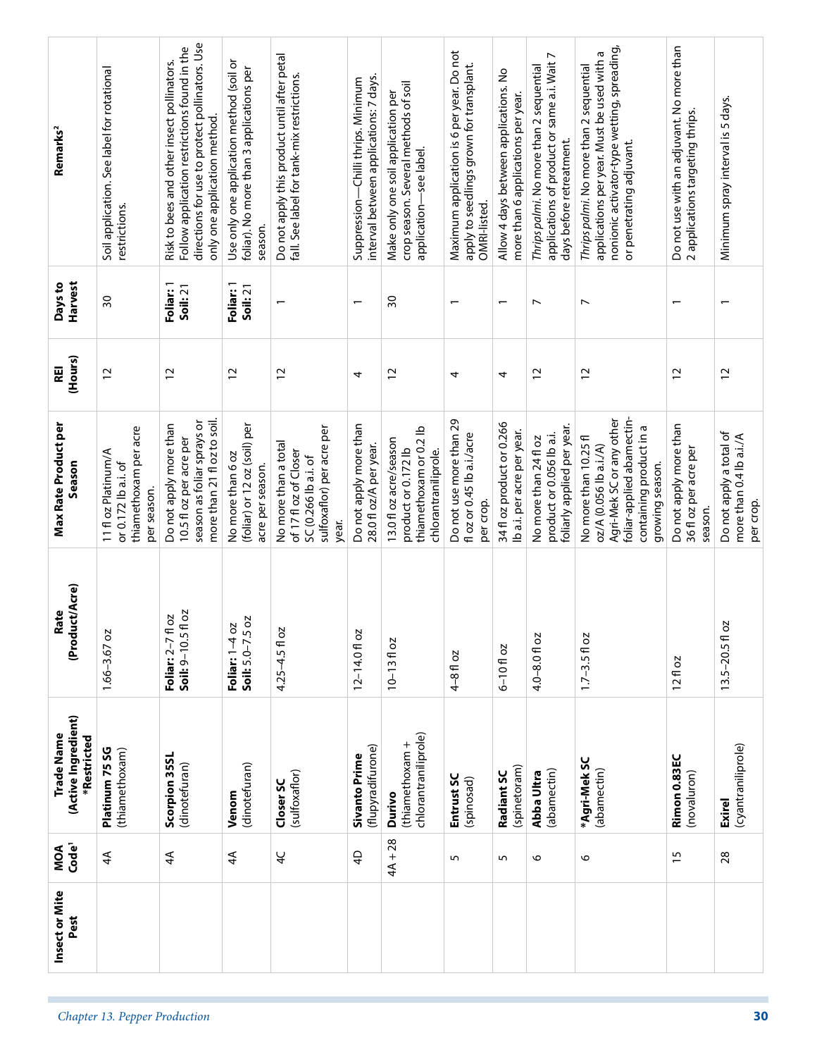| Insect or Mite Pest | MOA Code[1] | Trade Name (Active Ingredient) *Restricted | Rate (Product/Acre) | Max Rate Product per Season | REI (Hours) | Days to Harvest | Remarks[2] |
|---|---|---|---|---|---|---|---|
| | 4A | **Platinum 75 SG** (thiamethoxam) | 1.66–3.67 oz | 11 fl oz Platinum/A or 0.172 lb a.i. of thiamethoxam per acre per season. | 12 | 30 | Soil application. See label for rotational restrictions. |
| | 4A | **Scorpion 35SL** (dinotefuran) | **Foliar:** 2–7 fl oz **Soil:** 9–10.5 fl oz | Do not apply more than 10.5 fl oz per acre per season as foliar sprays or more than 21 fl oz to soil. | 12 | **Foliar:** 1 **Soil:** 21 | Risk to bees and other insect pollinators. Follow application restrictions found in the directions for use to protect pollinators. Use only one application method. |
| | 4A | **Venom** (dinotefuran) | **Foliar:** 1–4 oz **Soil:** 5.0–7.5 oz | No more than 6 oz (foliar) or 12 oz (soil) per acre per season. | 12 | **Foliar:** 1 **Soil:** 21 | Use only one application method (soil or foliar). No more than 3 applications per season. |
| | 4C | **Closer SC** (sulfoxaflor) | 4.25–4.5 fl oz | No more than a total of 17 fl oz of Closer SC (0.266 lb a.i. of sulfoxaflor) per acre per year. | 12 | 1 | Do not apply this product until after petal fall. See label for tank-mix restrictions. |
| | 4D | **Sivanto Prime** (flupyradifurone) | 12–14.0 fl oz | Do not apply more than 28.0 fl oz/A per year. | 4 | 1 | Suppression—Chilli thrips. Minimum interval between applications: 7 days. |
| | 4A + 28 | **Durivo** (thiamethoxam + chlorantraniliprole) | 10–13 fl oz | 13.0 fl oz acre/season product or 0.172 lb thiamethoxam or 0.2 lb chlorantraniliprole. | 12 | 30 | Make only one soil application per crop season. Several methods of soil application—see label. |
| | 5 | **Entrust SC** (spinosad) | 4–8 fl oz | Do not use more than 29 fl oz or 0.45 lb a.i./acre per crop. | 4 | 1 | Maximum application is 6 per year. Do not apply to seedlings grown for transplant. OMRI-listed. |
| | 5 | **Radiant SC** (spinetoram) | 6–10 fl oz | 34 fl oz product or 0.266 lb a.i. per acre per year. | 4 | 1 | Allow 4 days between applications. No more than 6 applications per year. |
| | 6 | **Abba Ultra** (abamectin) | 4.0–8.0 fl oz | No more than 24 fl oz product or 0.056 lb a.i. foliarly applied per year. | 12 | 7 | *Thrips palmi*. No more than 2 sequential applications of product or same a.i. Wait 7 days before retreatment. |
| | 6 | ***Agri-Mek SC** (abamectin) | 1.7–3.5 fl oz | No more than 10.25 fl oz/A (0.056 lb a.i./A) Agri-Mek SC or any other foliar-applied abamectin-containing product in a growing season. | 12 | 7 | *Thrips palmi*. No more than 2 sequential applications per year. Must be used with a nonionic activator-type wetting, spreading, or penetrating adjuvant. |
| | 15 | **Rimon 0.83EC** (novaluron) | 12 fl oz | Do not apply more than 36 fl oz per acre per season. | 12 | 1 | Do not use with an adjuvant. No more than 2 applications targeting thrips. |
| | 28 | **Exirel** (cyantraniliprole) | 13.5–20.5 fl oz | Do not apply a total of more than 0.4 lb a.i./A per crop. | 12 | 1 | Minimum spray interval is 5 days. |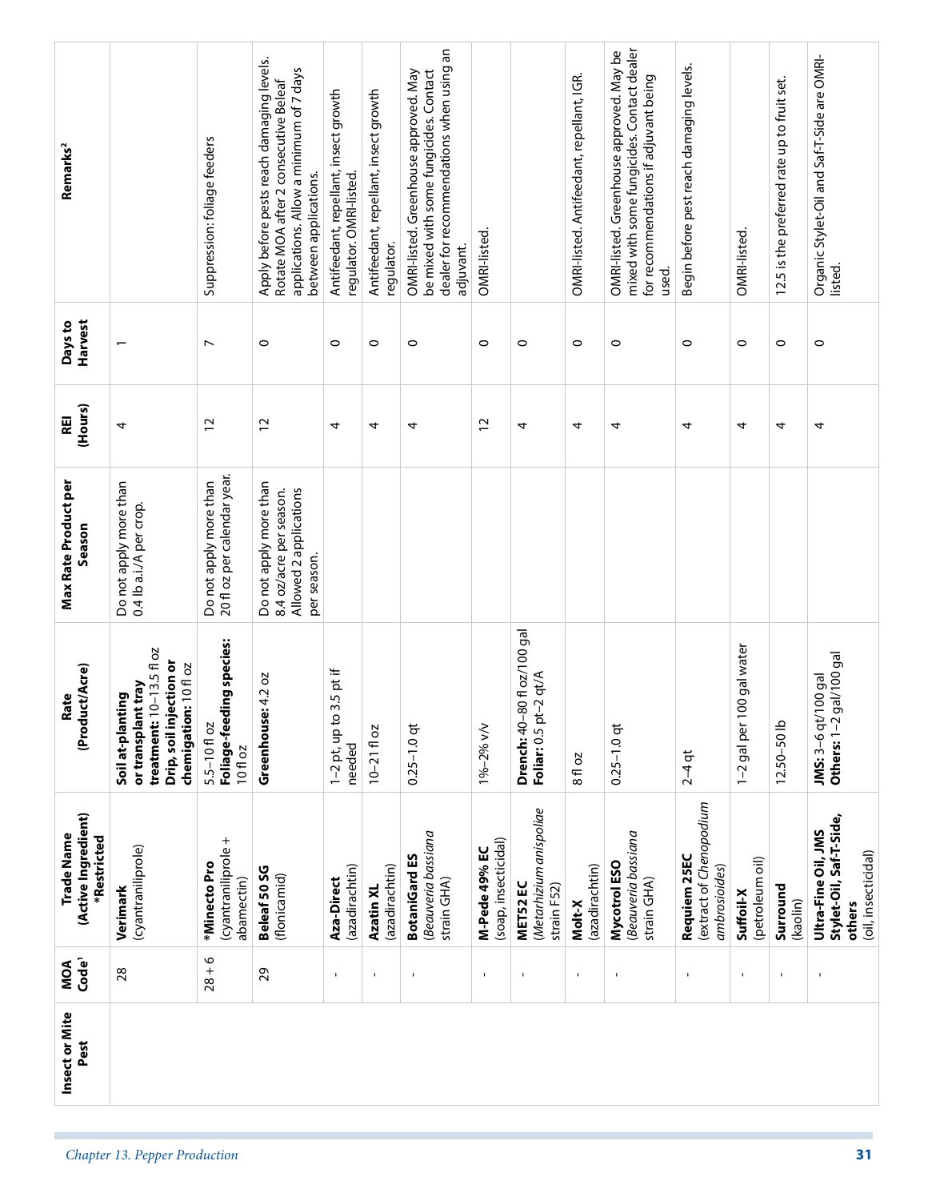| Insect or Mite Pest | MOA Code[1] | Trade Name (Active Ingredient) *Restricted | Rate (Product/Acre) | Max Rate Product per Season | REI (Hours) | Days to Harvest | Remarks[2] |
|---|---|---|---|---|---|---|---|
| | 28 | **Verimark** (cyantraniliprole) | **Soil at-planting or transplant tray treatment:** 10–13.5 fl oz **Drip, soil injection or chemigation:** 10 fl oz | Do not apply more than 0.4 lb a.i./A per crop. | 4 | 1 | |
| | 28 + 6 | ***Minecto Pro** (cyantraniliprole + abamectin) | 5.5–10 fl oz **Foliage-feeding species:** 10 fl oz | Do not apply more than 20 fl oz per calendar year. | 12 | 7 | Suppression: foliage feeders |
| | 29 | **Beleaf 50 SG** (flonicamid) | **Greenhouse:** 4.2 oz | Do not apply more than 8.4 oz/acre per season. Allowed 2 applications per season. | 12 | 0 | Apply before pests reach damaging levels. Rotate MOA after 2 consecutive Beleaf applications. Allow a minimum of 7 days between applications. |
| | - | **Aza-Direct** (azadirachtin) | 1–2 pt, up to 3.5 pt if needed | | 4 | 0 | Antifeedant, repellant, insect growth regulator. OMRI-listed. |
| | - | **Azatin XL** (azadirachtin) | 10–21 fl oz | | 4 | 0 | Antifeedant, repellant, insect growth regulator. |
| | - | **BotaniGard ES** (*Beauveria bassiana* strain GHA) | 0.25–1.0 qt | | 4 | 0 | OMRI-listed. Greenhouse approved. May be mixed with some fungicides. Contact dealer for recommendations when using an adjuvant. |
| | - | **M-Pede 49% EC** (soap, insecticidal) | 1%–2% v/v | | 12 | 0 | OMRI-listed. |
| | - | **MET52 EC** (*Metarhizium anispoliae* strain F52) | **Drench:** 40–80 fl oz/100 gal **Foliar:** 0.5 pt–2 qt/A | | 4 | 0 | |
| | - | **Molt-X** (azadirachtin) | 8 fl oz | | 4 | 0 | OMRI-listed. Antifeedant, repellant, IGR. |
| | - | **Mycotrol ESO** (*Beauveria bassiana* strain GHA) | 0.25–1.0 qt | | 4 | 0 | OMRI-listed. Greenhouse approved. May be mixed with some fungicides. Contact dealer for recommendations if adjuvant being used. |
| | - | **Requiem 25EC** (extract of *Chenopodium ambrosioides*) | 2–4 qt | | 4 | 0 | Begin before pest reach damaging levels. |
| | - | **Suffoil-X** (petroleum oil) | 1–2 gal per 100 gal water | | 4 | 0 | OMRI-listed. |
| | - | **Surround** (kaolin) | 12.50–50 lb | | 4 | 0 | 12.5 is the preferred rate up to fruit set. |
| | - | **Ultra-Fine Oil, JMS Stylet-Oil, Saf-T-Side, others** (oil, insecticidal) | **JMS:** 3–6 qt/100 gal **Others:** 1–2 gal/100 gal | | 4 | 0 | Organic Stylet-Oil and Saf-T-Side are OMRI-listed. |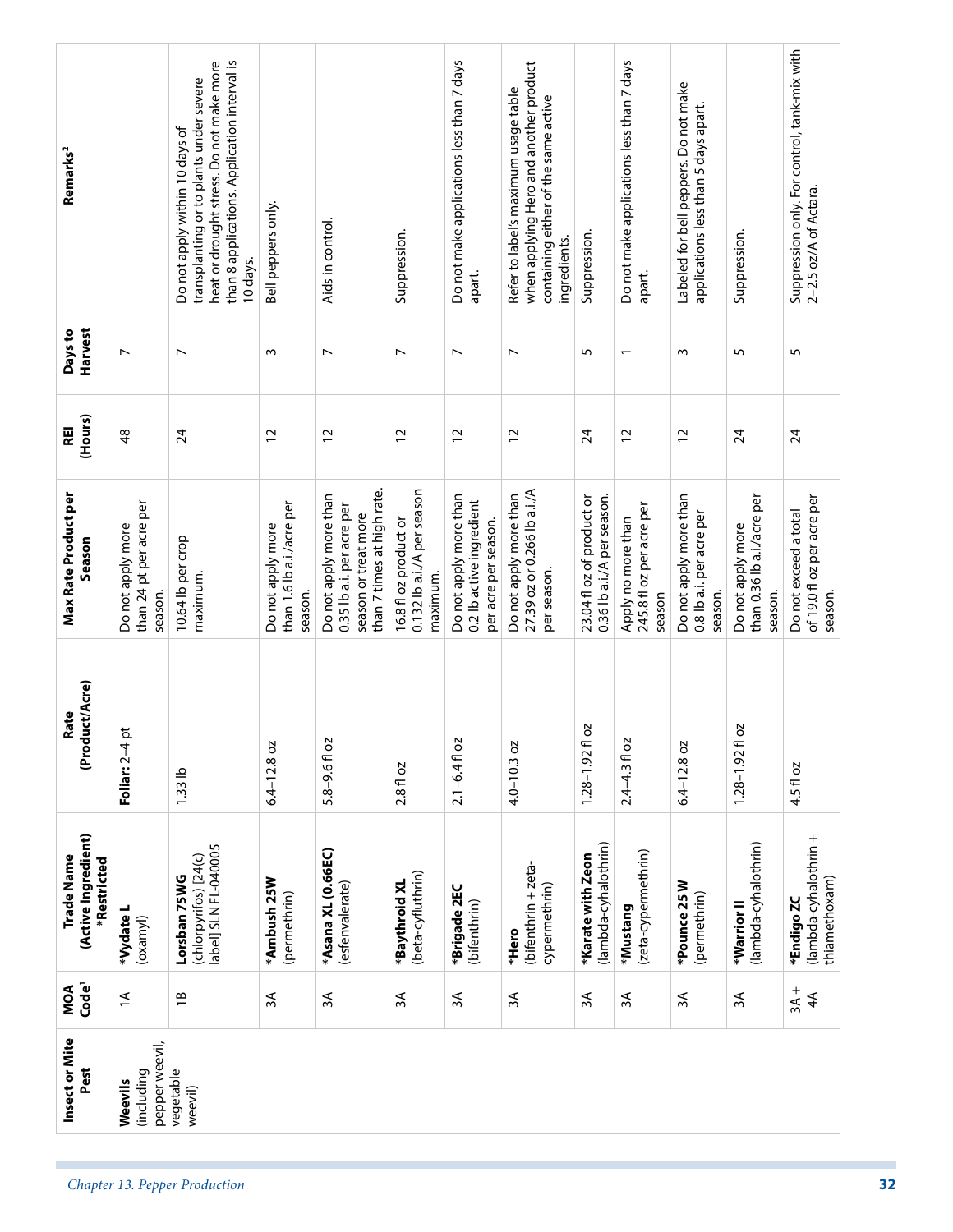| Insect or Mite Pest | MOA Code[1] | Trade Name (Active Ingredient) *Restricted | Rate (Product/Acre) | Max Rate Product per Season | REI (Hours) | Days to Harvest | Remarks[2] |
|---|---|---|---|---|---|---|---|
| **Weevils** (including pepper weevil, vegetable weevil) | 1A | ***Vydate L** (oxamyl) | **Foliar:** 2–4 pt | Do not apply more than 24 pt per acre per season. | 48 | 7 | |
| | 1B | **Lorsban 75WG** (chlorpyrifos) [24(c) label] SLN FL-040005 | 1.33 lb | 10.64 lb per crop maximum. | 24 | 7 | Do not apply within 10 days of transplanting or to plants under severe heat or drought stress. Do not make more than 8 applications. Application interval is 10 days. |
| | 3A | ***Ambush 25W** (permethrin) | 6.4–12.8 oz | Do not apply more than 1.6 lb a.i./acre per season. | 12 | 3 | Bell peppers only. |
| | 3A | ***Asana XL (0.66EC)** (esfenvalerate) | 5.8–9.6 fl oz | Do not apply more than 0.35 lb a.i. per acre per season or treat more than 7 times at high rate. | 12 | 7 | Aids in control. |
| | 3A | ***Baythroid XL** (beta-cyfluthrin) | 2.8 fl oz | 16.8 fl oz product or 0.132 lb a.i./A per season maximum. | 12 | 7 | Suppression. |
| | 3A | ***Brigade 2EC** (bifenthrin) | 2.1–6.4 fl oz | Do not apply more than 0.2 lb active ingredient per acre per season. | 12 | 7 | Do not make applications less than 7 days apart. |
| | 3A | ***Hero** (bifenthrin + zeta-cypermethrin) | 4.0–10.3 oz | Do not apply more than 27.39 oz or 0.266 lb a.i./A per season. | 12 | 7 | Refer to label's maximum usage table when applying Hero and another product containing either of the same active ingredients. |
| | 3A | ***Karate with Zeon** (lambda-cyhalothrin) | 1.28–1.92 fl oz | 23.04 fl oz of product or 0.36 lb a.i./A per season. | 24 | 5 | Suppression. |
| | 3A | ***Mustang** (zeta-cypermethrin) | 2.4–4.3 fl oz | Apply no more than 245.8 fl oz per acre per season | 12 | 1 | Do not make applications less than 7 days apart. |
| | 3A | ***Pounce 25 W** (permethrin) | 6.4–12.8 oz | Do not apply more than 0.8 lb a.i. per acre per season. | 12 | 3 | Labeled for bell peppers. Do not make applications less than 5 days apart. |
| | 3A | ***Warrior II** (lambda-cyhalothrin) | 1.28–1.92 fl oz | Do not apply more than 0.36 lb a.i./acre per season. | 24 | 5 | Suppression. |
| | 3A + 4A | ***Endigo ZC** (lambda-cyhalothrin + thiamethoxam) | 4.5 fl oz | Do not exceed a total of 19.0 fl oz per acre per season. | 24 | 5 | Suppression only. For control, tank-mix with 2–2.5 oz/A of Actara. |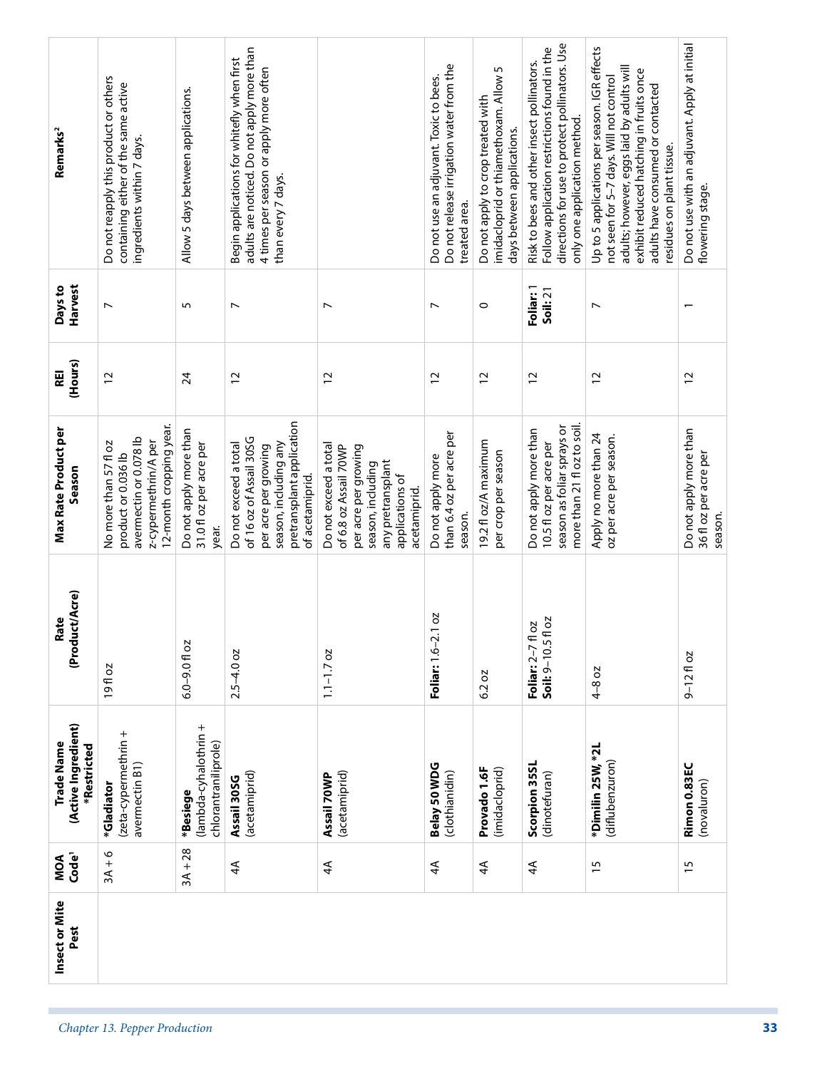| Insect or Mite Pest | MOA Code[1] | Trade Name (Active Ingredient) *Restricted | Rate (Product/Acre) | Max Rate Product per Season | REI (Hours) | Days to Harvest | Remarks[2] |
|---|---|---|---|---|---|---|---|
| | 3A + 6 | ***Gladiator** (zeta-cypermethrin + avermectin B1) | 19 fl oz | No more than 57 fl oz product or 0.036 lb avermectin or 0.078 lb z-cypermethrin/A per 12-month cropping year. | 12 | 7 | Do not reapply this product or others containing either of the same active ingredients within 7 days. |
| | 3A + 28 | ***Besiege** (lambda-cyhalothrin + chlorantraniliprole) | 6.0–9.0 fl oz | Do not apply more than 31.0 fl oz per acre per year. | 24 | 5 | Allow 5 days between applications. |
| | 4A | **Assail 30SG** (acetamiprid) | 2.5–4.0 oz | Do not exceed a total of 16 oz of Assail 30SG per acre per growing season, including any pretransplant application of acetamiprid. | 12 | 7 | Begin applications for whitefly when first adults are noticed. Do not apply more than 4 times per season or apply more often than every 7 days. |
| | 4A | **Assail 70WP** (acetamiprid) | 1.1–1.7 oz | Do not exceed a total of 6.8 oz Assail 70WP per acre per growing season, including any pretransplant applications of acetamiprid. | 12 | 7 | |
| | 4A | **Belay 50 WDG** (clothianidin) | **Foliar:** 1.6–2.1 oz | Do not apply more than 6.4 oz per acre per season. | 12 | 7 | Do not use an adjuvant. Toxic to bees. Do not release irrigation water from the treated area. |
| | 4A | **Provado 1.6F** (imidacloprid) | 6.2 oz | 19.2 fl oz/A maximum per crop per season | 12 | 0 | Do not apply to crop treated with imidacloprid or thiamethoxam. Allow 5 days between applications. |
| | 4A | **Scorpion 35SL** (dinotefuran) | **Foliar:** 2–7 fl oz<br>**Soil:** 9–10.5 fl oz | Do not apply more than 10.5 fl oz per acre per season as foliar sprays or more than 21 fl oz to soil. | 12 | **Foliar:** 1<br>**Soil:** 21 | Risk to bees and other insect pollinators. Follow application restrictions found in the directions for use to protect pollinators. Use only one application method. |
| | 15 | ***Dimilin 25W, *2L** (diflubenzuron) | 4–8 oz | Apply no more than 24 oz per acre per season. | 12 | 7 | Up to 5 applications per season. IGR effects not seen for 5–7 days. Will not control adults; however, eggs laid by adults will exhibit reduced hatching in fruits once adults have consumed or contacted residues on plant tissue. |
| | 15 | **Rimon 0.83EC** (novaluron) | 9–12 fl oz | Do not apply more than 36 fl oz per acre per season. | 12 | 1 | Do not use with an adjuvant. Apply at initial flowering stage. |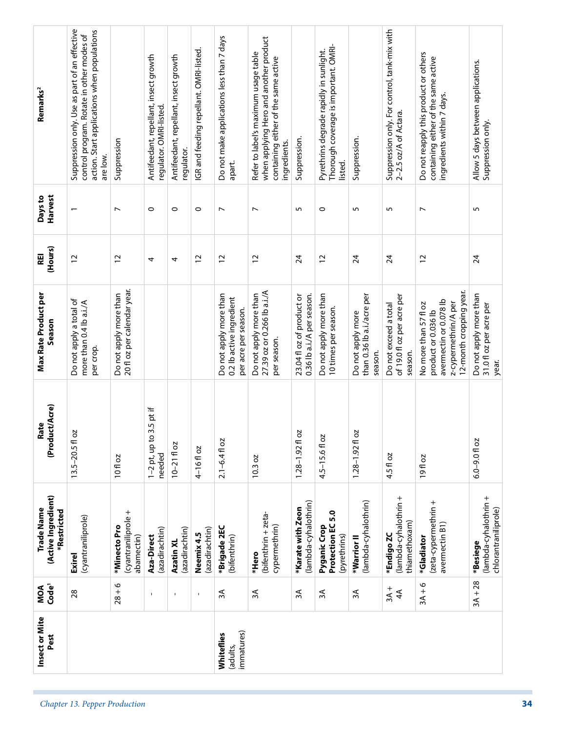| Insect or Mite Pest | MOA Code[1] | Trade Name (Active Ingredient) *Restricted | Rate (Product/Acre) | Max Rate Product per Season | REI (Hours) | Days to Harvest | Remarks[2] |
|---|---|---|---|---|---|---|---|
| | 28 | **Exirel** (cyantraniliprole) | 13.5–20.5 fl oz | Do not apply a total of more than 0.4 lb a.i./A per crop. | 12 | 1 | Suppression only. Use as part of an effective control program. Rotate in other modes of action. Start applications when populations are low. |
| | 28 + 6 | ***Minecto Pro** (cyantraniliprole + abamectin) | 10 fl oz | Do not apply more than 20 fl oz per calendar year. | 12 | 7 | Suppression |
| | - | **Aza-Direct** (azadirachtin) | 1–2 pt, up to 3.5 pt if needed | | 4 | 0 | Antifeedant, repellant, insect growth regulator. OMRI-listed. |
| | - | **Azatin XL** (azadirachtin) | 10–21 fl oz | | 4 | 0 | Antifeedant, repellant, insect growth regulator. |
| | - | **Neemix 4.5** (azadirachtin) | 4–16 fl oz | | 12 | 0 | IGR and feeding repellant. OMRI-listed. |
| **Whiteflies** (adults, immatures) | 3A | ***Brigade 2EC** (bifenthrin) | 2.1–6.4 fl oz | Do not apply more than 0.2 lb active ingredient per acre per season. | 12 | 7 | Do not make applications less than 7 days apart. |
| | 3A | ***Hero** (bifenthrin + zeta-cypermethrin) | 10.3 oz | Do not apply more than 27.39 oz or 0.266 lb a.i./A per season. | 12 | 7 | Refer to label's maximum usage table when applying Hero and another product containing either of the same active ingredients. |
| | 3A | ***Karate with Zeon** (lambda-cyhalothrin) | 1.28–1.92 fl oz | 23.04 fl oz of product or 0.36 lb a.i./A per season. | 24 | 5 | Suppression. |
| | 3A | **Pyganic Crop Protection EC 5.0** (pyrethrins) | 4.5–15.6 fl oz | Do not apply more than 10 times per season. | 12 | 0 | Pyrethrins degrade rapidly in sunlight. Thorough coverage is important. OMRI-listed. |
| | 3A | ***Warrior II** (lambda-cyhalothrin) | 1.28–1.92 fl oz | Do not apply more than 0.36 lb a.i./acre per season. | 24 | 5 | Suppression. |
| | 3A + 4A | ***Endigo ZC** (lambda-cyhalothrin + thiamethoxam) | 4.5 fl oz | Do not exceed a total of 19.0 fl oz per acre per season. | 24 | 5 | Suppression only. For control, tank-mix with 2–2.5 oz/A of Actara. |
| | 3A + 6 | ***Gladiator** (zeta-cypermethrin + avermectin B1) | 19 fl oz | No more than 57 fl oz product or 0.036 lb avermectin or 0.078 lb z-cypermethrin/A per 12-month cropping year. | 12 | 7 | Do not reapply this product or others containing either of the same active ingredients within 7 days. |
| | 3A + 28 | ***Besiege** (lambda-cyhalothrin + chlorantraniliprole) | 6.0–9.0 fl oz | Do not apply more than 31.0 fl oz per acre per year. | 24 | 5 | Allow 5 days between applications. Suppression only. |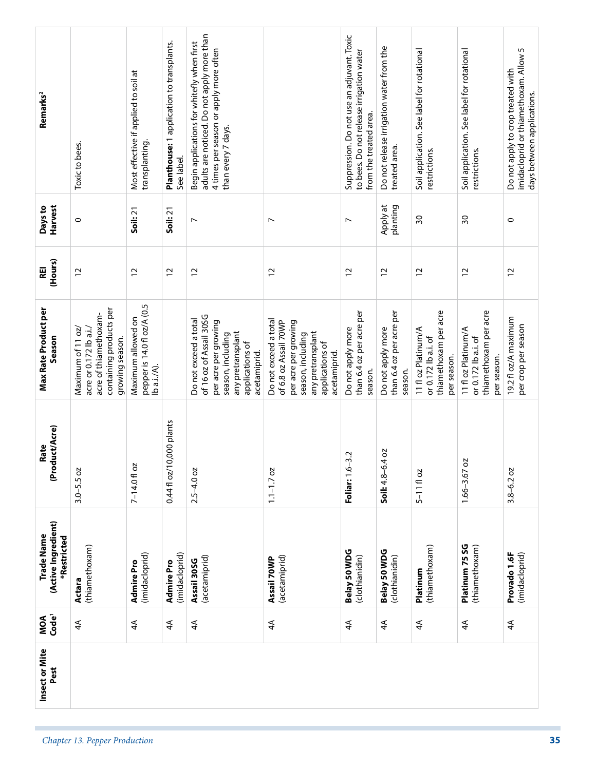| Insect or Mite Pest | MOA Code[1] | Trade Name (Active Ingredient) *Restricted | Rate (Product/Acre) | Max Rate Product per Season | REI (Hours) | Days to Harvest | Remarks[2] |
|---|---|---|---|---|---|---|---|
| | 4A | **Actara** (thiamethoxam) | 3.0–5.5 oz | Maximum of 11 oz/acre or 0.172 lb a.i./acre of thiamethoxam-containing products per growing season. | 12 | 0 | Toxic to bees. |
| | 4A | **Admire Pro** (imidacloprid) | 7–14.0 fl oz | Maximum allowed on pepper is 14.0 fl oz/A (0.5 lb a.i./A). | 12 | **Soil:** 21 | Most effective if applied to soil at transplanting. |
| | 4A | **Admire Pro** (imidacloprid) | 0.44 fl oz/10,000 plants | | 12 | **Soil:** 21 | **Planthouse:** 1 application to transplants. See label. |
| | 4A | **Assail 30SG** (acetamiprid) | 2.5–4.0 oz | Do not exceed a total of 16 oz of Assail 30SG per acre per growing season, including any pretransplant applications of acetamiprid. | 12 | 7 | Begin applications for whitefly when first adults are noticed. Do not apply more than 4 times per season or apply more often than every 7 days. |
| | 4A | **Assail 70WP** (acetamiprid) | 1.1–1.7 oz | Do not exceed a total of 6.8 oz Assail 70WP per acre per growing season, including any pretransplant applications of acetamiprid. | 12 | 7 | |
| | 4A | **Belay 50 WDG** (clothianidin) | **Foliar:** 1.6–3.2 | Do not apply more than 6.4 oz per acre per season. | 12 | 7 | Suppression. Do not use an adjuvant. Toxic to bees. Do not release irrigation water from the treated area. |
| | 4A | **Belay 50 WDG** (clothianidin) | **Soil:** 4.8–6.4 oz | Do not apply more than 6.4 oz per acre per season. | 12 | Apply at planting | Do not release irrigation water from the treated area. |
| | 4A | **Platinum** (thiamethoxam) | 5–11 fl oz | 11 fl oz Platinum/A or 0.172 lb a.i. of thiamethoxam per acre per season. | 12 | 30 | Soil application. See label for rotational restrictions. |
| | 4A | **Platinum 75 SG** (thiamethoxam) | 1.66–3.67 oz | 11 fl oz Platinum/A or 0.172 lb a.i. of thiamethoxam per acre per season. | 12 | 30 | Soil application. See label for rotational restrictions. |
| | 4A | **Provado 1.6F** (imidacloprid) | 3.8–6.2 oz | 19.2 fl oz/A maximum per crop per season | 12 | 0 | Do not apply to crop treated with imidacloprid or thiamethoxam. Allow 5 days between applications. |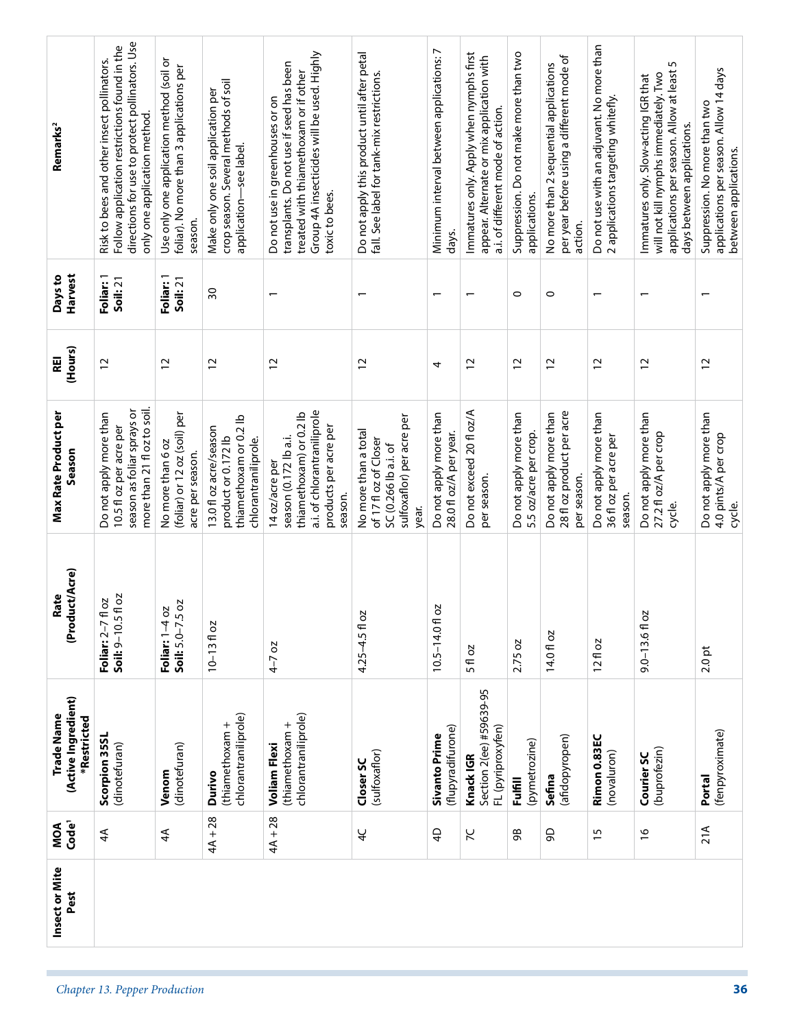| Insect or Mite Pest | MOA Code[1] | Trade Name (Active Ingredient) *Restricted | Rate (Product/Acre) | Max Rate Product per Season | REI (Hours) | Days to Harvest | Remarks[2] |
|---|---|---|---|---|---|---|---|
| | 4A | **Scorpion 35SL** (dinotefuran) | **Foliar:** 2–7 fl oz **Soil:** 9–10.5 fl oz | Do not apply more than 10.5 fl oz per acre per season as foliar sprays or more than 21 fl oz to soil. | 12 | **Foliar:** 1 **Soil:** 21 | Risk to bees and other insect pollinators. Follow application restrictions found in the directions for use to protect pollinators. Use only one application method. |
| | 4A | **Venom** (dinotefuran) | **Foliar:** 1–4 oz **Soil:** 5.0–7.5 oz | No more than 6 oz (foliar) or 12 oz (soil) per acre per season. | 12 | **Foliar:** 1 **Soil:** 21 | Use only one application method (soil or foliar). No more than 3 applications per season. |
| | 4A + 28 | **Durivo** (thiamethoxam + chlorantraniliprole) | 10–13 fl oz | 13.0 fl oz acre/season product or 0.172 lb thiamethoxam or 0.2 lb chlorantraniliprole. | 12 | 30 | Make only one soil application per crop season. Several methods of soil application—see label. |
| | 4A + 28 | **Voliam Flexi** (thiamethoxam + chlorantraniliprole) | 4–7 oz | 14 oz/acre per season (0.172 lb a.i. thiamethoxam) or 0.2 lb a.i. of chlorantraniliprole products per acre per season. | 12 | 1 | Do not use in greenhouses or on transplants. Do not use if seed has been treated with thiamethoxam or if other Group 4A insecticides will be used. Highly toxic to bees. |
| | 4C | **Closer SC** (sulfoxaflor) | 4.25–4.5 fl oz | No more than a total of 17 fl oz of Closer SC (0.266 lb a.i. of sulfoxaflor) per acre per year. | 12 | 1 | Do not apply this product until after petal fall. See label for tank-mix restrictions. |
| | 4D | **Sivanto Prime** (flupyradifurone) | 10.5–14.0 fl oz | Do not apply more than 28.0 fl oz/A per year. | 4 | 1 | Minimum interval between applications: 7 days. |
| | 7C | **Knack IGR** Section 2(ee) #59639-95 FL (pyriproxyfen) | 5 fl oz | Do not exceed 20 fl oz/A per season. | 12 | 1 | Immatures only. Apply when nymphs first appear. Alternate or mix application with a.i. of different mode of action. |
| | 9B | **Fulfill** (pymetrozine) | 2.75 oz | Do not apply more than 5.5 oz/acre per crop. | 12 | 0 | Suppression. Do not make more than two applications. |
| | 9D | **Sefina** (afidopyropen) | 14.0 fl oz | Do not apply more than 28 fl oz product per acre per season. | 12 | 0 | No more than 2 sequential applications per year before using a different mode of action. |
| | 15 | **Rimon 0.83EC** (novaluron) | 12 fl oz | Do not apply more than 36 fl oz per acre per season. | 12 | 1 | Do not use with an adjuvant. No more than 2 applications targeting whitefly. |
| | 16 | **Courier SC** (buprofezin) | 9.0–13.6 fl oz | Do not apply more than 27.2 fl oz/A per crop cycle. | 12 | 1 | Immatures only. Slow-acting IGR that will not kill nymphs immediately. Two applications per season. Allow at least 5 days between applications. |
| | 21A | **Portal** (fenpyroximate) | 2.0 pt | Do not apply more than 4.0 pints/A per crop cycle. | 12 | 1 | Suppression. No more than two applications per season. Allow 14 days between applications. |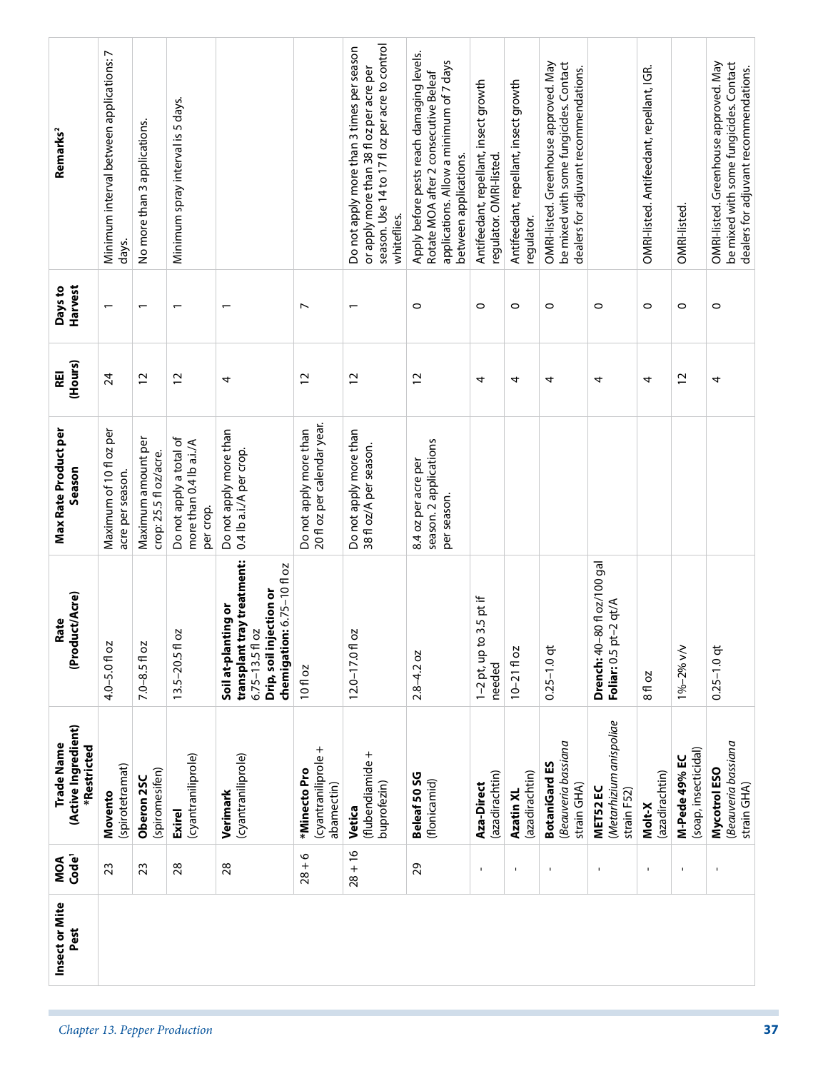| Insect or Mite Pest | MOA Code[1] | Trade Name (Active Ingredient) *Restricted | Rate (Product/Acre) | Max Rate Product per Season | REI (Hours) | Days to Harvest | Remarks[2] |
|---|---|---|---|---|---|---|---|
| | 23 | **Movento** (spirotetramat) | 4.0–5.0 fl oz | Maximum of 10 fl oz per acre per season. | 24 | 1 | Minimum interval between applications: 7 days. |
| | 23 | **Oberon 2SC** (spiromesifen) | 7.0–8.5 fl oz | Maximum amount per crop: 25.5 fl oz/acre. | 12 | 1 | No more than 3 applications. |
| | 28 | **Exirel** (cyantraniliprole) | 13.5–20.5 fl oz | Do not apply a total of more than 0.4 lb a.i./A per crop. | 12 | 1 | Minimum spray interval is 5 days. |
| | 28 | **Verimark** (cyantraniliprole) | **Soil at-planting or transplant tray treatment:** 6.75–13.5 fl oz **Drip, soil injection or chemigation:** 6.75–10 fl oz | Do not apply more than 0.4 lb a.i./A per crop. | 4 | 1 | |
| | 28 + 6 | ***Minecto Pro** (cyantraniliprole + abamectin) | 10 fl oz | Do not apply more than 20 fl oz per calendar year. | 12 | 7 | |
| | 28 + 16 | **Vetica** (flubendiamide + buprofezin) | 12.0–17.0 fl oz | Do not apply more than 38 fl oz/A per season. | 12 | 1 | Do not apply more than 3 times per season or apply more than 38 fl oz per acre per season. Use 14 to 17 fl oz per acre to control whiteflies. |
| | 29 | **Beleaf 50 SG** (flonicamid) | 2.8–4.2 oz | 8.4 oz per acre per season. 2 applications per season. | 12 | 0 | Apply before pests reach damaging levels. Rotate MOA after 2 consecutive Beleaf applications. Allow a minimum of 7 days between applications. |
| | - | **Aza-Direct** (azadirachtin) | 1–2 pt, up to 3.5 pt if needed | | 4 | 0 | Antifeedant, repellant, insect growth regulator. OMRI-listed. |
| | - | **Azatin XL** (azadirachtin) | 10–21 fl oz | | 4 | 0 | Antifeedant, repellant, insect growth regulator. |
| | - | **BotaniGard ES** (*Beauveria bassiana* strain GHA) | 0.25–1.0 qt | | 4 | 0 | OMRI-listed. Greenhouse approved. May be mixed with some fungicides. Contact dealers for adjuvant recommendations. |
| | - | **MET52 EC** (*Metarhizium anispoliae* strain F52) | **Drench:** 40–80 fl oz/100 gal **Foliar:** 0.5 pt–2 qt/A | | 4 | 0 | |
| | - | **Molt-X** (azadirachtin) | 8 fl oz | | 4 | 0 | OMRI-listed. Antifeedant, repellant, IGR. |
| | - | **M-Pede 49% EC** (soap, insecticidal) | 1%–2% v/v | | 12 | 0 | OMRI-listed. |
| | - | **Mycotrol ESO** (*Beauveria bassiana* strain GHA) | 0.25–1.0 qt | | 4 | 0 | OMRI-listed. Greenhouse approved. May be mixed with some fungicides. Contact dealers for adjuvant recommendations. |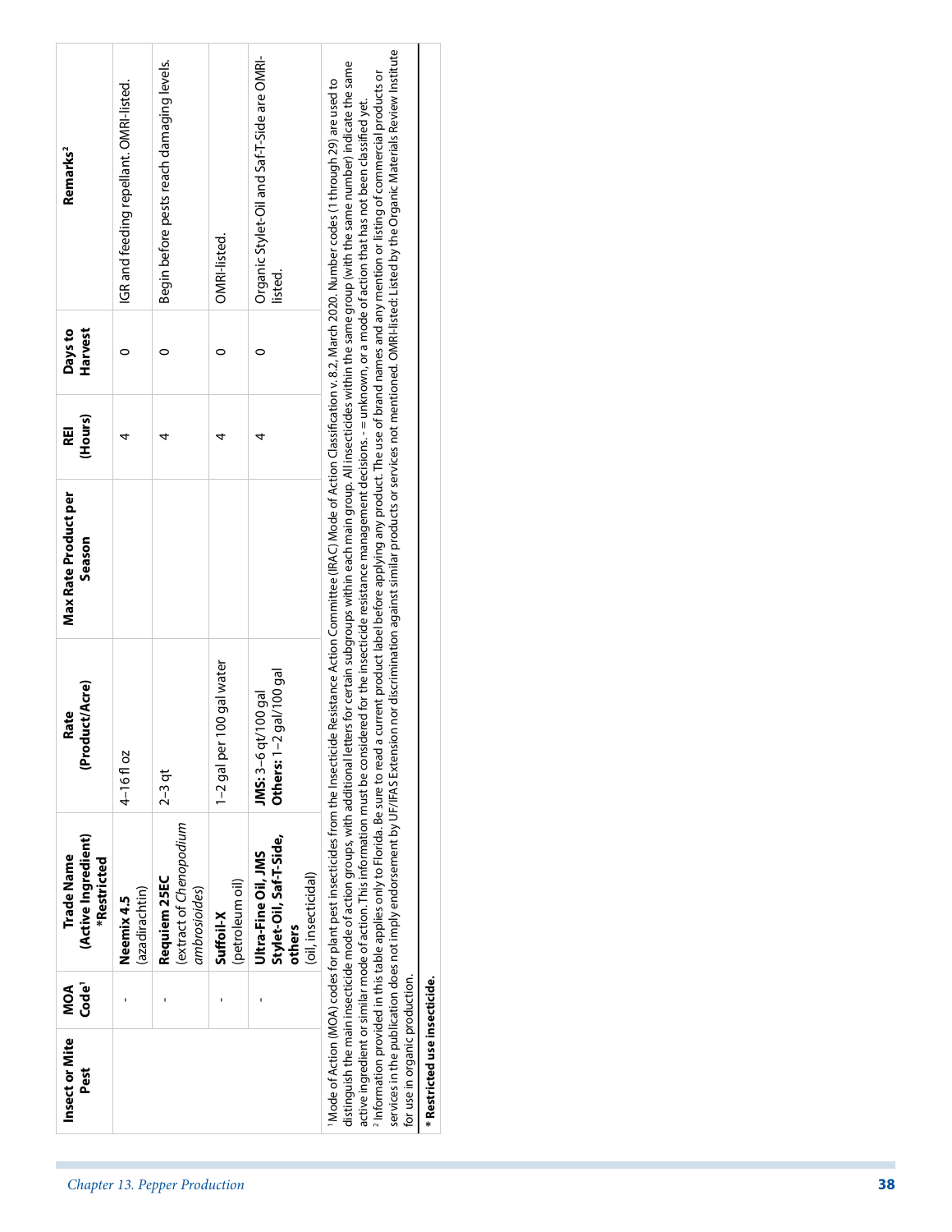| Insect or Mite Pest | MOA Code[1] | Trade Name (Active Ingredient) *Restricted | Rate (Product/Acre) | Max Rate Product per Season | REI (Hours) | Days to Harvest | Remarks[2] |
|---|---|---|---|---|---|---|---|
| | - | **Neemix 4.5** (azadirachtin) | 4–16 fl oz | | 4 | 0 | IGR and feeding repellant. OMRI-listed. |
| | - | **Requiem 25EC** (extract of *Chenopodium ambrosioides*) | 2–3 qt | | 4 | 0 | Begin before pests reach damaging levels. |
| | - | **Suffoil-X** (petroleum oil) | 1–2 gal per 100 gal water | | 4 | 0 | OMRI-listed. |
| | - | **Ultra-Fine Oil, JMS Stylet-Oil, Saf-T-Side, others** (oil, insecticidal) | **JMS:** 3–6 qt/100 gal **Others:** 1–2 gal/100 gal | | 4 | 0 | Organic Stylet-Oil and Saf-T-Side are OMRI-listed. |

[1] Mode of Action (MOA) codes for plant pest insecticides from the Insecticide Resistance Action Committee (IRAC) Mode of Action Classification v. 8.2, March 2020. Number codes (1 through 29) are used to distinguish the main insecticide mode of action groups, with additional letters for certain subgroups within each main group. All insecticides within the same group (with the same number) indicate the same active ingredient or similar mode of action. This information must be considered for the insecticide resistance management decisions. - = unknown, or a mode of action that has not been classified yet.

[2] Information provided in this table applies only to Florida. Be sure to read a current product label before applying any product. The use of brand names and any mention or listing of commercial products or services in the publication does not imply endorsement by UF/IFAS Extension nor discrimination against similar products or services not mentioned. OMRI-listed: Listed by the Organic Materials Review Institute for use in organic production.

**\* Restricted use insecticide.**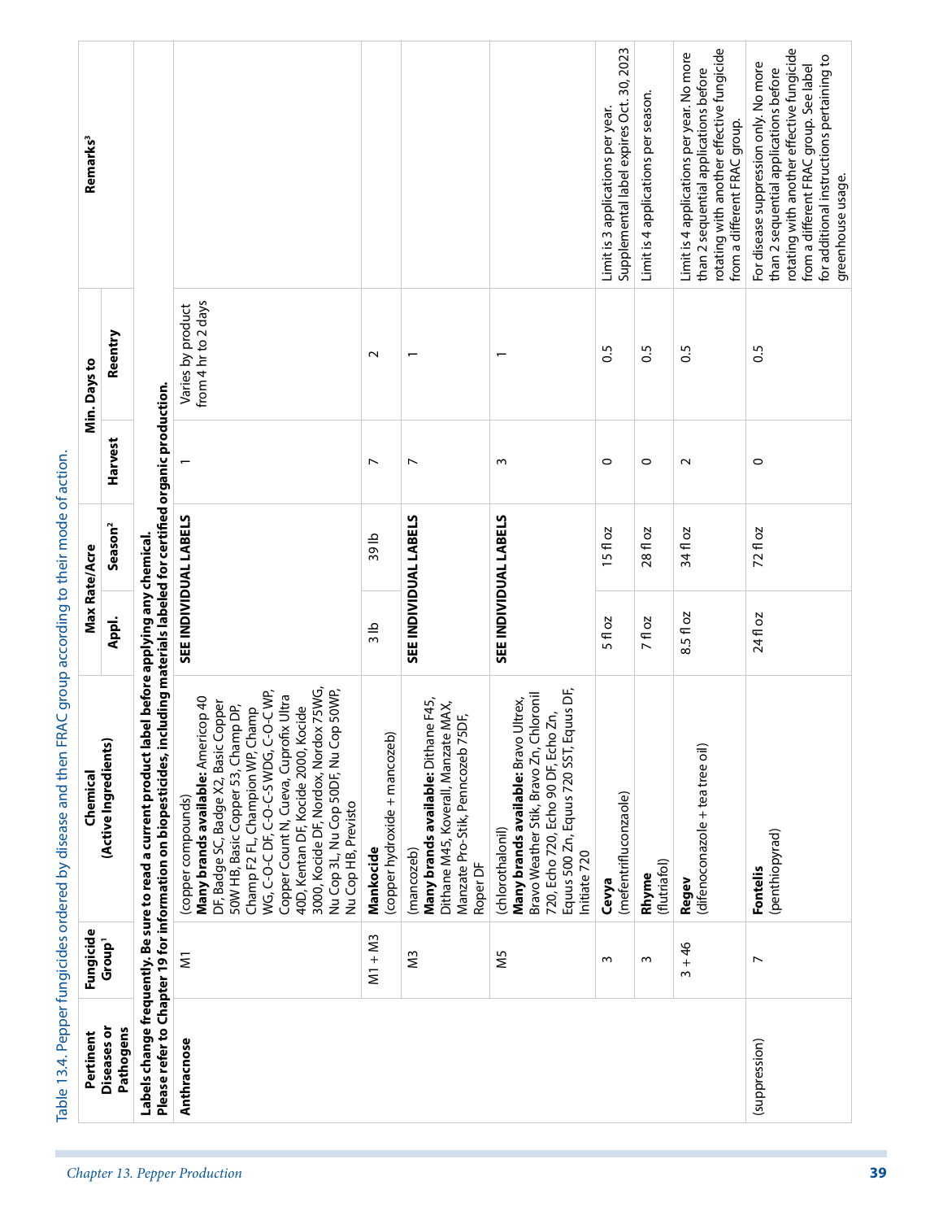Table 13.4. Pepper fungicides ordered by disease and then FRAC group according to their mode of action.

| Pertinent Diseases or Pathogens | Fungicide Group[1] | Chemical (Active Ingredients) | Max Rate/Acre | | Min. Days to | | Remarks[3] |
|---|---|---|---|---|---|---|---|
| | | | Appl. | Season[2] | Harvest | Reentry | |
| **Labels change frequently. Be sure to read a current product label before applying any chemical. Please refer to Chapter 19 for information on biopesticides, including materials labeled for certified organic production.** | | | | | | | |
| **Anthracnose** | M1 | (copper compounds) **Many brands available:** Americop 40 DF, Badge SC, Badge X2, Basic Copper 50W HB, Basic Copper 53, Champ DP, Champ F2 FL, Champion WP, Champ WG, C-O-C DF, C-O-C-S WDG, C-O-C WP, Copper Count N, Cueva, Cuprofix Ultra 40D, Kentan DF, Kocide 2000, Kocide 3000, Kocide DF, Nordox, Nordox 75WG, Nu Cop 3L, Nu Cop 50DF, Nu Cop 50WP, Nu Cop HB, Previsto | **SEE INDIVIDUAL LABELS** | | 1 | Varies by product from 4 hr to 2 days | |
| | M1 + M3 | **Mankocide** (copper hydroxide + mancozeb) | 3 lb | 39 lb | 7 | 2 | |
| | M3 | (mancozeb) **Many brands available:** Dithane F45, Dithane M45, Koverall, Manzate MAX, Manzate Pro-Stik, Penncozeb 75DF, Roper DF | **SEE INDIVIDUAL LABELS** | | 7 | 1 | |
| | M5 | (chlorothalonil) **Many brands available:** Bravo Ultrex, Bravo Weather Stik, Bravo Zn, Chloronil 720, Echo 720, Echo 90 DF, Echo Zn, Equus 500 Zn, Equus 720 SST, Equus DF, Initiate 720 | **SEE INDIVIDUAL LABELS** | | 3 | 1 | |
| | 3 | **Cevya** (mefentrifluconzaole) | 5 fl oz | 15 fl oz | 0 | 0.5 | Limit is 3 applications per year. Supplemental label expires Oct. 30, 2023 |
| | 3 | **Rhyme** (flutriafol) | 7 fl oz | 28 fl oz | 0 | 0.5 | Limit is 4 applications per season. |
| | 3 + 46 | **Regev** (difenoconazole + tea tree oil) | 8.5 fl oz | 34 fl oz | 2 | 0.5 | Limit is 4 applications per year. No more than 2 sequential applications before rotating with another effective fungicide from a different FRAC group. |
| (suppression) | 7 | **Fontelis** (penthiopyrad) | 24 fl oz | 72 fl oz | 0 | 0.5 | For disease suppression only. No more than 2 sequential applications before rotating with another effective fungicide from a different FRAC group. See label for additional instructions pertaining to greenhouse usage. |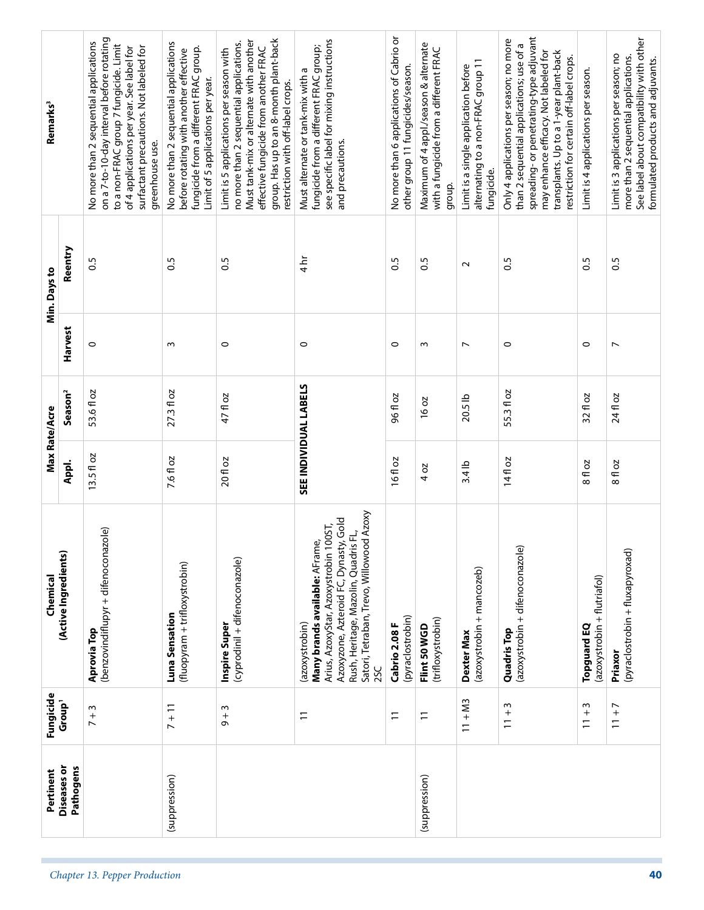| Pertinent Diseases or Pathogens | Fungicide Group[1] | Chemical (Active Ingredients) | Max Rate/Acre | | Min. Days to | | Remarks[3] |
|---|---|---|---|---|---|---|---|
| | | | Appl. | Season[2] | Harvest | Reentry | |
| | 7 + 3 | **Aprovia Top** (benzovindiflupyr + difenoconazole) | 13.5 fl oz | 53.6 fl oz | 0 | 0.5 | No more than 2 sequential applications on a 7-to-10-day interval before rotating to a non-FRAC group 7 fungicide. Limit of 4 applications per year. See label for surfactant precautions. Not labeled for greenhouse use. |
| (suppression) | 7 + 11 | **Luna Sensation** (fluopyram + trifloxystrobin) | 7.6 fl oz | 27.3 fl oz | 3 | 0.5 | No more than 2 sequential applications before rotating with another effective fungicide from a different FRAC group. Limit of 5 applications per year. |
| | 9 + 3 | **Inspire Super** (cyprodinil + difenoconazole) | 20 fl oz | 47 fl oz | 0 | 0.5 | Limit is 5 applications per season with no more than 2 sequential applications. Must tank-mix or alternate with another effective fungicide from another FRAC group. Has up to an 8-month plant-back restriction with off-label crops. |
| | 11 | (azoxystrobin) **Many brands available:** AFrame, Arius, AzoxyStar, Azoxystrobin 100ST, Azoxyzone, Azteroid FC, Dynasty, Gold Rush, Heritage, Mazolin, Quadris FL, Satori, Tetraban, Trevo, Willowood Azoxy 2SC | SEE INDIVIDUAL LABELS | | 0 | 4 hr | Must alternate or tank-mix with a fungicide from a different FRAC group; see specific label for mixing instructions and precautions. |
| | 11 | **Cabrio 2.08 F** (pyraclostrobin) | 16 fl oz | 96 fl oz | 0 | 0.5 | No more than 6 applications of Cabrio or other group 11 fungicides/season. |
| (suppression) | 11 | **Flint 50 WGD** (trifloxystrobin) | 4 oz | 16 oz | 3 | 0.5 | Maximum of 4 appl./season & alternate with a fungicide from a different FRAC group. |
| | 11 + M3 | **Dexter Max** (azoxystrobin + mancozeb) | 3.4 lb | 20.5 lb | 7 | 2 | Limit is a single application before alternating to a non-FRAC group 11 fungicide. |
| | 11 + 3 | **Quadris Top** (azoxystrobin + difenoconazole) | 14 fl oz | 55.3 fl oz | 0 | 0.5 | Only 4 applications per season; no more than 2 sequential applications; use of a spreading- or penetrating-type adjuvant may enhance efficacy. Not labeled for transplants. Up to a 1-year plant-back restriction for certain off-label crops. |
| | 11 + 3 | **Topguard EQ** (azoxystrobin + flutriafol) | 8 fl oz | 32 fl oz | 0 | 0.5 | Limit is 4 applications per season. |
| | 11 + 7 | **Priaxor** (pyraclostrobin + fluxapyroxad) | 8 fl oz | 24 fl oz | 7 | 0.5 | Limit is 3 applications per season; no more than 2 sequential applications. See label about compatibility with other formulated products and adjuvants. |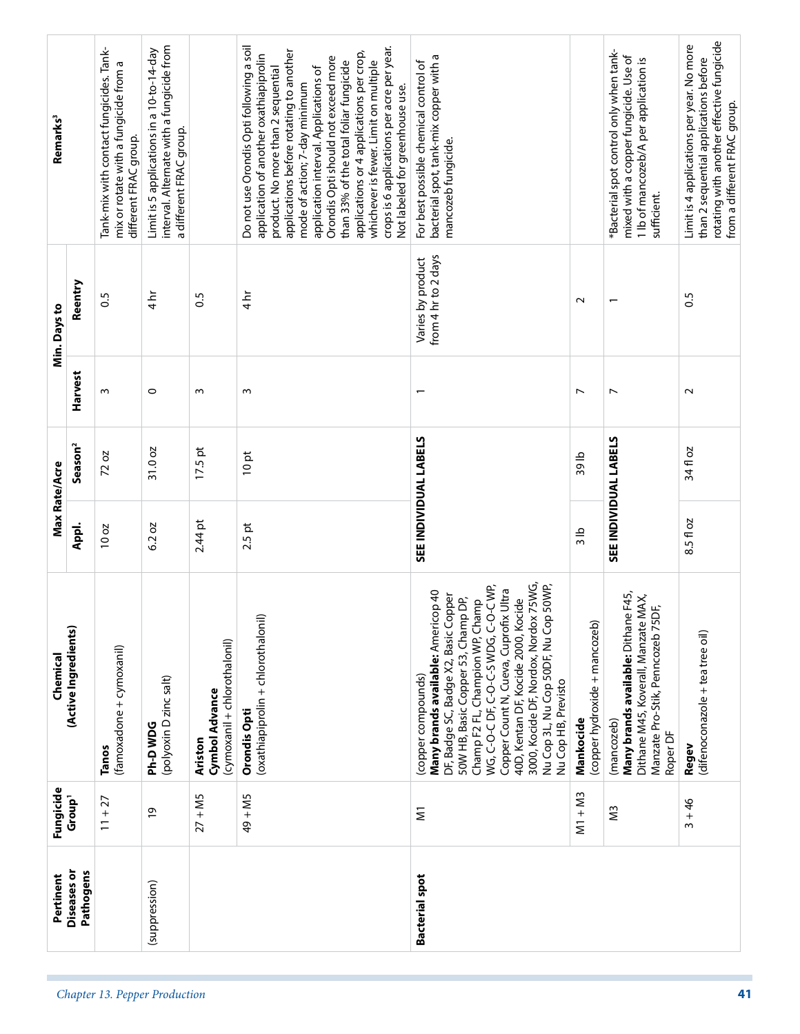| Pertinent Diseases or Pathogens | Fungicide Group[1] | Chemical (Active Ingredients) | Max Rate/Acre | | Min. Days to | | Remarks[3] |
|---|---|---|---|---|---|---|---|
| | | | Appl. | Season[2] | Harvest | Reentry | |
| | 11 + 27 | **Tanos** (famoxadone + cymoxanil) | 10 oz | 72 oz | 3 | 0.5 | Tank-mix with contact fungicides. Tank-mix or rotate with a fungicide from a different FRAC group. |
| (suppression) | 19 | **Ph-D WDG** (polyoxin D zinc salt) | 6.2 oz | 31.0 oz | 0 | 4 hr | Limit is 5 applications in a 10-to-14-day interval. Alternate with a fungicide from a different FRAC group. |
| | 27 + M5 | **Ariston** **Cymbol Advance** (cymoxanil + chlorothalonil) | 2.44 pt | 17.5 pt | 3 | 0.5 | |
| | 49 + M5 | **Orondis Opti** (oxathiapiprolin + chlorothalonil) | 2.5 pt | 10 pt | 3 | 4 hr | Do not use Orondis Opti following a soil application of another oxathiapiprolin product. No more than 2 sequential applications before rotating to another mode of action; 7-day minimum application interval. Applications of Orondis Opti should not exceed more than 33% of the total foliar fungicide applications or 4 applications per crop, whichever is fewer. Limit on multiple crops is 6 applications per acre per year. Not labeled for greenhouse use. |
| **Bacterial spot** | M1 | (copper compounds) **Many brands available:** Americop 40 DF, Badge SC, Badge X2, Basic Copper 50W HB, Basic Copper 53, Champ DP, Champ F2 FL, Champion WP, Champ WG, C-O-C DF, C-O-C-S WDG, C-O-C WP, Copper Count N, Cueva, Cuprofix Ultra 40D, Kentan DF, Kocide 2000, Kocide 3000, Kocide DF, Nordox, Nordox 75WG, Nu Cop 3L, Nu Cop 50DF, Nu Cop 50WP, Nu Cop HB, Previsto | **SEE INDIVIDUAL LABELS** | | 1 | Varies by product from 4 hr to 2 days | For best possible chemical control of bacterial spot, tank-mix copper with a mancozeb fungicide. |
| | M1 + M3 | **Mankocide** (copper hydroxide + mancozeb) | 3 lb | 39 lb | 7 | 2 | |
| | M3 | (mancozeb) **Many brands available:** Dithane F45, Dithane M45, Koverall, Manzate MAX, Manzate Pro-Stik, Penncozeb 75DF, Roper DF | **SEE INDIVIDUAL LABELS** | | 7 | 1 | *Bacterial spot control only when tank-mixed with a copper fungicide. Use of 1 lb of mancozeb/A per application is sufficient. |
| | 3 + 46 | **Regev** (difenoconazole + tea tree oil) | 8.5 fl oz | 34 fl oz | 2 | 0.5 | Limit is 4 applications per year. No more than 2 sequential applications before rotating with another effective fungicide from a different FRAC group. |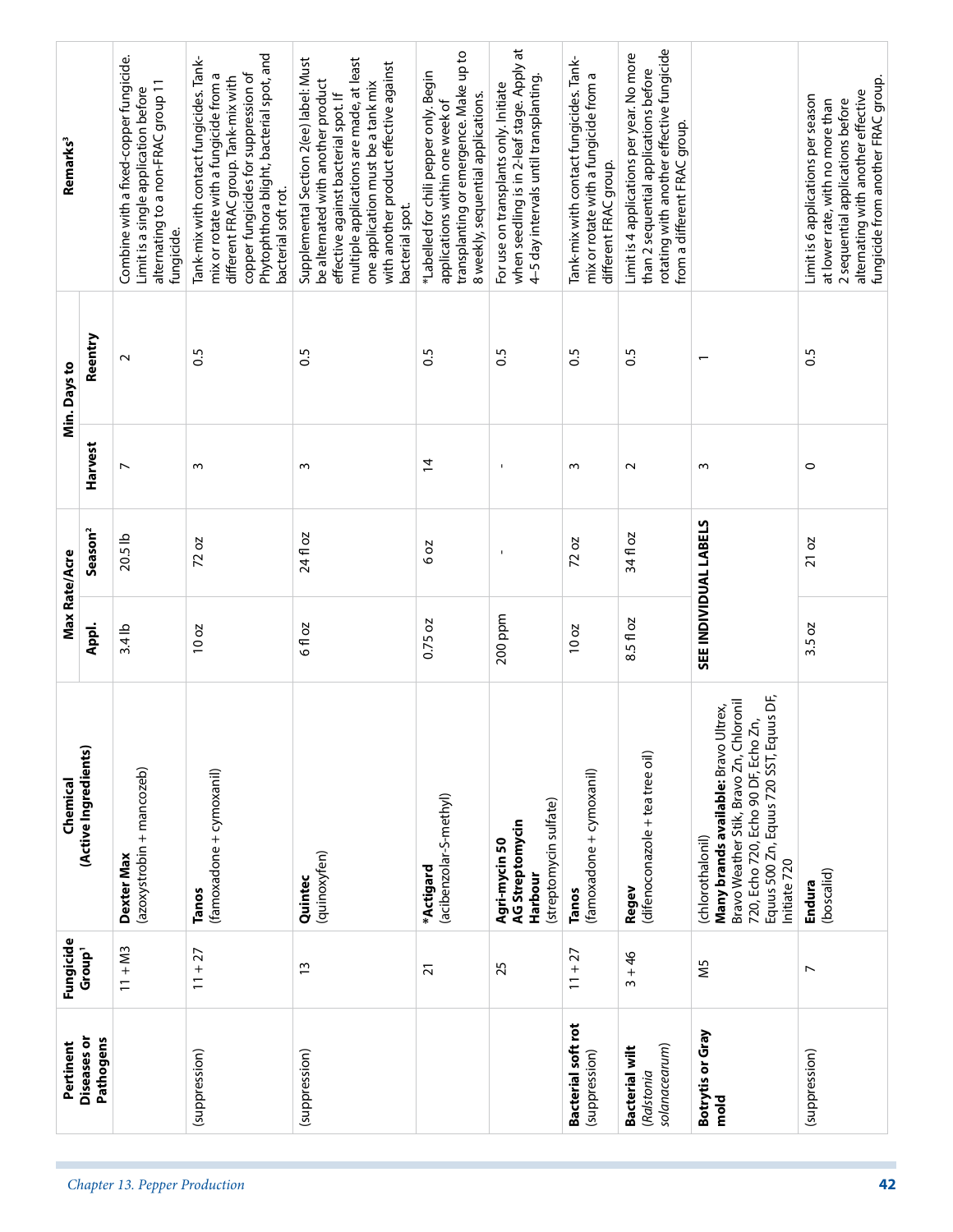| Pertinent Diseases or Pathogens | Fungicide Group[1] | Chemical (Active Ingredients) | Max Rate/Acre | | Min. Days to | | Remarks[3] |
|---|---|---|---|---|---|---|---|
| | | | Appl. | Season[2] | Harvest | Reentry | |
| | 11 + M3 | **Dexter Max** (azoxystrobin + mancozeb) | 3.4 lb | 20.5 lb | 7 | 2 | Combine with a fixed-copper fungicide. Limit is a single application before alternating to a non-FRAC group 11 fungicide. |
| (suppression) | 11 + 27 | **Tanos** (famoxadone + cymoxanil) | 10 oz | 72 oz | 3 | 0.5 | Tank-mix with contact fungicides. Tank-mix or rotate with a fungicide from a different FRAC group. Tank-mix with copper fungicides for suppression of Phytophthora blight, bacterial spot, and bacterial soft rot. |
| (suppression) | 13 | **Quintec** (quinoxyfen) | 6 fl oz | 24 fl oz | 3 | 0.5 | Supplemental Section 2(ee) label: Must be alternated with another product effective against bacterial spot. If multiple applications are made, at least one application must be a tank mix with another product effective against bacterial spot. |
| | 21 | **\*Actigard** (acibenzolar-S-methyl) | 0.75 oz | 6 oz | 14 | 0.5 | *Labelled for chili pepper only. Begin applications within one week of transplanting or emergence. Make up to 8 weekly, sequential applications. |
| | 25 | **Agri-mycin 50** **AG Streptomycin** **Harbour** (streptomycin sulfate) | 200 ppm | - | - | 0.5 | For use on transplants only. Initiate when seedling is in 2-leaf stage. Apply at 4–5 day intervals until transplanting. |
| **Bacterial soft rot** (suppression) | 11 + 27 | **Tanos** (famoxadone + cymoxanil) | 10 oz | 72 oz | 3 | 0.5 | Tank-mix with contact fungicides. Tank-mix or rotate with a fungicide from a different FRAC group. |
| **Bacterial wilt** (*Ralstonia solanacearum*) | 3 + 46 | **Regev** (difenoconazole + tea tree oil) | 8.5 fl oz | 34 fl oz | 2 | 0.5 | Limit is 4 applications per year. No more than 2 sequential applications before rotating with another effective fungicide from a different FRAC group. |
| **Botrytis or Gray mold** | M5 | (chlorothalonil) **Many brands available:** Bravo Ultrex, Bravo Weather Stik, Bravo Zn, Chloronil 720, Echo 720, Echo 90 DF, Echo Zn, Equus 500 Zn, Equus 720 SST, Equus DF, Initiate 720 | **SEE INDIVIDUAL LABELS** | | 3 | 1 | |
| (suppression) | 7 | **Endura** (boscalid) | 3.5 oz | 21 oz | 0 | 0.5 | Limit is 6 applications per season at lower rate, with no more than 2 sequential applications before alternating with another effective fungicide from another FRAC group. |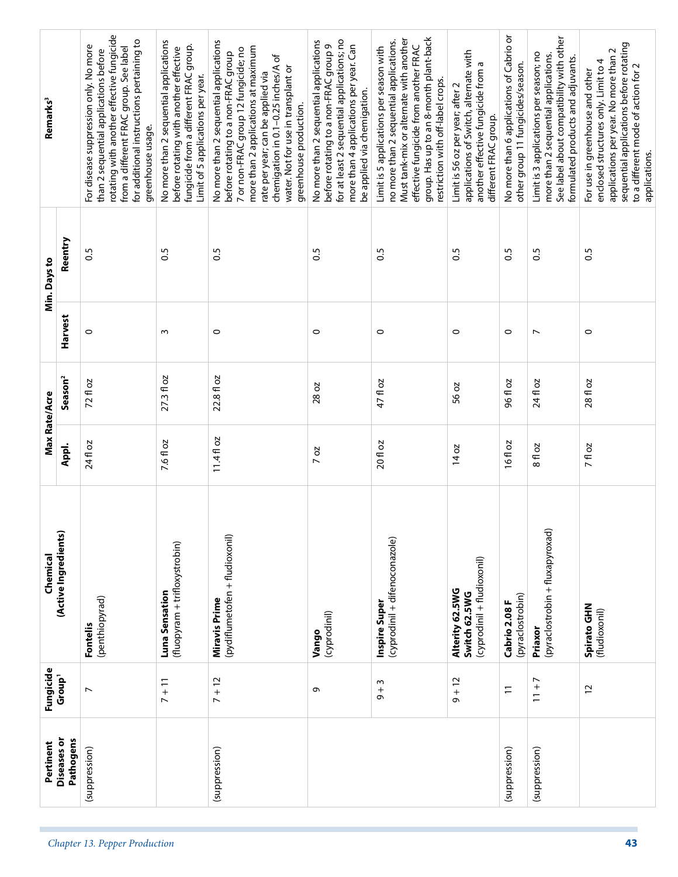| Pertinent Diseases or Pathogens | Fungicide Group[1] | Chemical (Active Ingredients) | Max Rate/Acre | | Min. Days to | | Remarks[3] |
|---|---|---|---|---|---|---|---|
| | | | Appl. | Season[2] | Harvest | Reentry | |
| (suppression) | 7 | **Fontelis** (penthiopyrad) | 24 fl oz | 72 fl oz | 0 | 0.5 | For disease suppression only. No more than 2 sequential applications before rotating with another effective fungicide from a different FRAC group. See label for additional instructions pertaining to greenhouse usage. |
| | 7 + 11 | **Luna Sensation** (fluopyram + trifloxystrobin) | 7.6 fl oz | 27.3 fl oz | 3 | 0.5 | No more than 2 sequential applications before rotating with another effective fungicide from a different FRAC group. Limit of 5 applications per year. |
| (suppression) | 7 + 12 | **Miravis Prime** (pydiflumetofen + fludioxonil) | 11.4 fl oz | 22.8 fl oz | 0 | 0.5 | No more than 2 sequential applications before rotating to a non-FRAC group 7 or non-FRAC group 12 fungicide; no more than 2 applications at maximum rate per year; can be applied via chemigation in 0.1–0.25 inches/A of water. Not for use in transplant or greenhouse production. |
| | 9 | **Vango** (cyprodinil) | 7 oz | 28 oz | 0 | 0.5 | No more than 2 sequential applications before rotating to a non-FRAC group 9 for at least 2 sequential applications; no more than 4 applications per year. Can be applied via chemigation. |
| | 9 + 3 | **Inspire Super** (cyprodinil + difenoconazole) | 20 fl oz | 47 fl oz | 0 | 0.5 | Limit is 5 applications per season with no more than 2 sequential applications. Must tank-mix or alternate with another effective fungicide from another FRAC group. Has up to an 8-month plant-back restriction with off-label crops. |
| | 9 + 12 | **Alterity 62.5WG** **Switch 62.5WG** (cyprodinil + fludioxonil) | 14 oz | 56 oz | 0 | 0.5 | Limit is 56 oz per year; after 2 applications of Switch, alternate with another effective fungicide from a different FRAC group. |
| (suppression) | 11 | **Cabrio 2.08 F** (pyraclostrobin) | 16 fl oz | 96 fl oz | 0 | 0.5 | No more than 6 applications of Cabrio or other group 11 fungicides/season. |
| (suppression) | 11 + 7 | **Priaxor** (pyraclostrobin + fluxapyroxad) | 8 fl oz | 24 fl oz | 7 | 0.5 | Limit is 3 applications per season; no more than 2 sequential applications. See label about compatibility with other formulated products and adjuvants. |
| | 12 | **Spirato GHN** (fludioxonil) | 7 fl oz | 28 fl oz | 0 | 0.5 | For use in greenhouse and other enclosed structures only. Limit to 4 applications per year. No more than 2 sequential applications before rotating to a different mode of action for 2 applications. |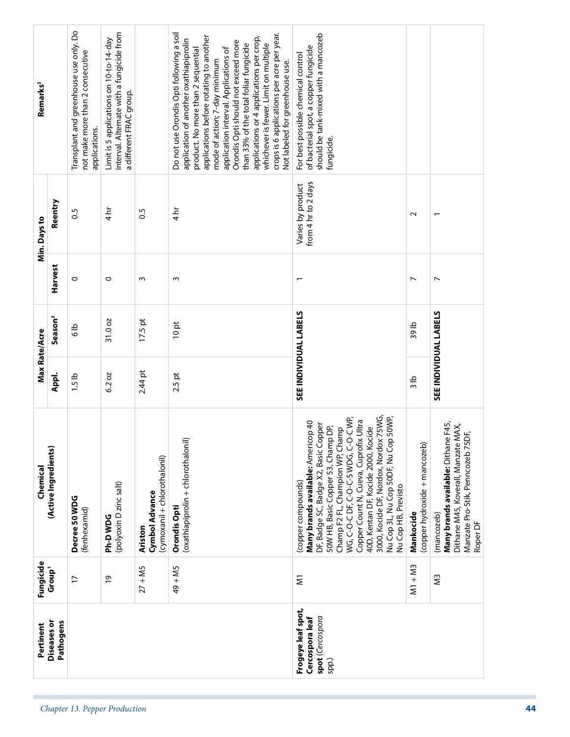| Pertinent Diseases or Pathogens | Fungicide Group[1] | Chemical (Active Ingredients) | Max Rate/Acre | | Min. Days to | | Remarks[3] |
|---|---|---|---|---|---|---|---|
| | | | Appl. | Season[2] | Harvest | Reentry | |
| | 17 | **Decree 50 WDG** (fenhexamid) | 1.5 lb | 6 lb | 0 | 0.5 | Transplant and greenhouse use only. Do not make more than 2 consecutive applications. |
| | 19 | **Ph-D WDG** (polyoxin D zinc salt) | 6.2 oz | 31.0 oz | 0 | 4 hr | Limit is 5 applications on 10-to-14-day interval. Alternate with a fungicide from a different FRAC group. |
| | 27 + M5 | **Ariston** **Cymbol Advance** (cymoxanil + chlorothalonil) | 2.44 pt | 17.5 pt | 3 | 0.5 | |
| | 49 + M5 | **Orondis Opti** (oxathiapiprolin + chlorothalonil) | 2.5 pt | 10 pt | 3 | 4 hr | Do not use Orondis Opti following a soil application of another oxathiapiprolin product. No more than 2 sequential applications before rotating to another mode of action; 7-day minimum application interval. Applications of Orondis Opti should not exceed more than 33% of the total foliar fungicide applications or 4 applications per crop, whichever is fewer. Limit on multiple crops is 6 applications per acre per year. Not labeled for greenhouse use. |
| **Frogeye leaf spot, Cercospora leaf spot** (*Cercospora* spp.) | M1 | (copper compounds) **Many brands available:** Americop 40 DF, Badge SC, Badge X2, Basic Copper 50W HB, Basic Copper 53, Champ DP, Champ F2 FL, Champion WP, Champ WG, C-O-C DF, C-O-C-S WDG, C-O-C WP, Copper Count N, Cueva, Cuprofix Ultra 40D, Kentan DF, Kocide 2000, Kocide 3000, Kocide DF, Nordox, Nordox 75WG, Nu Cop 3L, Nu Cop 50DF, Nu Cop 50WP, Nu Cop HB, Previsto | **SEE INDIVIDUAL LABELS** | | 1 | Varies by product from 4 hr to 2 days | For best possible chemical control of bacterial spot, a copper fungicide should be tank-mixed with a mancozeb fungicide. |
| | M1 + M3 | **Mankocide** (copper hydroxide + mancozeb) | 3 lb | 39 lb | 7 | 2 | |
| | M3 | (mancozeb) **Many brands available:** Dithane F45, Dithane M45, Koverall, Manzate MAX, Manzate Pro-Stik, Penncozeb 75DF, Roper DF | **SEE INDIVIDUAL LABELS** | | 7 | 1 | |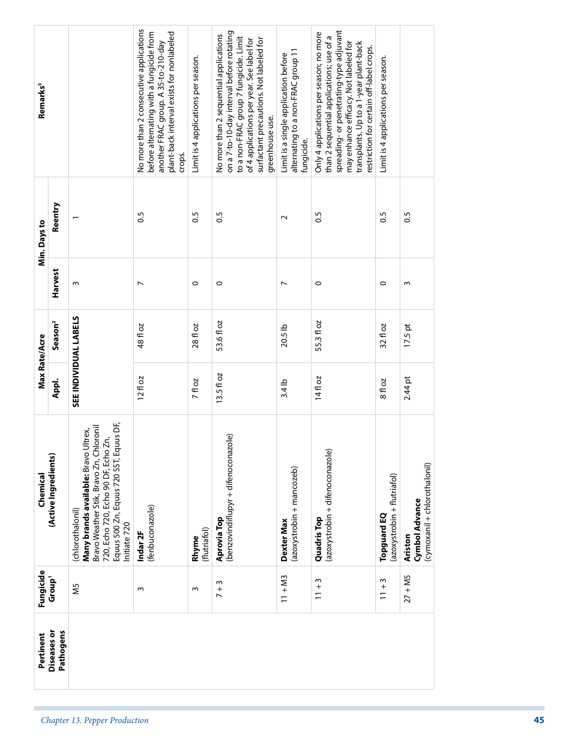| Pertinent Diseases or Pathogens | Fungicide Group[1] | Chemical (Active Ingredients) | Max Rate/Acre | | Min. Days to | | Remarks[3] |
|---|---|---|---|---|---|---|---|
| | | | Appl. | Season[2] | Harvest | Reentry | |
| | M5 | (chlorothalonil) **Many brands available:** Bravo Ultrex, Bravo Weather Stik, Bravo Zn, Chloronil 720, Echo 720, Echo 90 DF, Echo Zn, Equus 500 Zn, Equus 720 SST, Equus DF, Initiate 720 | SEE INDIVIDUAL LABELS | | 3 | 1 | |
| | 3 | **Indar 2F** (fenbuconazole) | 12 fl oz | 48 fl oz | 7 | 0.5 | No more than 2 consecutive applications before alternating with a fungicide from another FRAC group. A 35-to-210-day plant-back interval exists for nonlabeled crops. |
| | 3 | **Rhyme** (flutriafol) | 7 fl oz | 28 fl oz | 0 | 0.5 | Limit is 4 applications per season. |
| | 7 + 3 | **Aprovia Top** (benzovindiflupyr + difenoconazole) | 13.5 fl oz | 53.6 fl oz | 0 | 0.5 | No more than 2 sequential applications on a 7-to-10-day interval before rotating to a non-FRAC group 7 fungicide. Limit of 4 applications per year. See label for surfactant precautions. Not labeled for greenhouse use. |
| | 11 + M3 | **Dexter Max** (azoxystrobin + mancozeb) | 3.4 lb | 20.5 lb | 7 | 2 | Limit is a single application before alternating to a non-FRAC group 11 fungicide. |
| | 11 + 3 | **Quadris Top** (azoxystrobin + difenoconazole) | 14 fl oz | 55.3 fl oz | 0 | 0.5 | Only 4 applications per season; no more than 2 sequential applications; use of a spreading- or penetrating-type adjuvant may enhance efficacy. Not labeled for transplants. Up to a 1-year plant-back restriction for certain off-label crops. |
| | 11 + 3 | **Topguard EQ** (azoxystrobin + flutriafol) | 8 fl oz | 32 fl oz | 0 | 0.5 | Limit is 4 applications per season. |
| | 27 + M5 | **Ariston** **Cymbol Advance** (cymoxanil + chlorothalonil) | 2.44 pt | 17.5 pt | 3 | 0.5 | |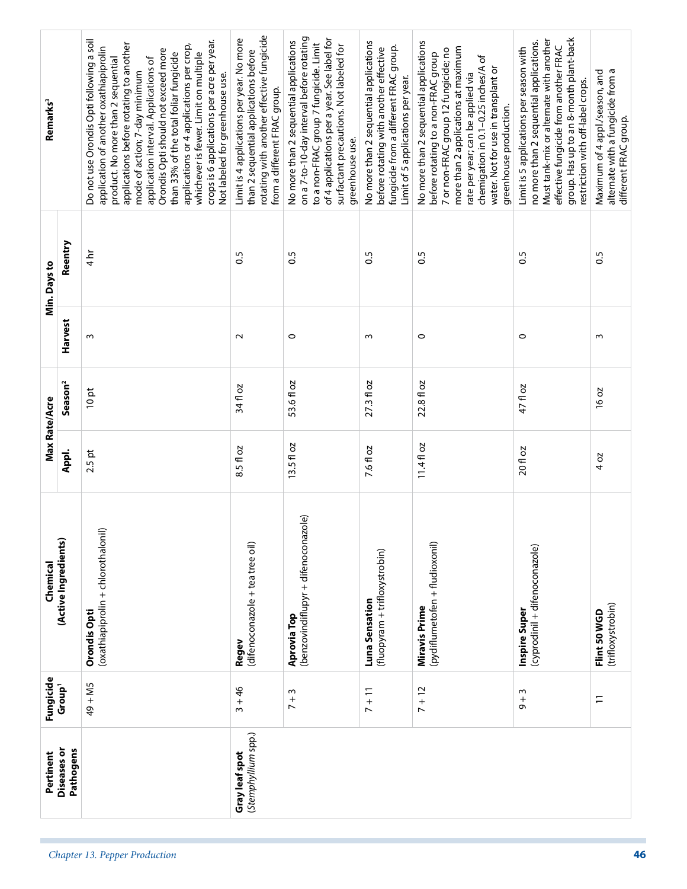| Pertinent Diseases or Pathogens | Fungicide Group[1] | Chemical (Active Ingredients) | Max Rate/Acre | | Min. Days to | | Remarks[3] |
|---|---|---|---|---|---|---|---|
| | | | Appl. | Season[2] | Harvest | Reentry | |
| | 49 + M5 | **Orondis Opti** (oxathiapiprolin + chlorothalonil) | 2.5 pt | 10 pt | 3 | 4 hr | Do not use Orondis Opti following a soil application of another oxathiapiprolin product. No more than 2 sequential applications before rotating to another mode of action; 7-day minimum application interval. Applications of Orondis Opti should not exceed more than 33% of the total foliar fungicide applications or 4 applications per crop, whichever is fewer. Limit on multiple crops is 6 applications per acre per year. Not labeled for greenhouse use. |
| **Gray leaf spot** (*Stemphylium* spp.) | 3 + 46 | **Regev** (difenoconazole + tea tree oil) | 8.5 fl oz | 34 fl oz | 2 | 0.5 | Limit is 4 applications per year. No more than 2 sequential applications before rotating with another effective fungicide from a different FRAC group. |
| | 7 + 3 | **Aprovia Top** (benzovindiflupyr + difenoconazole) | 13.5 fl oz | 53.6 fl oz | 0 | 0.5 | No more than 2 sequential applications on a 7-to-10-day interval before rotating to a non-FRAC group 7 fungicide. Limit of 4 applications per a year. See label for surfactant precautions. Not labeled for greenhouse use. |
| | 7 + 11 | **Luna Sensation** (fluopyram + trifloxystrobin) | 7.6 fl oz | 27.3 fl oz | 3 | 0.5 | No more than 2 sequential applications before rotating with another effective fungicide from a different FRAC group. Limit of 5 applications per year. |
| | 7 + 12 | **Miravis Prime** (pydiflumetofen + fludioxonil) | 11.4 fl oz | 22.8 fl oz | 0 | 0.5 | No more than 2 sequential applications before rotating to a non-FRAC group 7 or non-FRAC group 12 fungicide; no more than 2 applications at maximum rate per year; can be applied via chemigation in 0.1–0.25 inches/A of water. Not for use in transplant or greenhouse production. |
| | 9 + 3 | **Inspire Super** (cyprodinil + difenoconazole) | 20 fl oz | 47 fl oz | 0 | 0.5 | Limit is 5 applications per season with no more than 2 sequential applications. Must tank-mix or alternate with another effective fungicide from another FRAC group. Has up to an 8-month plant-back restriction with off-label crops. |
| | 11 | **Flint 50 WGD** (trifloxystrobin) | 4 oz | 16 oz | 3 | 0.5 | Maximum of 4 appl./season, and alternate with a fungicide from a different FRAC group. |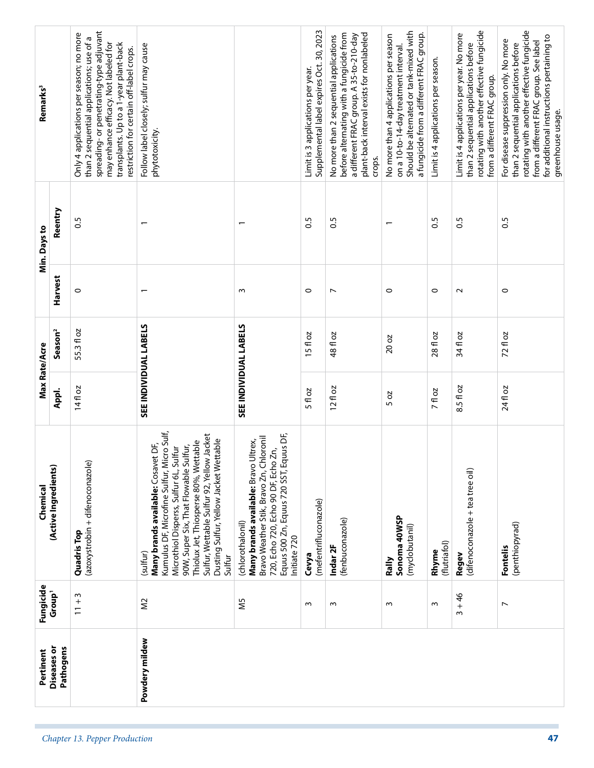| Pertinent Diseases or Pathogens | Fungicide Group[1] | Chemical (Active Ingredients) | Max Rate/Acre | | Min. Days to | | Remarks[3] |
|---|---|---|---|---|---|---|---|
| | | | Appl. | Season[2] | Harvest | Reentry | |
| | 11 + 3 | **Quadris Top** (azoxystrobin + difenoconazole) | 14 fl oz | 55.3 fl oz | 0 | 0.5 | Only 4 applications per season; no more than 2 sequential applications; use of a spreading- or penetrating-type adjuvant may enhance efficacy. Not labeled for transplants. Up to a 1-year plant-back restriction for certain off-label crops. |
| **Powdery mildew** | M2 | (sulfur) **Many brands available:** Cosavet DF, Kumulus DF, Microfine Sulfur, Micro Sulf, Microthiol Disperss, Sulfur 6L, Sulfur 90W, Super Six, That Flowable Sulfur, Thiolux Jet, Thiosperse 80%, Wettable Sulfur, Wettable Sulfur 92, Yellow Jacket Dusting Sulfur, Yellow Jacket Wettable Sulfur | **SEE INDIVIDUAL LABELS** | | 1 | 1 | Follow label closely; sulfur may cause phytotoxicity. |
| | M5 | (chlorothalonil) **Many brands available:** Bravo Ultrex, Bravo Weather Stik, Bravo Zn, Chloronil 720, Echo 720, Echo 90 DF, Echo Zn, Equus 500 Zn, Equus 720 SST, Equus DF, Initiate 720 | **SEE INDIVIDUAL LABELS** | | 3 | 1 | |
| | 3 | **Cevya** (mefentrifluconazole) | 5 fl oz | 15 fl oz | 0 | 0.5 | Limit is 3 applications per year. Supplemental label expires Oct. 30, 2023 |
| | 3 | **Indar 2F** (fenbuconazole) | 12 fl oz | 48 fl oz | 7 | 0.5 | No more than 2 sequential applications before alternating with a fungicide from a different FRAC group. A 35-to-210-day plant-back interval exists for nonlabeled crops. |
| | 3 | **Rally** **Sonoma 40WSP** (myclobutanil) | 5 oz | 20 oz | 0 | 1 | No more than 4 applications per season on a 10-to-14-day treatment interval. Should be alternated or tank-mixed with a fungicide from a different FRAC group. |
| | 3 | **Rhyme** (flutriafol) | 7 fl oz | 28 fl oz | 0 | 0.5 | Limit is 4 applications per season. |
| | 3 + 46 | **Regev** (difenoconazole + tea tree oil) | 8.5 fl oz | 34 fl oz | 2 | 0.5 | Limit is 4 applications per year. No more than 2 sequential applications before rotating with another effective fungicide from a different FRAC group. |
| | 7 | **Fontelis** (penthiopyrad) | 24 fl oz | 72 fl oz | 0 | 0.5 | For disease suppression only. No more than 2 sequential applications before rotating with another effective fungicide from a different FRAC group. See label for additional instructions pertaining to greenhouse usage. |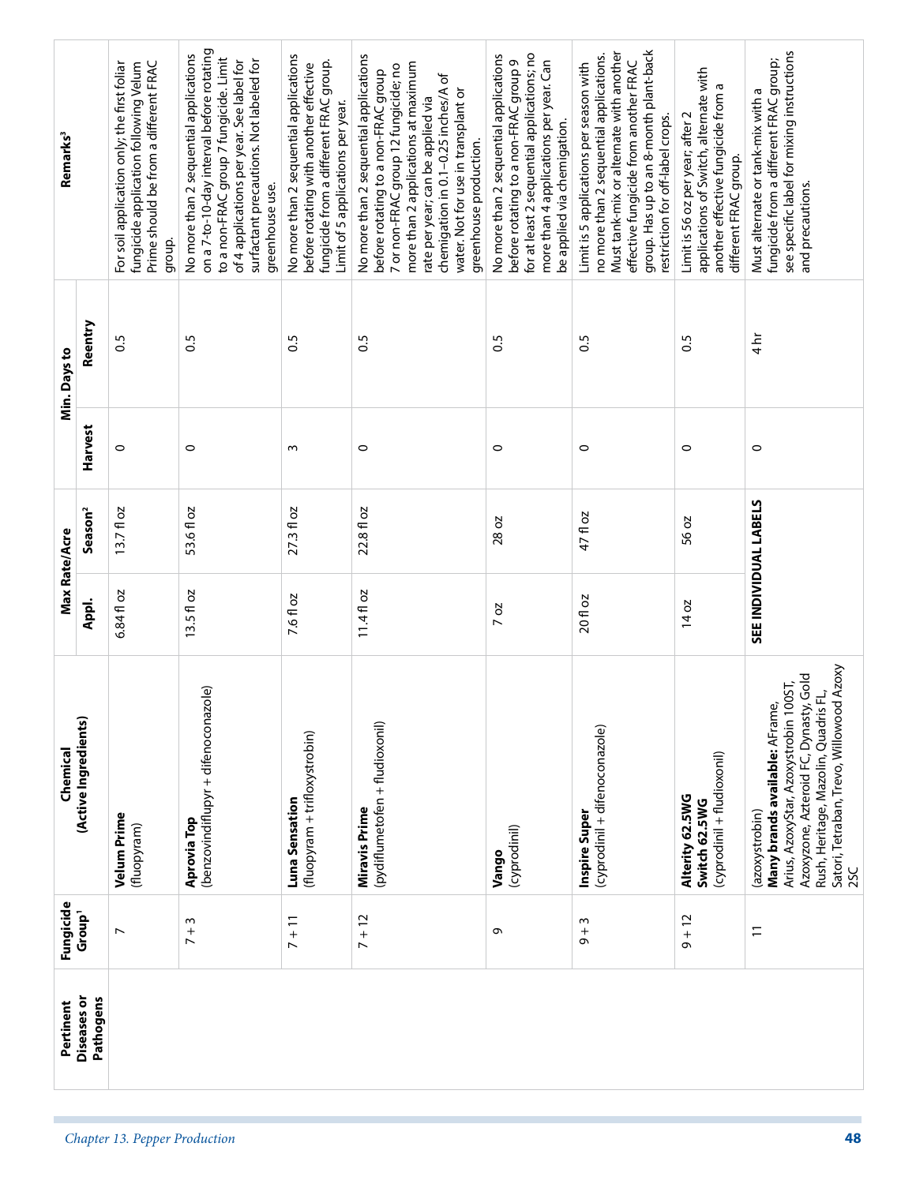| Pertinent Diseases or Pathogens | Fungicide Group[1] | Chemical (Active Ingredients) | Max Rate/Acre | | Min. Days to | | Remarks[3] |
|---|---|---|---|---|---|---|---|
| | | | Appl. | Season[2] | Harvest | Reentry | |
| | 7 | **Velum Prime** (fluopyram) | 6.84 fl oz | 13.7 fl oz | 0 | 0.5 | For soil application only; the first foliar fungicide application following Velum Prime should be from a different FRAC group. |
| | 7 + 3 | **Aprovia Top** (benzovindiflupyr + difenoconazole) | 13.5 fl oz | 53.6 fl oz | 0 | 0.5 | No more than 2 sequential applications on a 7-to-10-day interval before rotating to a non-FRAC group 7 fungicide. Limit of 4 applications per year. See label for surfactant precautions. Not labeled for greenhouse use. |
| | 7 + 11 | **Luna Sensation** (fluopyram + trifloxystrobin) | 7.6 fl oz | 27.3 fl oz | 3 | 0.5 | No more than 2 sequential applications before rotating with another effective fungicide from a different FRAC group. Limit of 5 applications per year. |
| | 7 + 12 | **Miravis Prime** (pydiflumetofen + fludioxonil) | 11.4 fl oz | 22.8 fl oz | 0 | 0.5 | No more than 2 sequential applications before rotating to a non-FRAC group 7 or non-FRAC group 12 fungicide; no more than 2 applications at maximum rate per year; can be applied via chemigation in 0.1–0.25 inches/A of water. Not for use in transplant or greenhouse production. |
| | 9 | **Vango** (cyprodinil) | 7 oz | 28 oz | 0 | 0.5 | No more than 2 sequential applications before rotating to a non-FRAC group 9 for at least 2 sequential applications; no more than 4 applications per year. Can be applied via chemigation. |
| | 9 + 3 | **Inspire Super** (cyprodinil + difenoconazole) | 20 fl oz | 47 fl oz | 0 | 0.5 | Limit is 5 applications per season with no more than 2 sequential applications. Must tank-mix or alternate with another effective fungicide from another FRAC group. Has up to an 8-month plant-back restriction for off-label crops. |
| | 9 + 12 | **Alterity 62.5WG** **Switch 62.5WG** (cyprodinil + fludioxonil) | 14 oz | 56 oz | 0 | 0.5 | Limit is 56 oz per year; after 2 applications of Switch, alternate with another effective fungicide from a different FRAC group. |
| | 11 | (azoxystrobin) **Many brands available:** AFrame, Arius, AzoxyStar, Azoxystrobin 100ST, Azoxyzone, Azteroid FC, Dynasty, Gold Rush, Heritage, Mazolin, Quadris FL, Satori, Tetraban, Trevo, Willowood Azoxy 2SC | **SEE INDIVIDUAL LABELS** | | 0 | 4 hr | Must alternate or tank-mix with a fungicide from a different FRAC group; see specific label for mixing instructions and precautions. |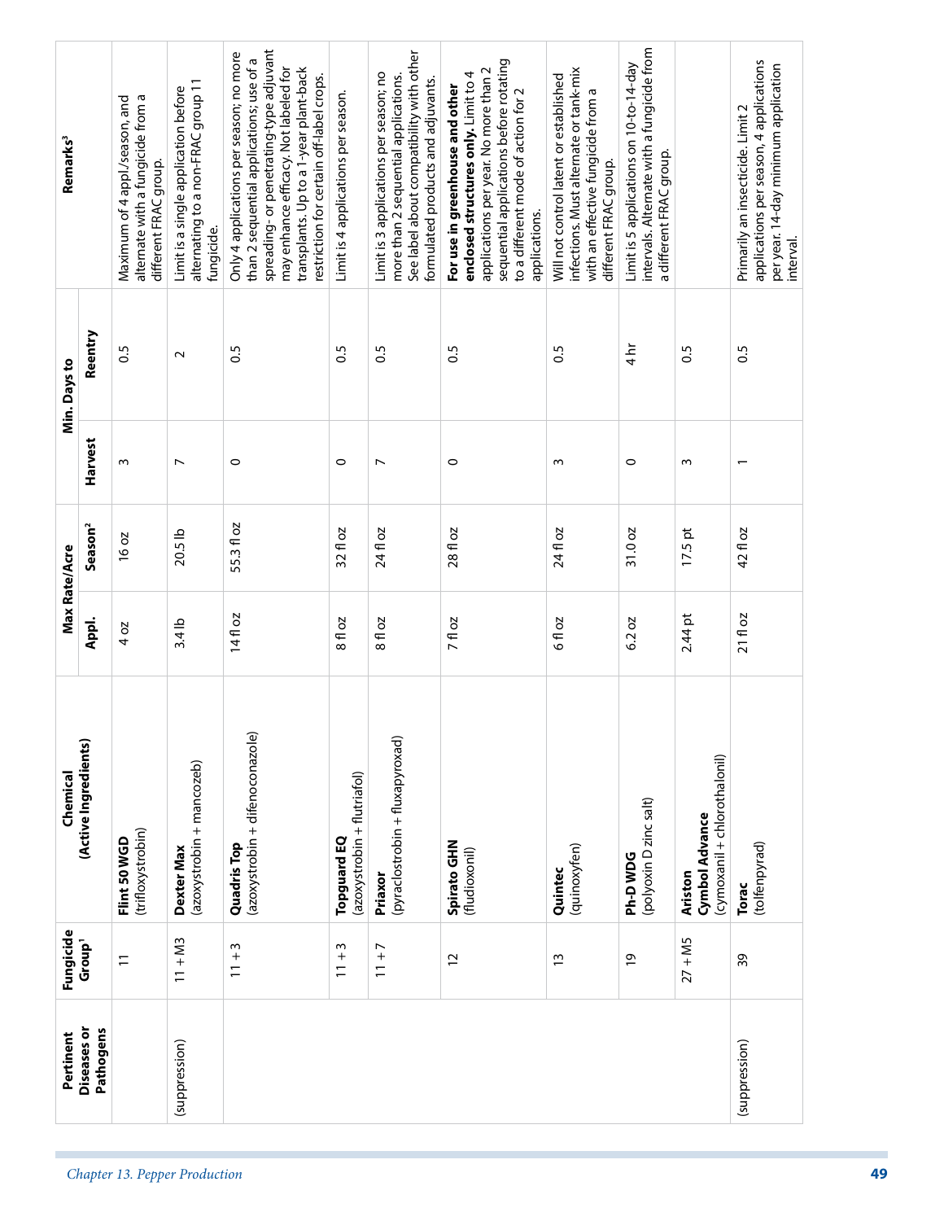| Pertinent Diseases or Pathogens | Fungicide Group[1] | Chemical (Active Ingredients) | Max Rate/Acre | | Min. Days to | | Remarks[3] |
|---|---|---|---|---|---|---|---|
| | | | Appl. | Season[2] | Harvest | Reentry | |
| | 11 | **Flint 50 WGD** (trifloxystrobin) | 4 oz | 16 oz | 3 | 0.5 | Maximum of 4 appl./season, and alternate with a fungicide from a different FRAC group. |
| (suppression) | 11 + M3 | **Dexter Max** (azoxystrobin + mancozeb) | 3.4 lb | 20.5 lb | 7 | 2 | Limit is a single application before alternating to a non-FRAC group 11 fungicide. |
| | 11 + 3 | **Quadris Top** (azoxystrobin + difenoconazole) | 14 fl oz | 55.3 fl oz | 0 | 0.5 | Only 4 applications per season; no more than 2 sequential applications; use of a spreading- or penetrating-type adjuvant may enhance efficacy. Not labeled for transplants. Up to a 1-year plant-back restriction for certain off-label crops. |
| | 11 + 3 | **Topguard EQ** (azoxystrobin + flutriafol) | 8 fl oz | 32 fl oz | 0 | 0.5 | Limit is 4 applications per season. |
| | 11 + 7 | **Priaxor** (pyraclostrobin + fluxapyroxad) | 8 fl oz | 24 fl oz | 7 | 0.5 | Limit is 3 applications per season; no more than 2 sequential applications. See label about compatibility with other formulated products and adjuvants. |
| | 12 | **Spirato GHN** (fludioxonil) | 7 fl oz | 28 fl oz | 0 | 0.5 | **For use in greenhouse and other enclosed structures only.** Limit to 4 applications per year. No more than 2 sequential applications before rotating to a different mode of action for 2 applications. |
| | 13 | **Quintec** (quinoxyfen) | 6 fl oz | 24 fl oz | 3 | 0.5 | Will not control latent or established infections. Must alternate or tank-mix with an effective fungicide from a different FRAC group. |
| | 19 | **Ph-D WDG** (polyoxin D zinc salt) | 6.2 oz | 31.0 oz | 0 | 4 hr | Limit is 5 applications on 10-to-14-day intervals. Alternate with a fungicide from a different FRAC group. |
| | 27 + M5 | **Ariston** **Cymbol Advance** (cymoxanil + chlorothalonil) | 2.44 pt | 17.5 pt | 3 | 0.5 | |
| (suppression) | 39 | **Torac** (tolfenpyrad) | 21 fl oz | 42 fl oz | 1 | 0.5 | Primarily an insecticide. Limit 2 applications per season, 4 applications per year. 14-day minimum application interval. |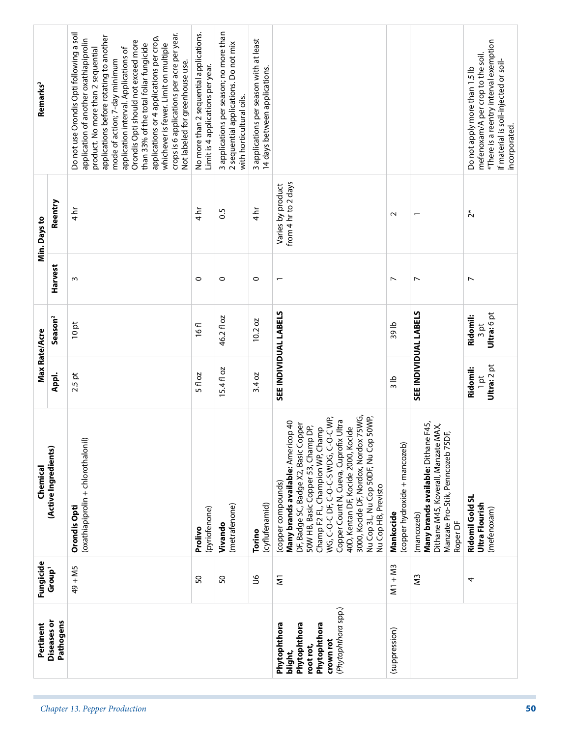| Pertinent Diseases or Pathogens | Fungicide Group[1] | Chemical (Active Ingredients) | Max Rate/Acre | | Min. Days to | | Remarks[3] |
|---|---|---|---|---|---|---|---|
| | | | Appl. | Season[2] | Harvest | Reentry | |
| | 49 + M5 | **Orondis Opti** (oxathiapiprolin + chlorothalonil) | 2.5 pt | 10 pt | 3 | 4 hr | Do not use Orondis Opti following a soil application of another oxathiapiprolin product. No more than 2 sequential applications before rotating to another mode of action; 7-day minimum application interval. Applications of Orondis Opti should not exceed more than 33% of the total foliar fungicide applications or 4 applications per crop, whichever is fewer. Limit on multiple crops is 6 applications per acre per year. Not labeled for greenhouse use. |
| | 50 | **Prolivo** (pyriofenone) | 5 fl oz | 16 fl | 0 | 4 hr | No more than 2 sequential applications. Limit is 4 applications per year. |
| | 50 | **Vivando** (metrafenone) | 15.4 fl oz | 46.2 fl oz | 0 | 0.5 | 3 applications per season; no more than 2 sequential applications. Do not mix with horticultural oils. |
| | U6 | **Torino** (cyflufenamid) | 3.4 oz | 10.2 oz | 0 | 4 hr | 3 applications per season with at least 14 days between applications. |
| **Phytophthora blight, Phytophthora root rot, Phytophthora crown rot** (*Phytophthora* spp.) | M1 | (copper compounds) **Many brands available:** Americop 40 DF, Badge SC, Badge X2, Basic Copper 50W HB, Basic Copper 53, Champ DP, Champ F2 FL, Champion WP, Champ WG, C-O-C DF, C-O-C-S WDG, C-O-C WP, Copper Count N, Cueva, Cuprofix Ultra 40D, Kentan DF, Kocide 2000, Kocide 3000, Kocide DF, Nordox, Nordox 75WG, Nu Cop 3L, Nu Cop 50DF, Nu Cop 50WP, Nu Cop HB, Previsto | **SEE INDIVIDUAL LABELS** | | 1 | Varies by product from 4 hr to 2 days | |
| (suppression) | M1 + M3 | **Mankocide** (copper hydroxide + mancozeb) | 3 lb | 39 lb | 7 | 2 | |
| | M3 | (mancozeb) **Many brands available:** Dithane F45, Dithane M45, Koverall, Manzate MAX, Manzate Pro-Stik, Penncozeb 75DF, Roper DF | **SEE INDIVIDUAL LABELS** | | 7 | 1 | |
| | 4 | **Ridomil Gold SL** **Ultra Flourish** (mefenoxam) | **Ridomil:** 1 pt **Ultra:** 2 pt | **Ridomil:** 3 pt **Ultra:** 6 pt | 7 | 2* | Do not apply more than 1.5 lb mefenoxam/A per crop to the soil. *There is a reentry interval exemption if material is soil-injected or soil-incorporated. |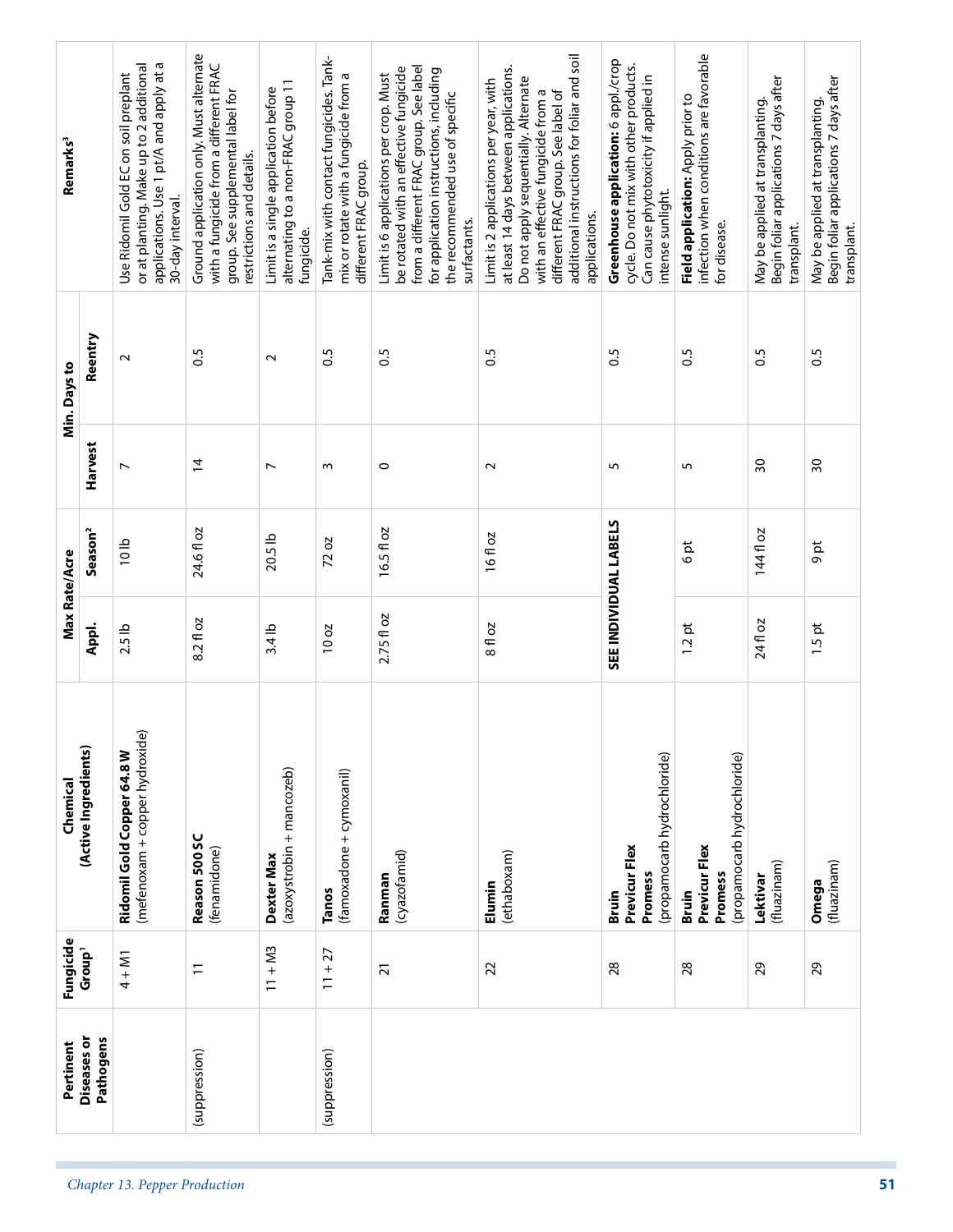| Pertinent Diseases or Pathogens | Fungicide Group[1] | Chemical (Active Ingredients) | Max Rate/Acre | | Min. Days to | | Remarks[3] |
|---|---|---|---|---|---|---|---|
| | | | Appl. | Season[2] | Harvest | Reentry | |
| | 4 + M1 | **Ridomil Gold Copper 64.8 W** (mefenoxam + copper hydroxide) | 2.5 lb | 10 lb | 7 | 2 | Use Ridomil Gold EC on soil preplant or at planting. Make up to 2 additional applications. Use 1 pt/A and apply at a 30-day interval. |
| (suppression) | 11 | **Reason 500 SC** (fenamidone) | 8.2 fl oz | 24.6 fl oz | 14 | 0.5 | Ground application only. Must alternate with a fungicide from a different FRAC group. See supplemental label for restrictions and details. |
| | 11 + M3 | **Dexter Max** (azoxystrobin + mancozeb) | 3.4 lb | 20.5 lb | 7 | 2 | Limit is a single application before alternating to a non-FRAC group 11 fungicide. |
| (suppression) | 11 + 27 | **Tanos** (famoxadone + cymoxanil) | 10 oz | 72 oz | 3 | 0.5 | Tank-mix with contact fungicides. Tank-mix or rotate with a fungicide from a different FRAC group. |
| | 21 | **Ranman** (cyazofamid) | 2.75 fl oz | 16.5 fl oz | 0 | 0.5 | Limit is 6 applications per crop. Must be rotated with an effective fungicide from a different FRAC group. See label for application instructions, including the recommended use of specific surfactants. |
| | 22 | **Elumin** (ethaboxam) | 8 fl oz | 16 fl oz | 2 | 0.5 | Limit is 2 applications per year, with at least 14 days between applications. Do not apply sequentially. Alternate with an effective fungicide from a different FRAC group. See label of additional instructions for foliar and soil applications. |
| | 28 | **Bruin** **Previcur Flex** **Promess** (propamocarb hydrochloride) | SEE INDIVIDUAL LABELS | | 5 | 0.5 | **Greenhouse application:** 6 appl./crop cycle. Do not mix with other products. Can cause phytotoxicity if applied in intense sunlight. |
| | 28 | **Bruin** **Previcur Flex** **Promess** (propamocarb hydrochloride) | 1.2 pt | 6 pt | 5 | 0.5 | **Field application:** Apply prior to infection when conditions are favorable for disease. |
| | 29 | **Lektivar** (fluazinam) | 24 fl oz | 144 fl oz | 30 | 0.5 | May be applied at transplanting. Begin foliar applications 7 days after transplant. |
| | 29 | **Omega** (fluazinam) | 1.5 pt | 9 pt | 30 | 0.5 | May be applied at transplanting. Begin foliar applications 7 days after transplant. |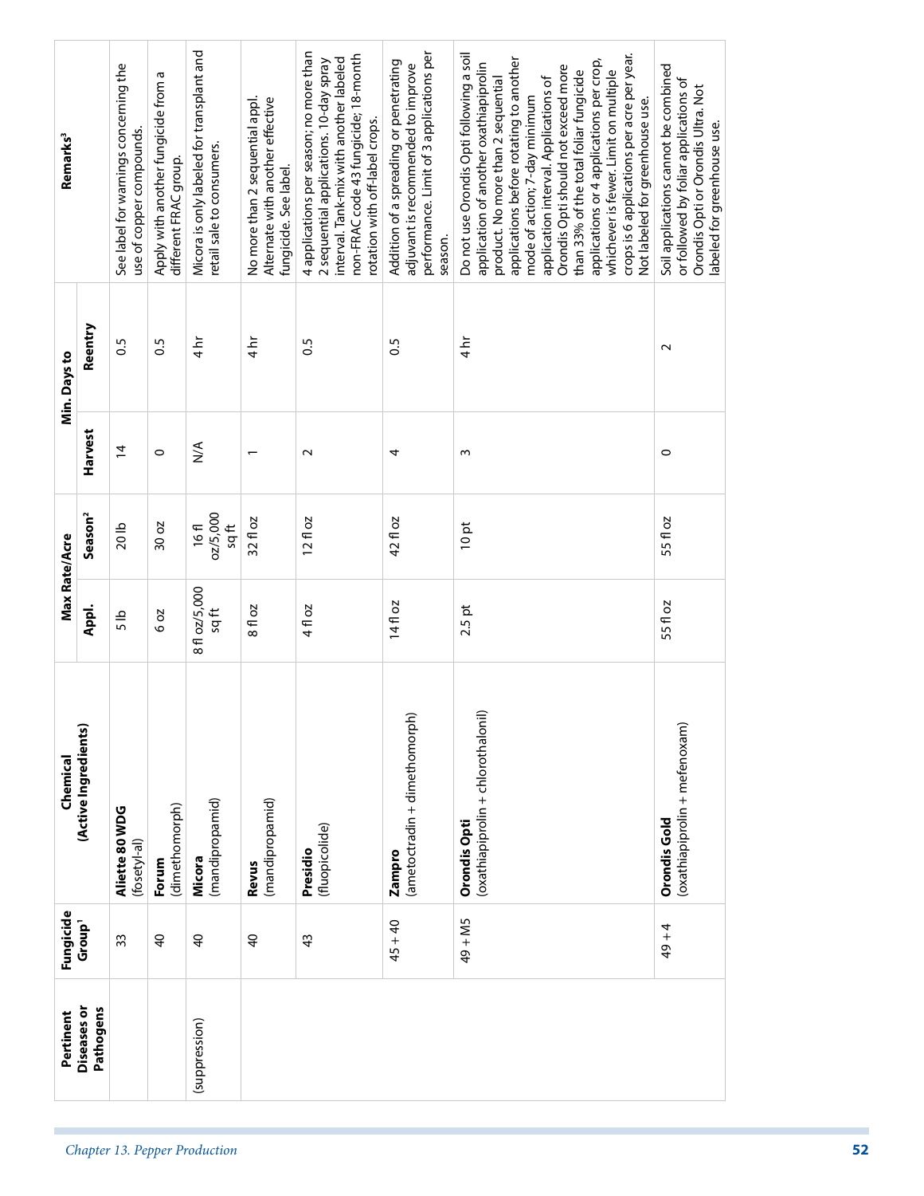| Pertinent Diseases or Pathogens | Fungicide Group[1] | Chemical (Active Ingredients) | Max Rate/Acre | | Min. Days to | | Remarks[3] |
|---|---|---|---|---|---|---|---|
| | | | Appl. | Season[2] | Harvest | Reentry | |
| | 33 | **Aliette 80 WDG** (fosetyl-al) | 5 lb | 20 lb | 14 | 0.5 | See label for warnings concerning the use of copper compounds. |
| | 40 | **Forum** (dimethomorph) | 6 oz | 30 oz | 0 | 0.5 | Apply with another fungicide from a different FRAC group. |
| (suppression) | 40 | **Micora** (mandipropamid) | 8 fl oz/5,000 sq ft | 16 fl oz/5,000 sq ft | N/A | 4 hr | Micora is only labeled for transplant and retail sale to consumers. |
| | 40 | **Revus** (mandipropamid) | 8 fl oz | 32 fl oz | 1 | 4 hr | No more than 2 sequential appl. Alternate with another effective fungicide. See label. |
| | 43 | **Presidio** (fluopicolide) | 4 fl oz | 12 fl oz | 2 | 0.5 | 4 applications per season; no more than 2 sequential applications. 10-day spray interval. Tank-mix with another labeled non-FRAC code 43 fungicide; 18-month rotation with off-label crops. |
| | 45 + 40 | **Zampro** (ametoctradin + dimethomorph) | 14 fl oz | 42 fl oz | 4 | 0.5 | Addition of a spreading or penetrating adjuvant is recommended to improve performance. Limit of 3 applications per season. |
| | 49 + M5 | **Orondis Opti** (oxathiapiprolin + chlorothalonil) | 2.5 pt | 10 pt | 3 | 4 hr | Do not use Orondis Opti following a soil application of another oxathiapiprolin product. No more than 2 sequential applications before rotating to another mode of action; 7-day minimum application interval. Applications of Orondis Opti should not exceed more than 33% of the total foliar fungicide applications or 4 applications per crop, whichever is fewer. Limit on multiple crops is 6 applications per acre per year. Not labeled for greenhouse use. |
| | 49 + 4 | **Orondis Gold** (oxathiapiprolin + mefenoxam) | 55 fl oz | 55 fl oz | 0 | 2 | Soil applications cannot be combined or followed by foliar applications of Orondis Opti or Orondis Ultra. Not labeled for greenhouse use. |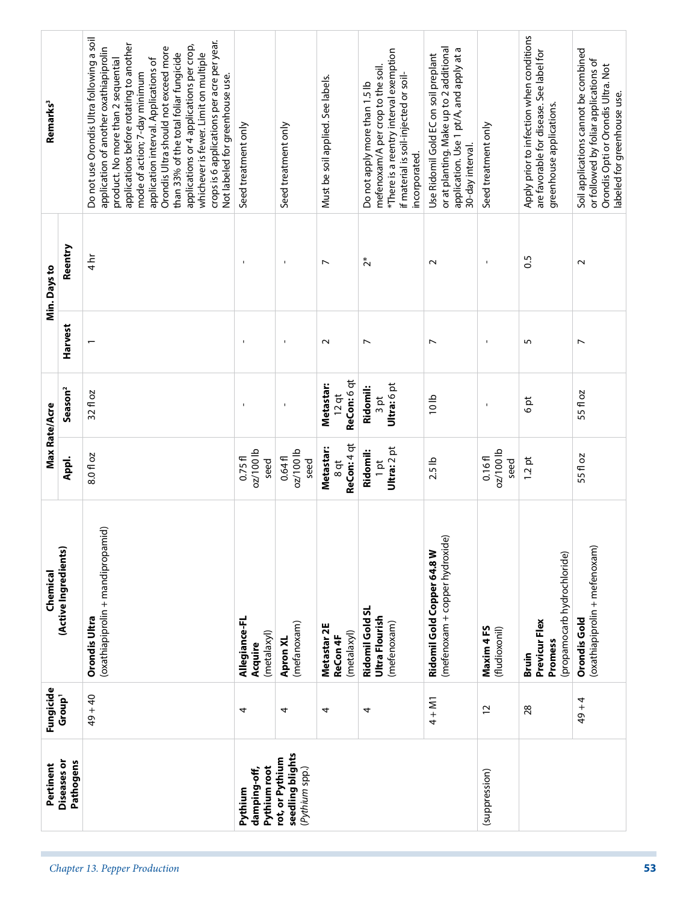| Pertinent Diseases or Pathogens | Fungicide Group[1] | Chemical (Active Ingredients) | Max Rate/Acre | | Min. Days to | | Remarks[3] |
|---|---|---|---|---|---|---|---|
| | | | Appl. | Season[2] | Harvest | Reentry | |
| | 49 + 40 | **Orondis Ultra** (oxathiapiprolin + mandipropamid) | 8.0 fl oz | 32 fl oz | 1 | 4 hr | Do not use Orondis Ultra following a soil application of another oxathiapiprolin product. No more than 2 sequential applications before rotating to another mode of action; 7-day minimum application interval. Applications of Orondis Ultra should not exceed more than 33% of the total foliar fungicide applications or 4 applications per crop, whichever is fewer. Limit on multiple crops is 6 applications per acre per year. Not labeled for greenhouse use. |
| **Pythium damping-off, Pythium root rot, or Pythium seedling blights** (*Pythium* spp.) | 4 | **Allegiance-FL** **Acquire** (metalaxyl) | 0.75 fl oz/100 lb seed | - | - | - | Seed treatment only |
| | 4 | **Apron XL** (mefanoxam) | 0.64 fl oz/100 lb seed | - | - | - | Seed treatment only |
| | 4 | **Metastar 2E** **ReCon 4F** (metalaxyl) | **Metastar:** 8 qt **ReCon:** 4 qt | **Metastar:** 12 qt **ReCon:** 6 qt | 2 | 7 | Must be soil applied. See labels. |
| | 4 | **Ridomil Gold SL** **Ultra Flourish** (mefenoxam) | **Ridomil:** 1 pt **Ultra:** 2 pt | **Ridomil:** 3 pt **Ultra:** 6 pt | 7 | 2* | Do not apply more than 1.5 lb mefenoxam/A per crop to the soil. *There is a reentry interval exemption if material is soil-injected or soil-incorporated. |
| | 4 + M1 | **Ridomil Gold Copper 64.8 W** (mefenoxam + copper hydroxide) | 2.5 lb | 10 lb | 7 | 2 | Use Ridomil Gold EC on soil preplant or at planting. Make up to 2 additional application. Use 1 pt/A, and apply at a 30-day interval. |
| (suppression) | 12 | **Maxim 4 FS** (fludioxonil) | 0.16 fl oz/100 lb seed | - | - | - | Seed treatment only |
| | 28 | **Bruin** **Previcur Flex** **Promess** (propamocarb hydrochloride) | 1.2 pt | 6 pt | 5 | 0.5 | Apply prior to infection when conditions are favorable for disease. See label for greenhouse applications. |
| | 49 + 4 | **Orondis Gold** (oxathiapiprolin + mefenoxam) | 55 fl oz | 55 fl oz | 7 | 2 | Soil applications cannot be combined or followed by foliar applications of Orondis Opti or Orondis Ultra. Not labeled for greenhouse use. |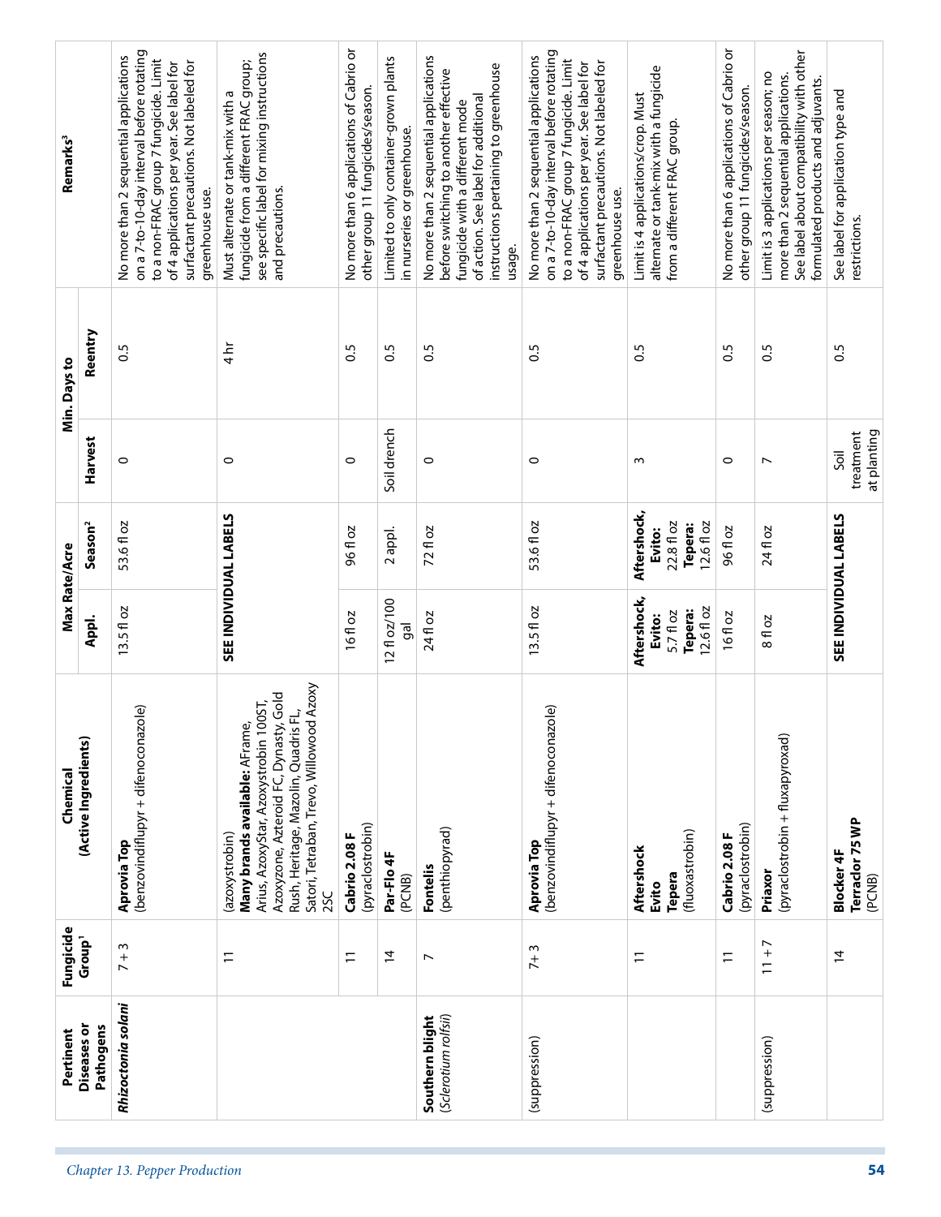| Pertinent Diseases or Pathogens | Fungicide Group[1] | Chemical (Active Ingredients) | Max Rate/Acre | | Min. Days to | | Remarks[3] |
|---|---|---|---|---|---|---|---|
| | | | Appl. | Season[2] | Harvest | Reentry | |
| ***Rhizoctonia solani*** | 7 + 3 | **Aprovia Top** (benzovindiflupyr + difenoconazole) | 13.5 fl oz | 53.6 fl oz | 0 | 0.5 | No more than 2 sequential applications on a 7-to-10-day interval before rotating to a non-FRAC group 7 fungicide. Limit of 4 applications per year. See label for surfactant precautions. Not labeled for greenhouse use. |
| | 11 | (azoxystrobin) **Many brands available:** AFrame, Arius, AzoxyStar, Azoxystrobin 100ST, Azoxyzone, Azteroid FC, Dynasty, Gold Rush, Heritage, Mazolin, Quadris FL, Satori, Tetraban, Trevo, Willowood Azoxy 2SC | **SEE INDIVIDUAL LABELS** | | 0 | 4 hr | Must alternate or tank-mix with a fungicide from a different FRAC group; see specific label for mixing instructions and precautions. |
| | 11 | **Cabrio 2.08 F** (pyraclostrobin) | 16 fl oz | 96 fl oz | 0 | 0.5 | No more than 6 applications of Cabrio or other group 11 fungicides/season. |
| | 14 | **Par-Flo 4F** (PCNB) | 12 fl oz/100 gal | 2 appl. | Soil drench | 0.5 | Limited to only container-grown plants in nurseries or greenhouse. |
| **Southern blight** (*Sclerotium rolfsii*) | 7 | **Fontelis** (penthiopyrad) | 24 fl oz | 72 fl oz | 0 | 0.5 | No more than 2 sequential applications before switching to another effective fungicide with a different mode of action. See label for additional instructions pertaining to greenhouse usage. |
| (suppression) | 7+ 3 | **Aprovia Top** (benzovindiflupyr + difenoconazole) | 13.5 fl oz | 53.6 fl oz | 0 | 0.5 | No more than 2 sequential applications on a 7-to-10-day interval before rotating to a non-FRAC group 7 fungicide. Limit of 4 applications per year. See label for surfactant precautions. Not labeled for greenhouse use. |
| | 11 | **Aftershock** **Evito** **Tepera** (fluoxastrobin) | **Aftershock, Evito:** 5.7 fl oz **Tepera:** 12.6 fl oz | **Aftershock, Evito:** 22.8 fl oz **Tepera:** 12.6 fl oz | 3 | 0.5 | Limit is 4 applications/crop. Must alternate or tank-mix with a fungicide from a different FRAC group. |
| | 11 | **Cabrio 2.08 F** (pyraclostrobin) | 16 fl oz | 96 fl oz | 0 | 0.5 | No more than 6 applications of Cabrio or other group 11 fungicides/season. |
| (suppression) | 11 + 7 | **Priaxor** (pyraclostrobin + fluxapyroxad) | 8 fl oz | 24 fl oz | 7 | 0.5 | Limit is 3 applications per season; no more than 2 sequential applications. See label about compatibility with other formulated products and adjuvants. |
| | 14 | **Blocker 4F** **Terraclor 75 WP** (PCNB) | **SEE INDIVIDUAL LABELS** | | Soil treatment at planting | 0.5 | See label for application type and restrictions. |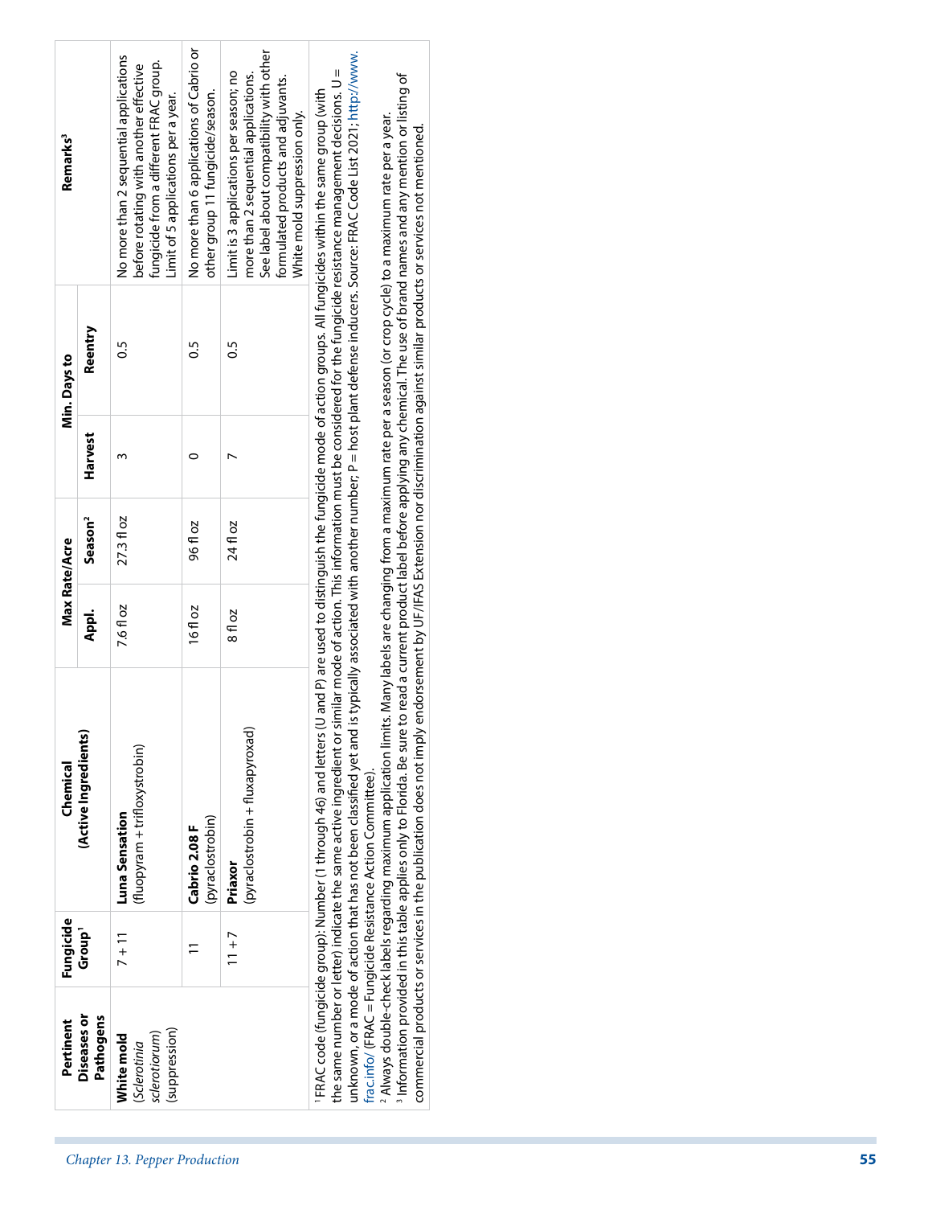| Pertinent Diseases or Pathogens | Fungicide Group[1] | Chemical (Active Ingredients) | Max Rate/Acre | | Min. Days to | | Remarks[3] |
|---|---|---|---|---|---|---|---|
| | | | Appl. | Season[2] | Harvest | Reentry | |
| **White mold** (*Sclerotinia sclerotiorum*) (suppression) | 7 + 11 | **Luna Sensation** (fluopyram + trifloxystrobin) | 7.6 fl oz | 27.3 fl oz | 3 | 0.5 | No more than 2 sequential applications before rotating with another effective fungicide from a different FRAC group. Limit of 5 applications per a year. |
| | 11 | **Cabrio 2.08 F** (pyraclostrobin) | 16 fl oz | 96 fl oz | 0 | 0.5 | No more than 6 applications of Cabrio or other group 11 fungicide/season. |
| | 11 + 7 | **Priaxor** (pyraclostrobin + fluxapyroxad) | 8 fl oz | 24 fl oz | 7 | 0.5 | Limit is 3 applications per season; no more than 2 sequential applications. See label about compatibility with other formulated products and adjuvants. White mold suppression only. |

[1] FRAC code (fungicide group): Number (1 through 46) and letters (U and P) are used to distinguish the fungicide mode of action groups. All fungicides within the same group (with the same number or letter) indicate the same active ingredient or similar mode of action. This information must be considered for the fungicide resistance management decisions. U = unknown, or a mode of action that has not been classified yet and is typically associated with another number; P = host plant defense inducers. Source: FRAC Code List 2021; http://www.frac.info/ (FRAC = Fungicide Resistance Action Committee).

[2] Always double-check labels regarding maximum application limits. Many labels are changing from a maximum rate per a season (or crop cycle) to a maximum rate per a year.

[3] Information provided in this table applies only to Florida. Be sure to read a current product label before applying any chemical. The use of brand names and any mention or listing of commercial products or services in the publication does not imply endorsement by UF/IFAS Extension nor discrimination against similar products or services not mentioned.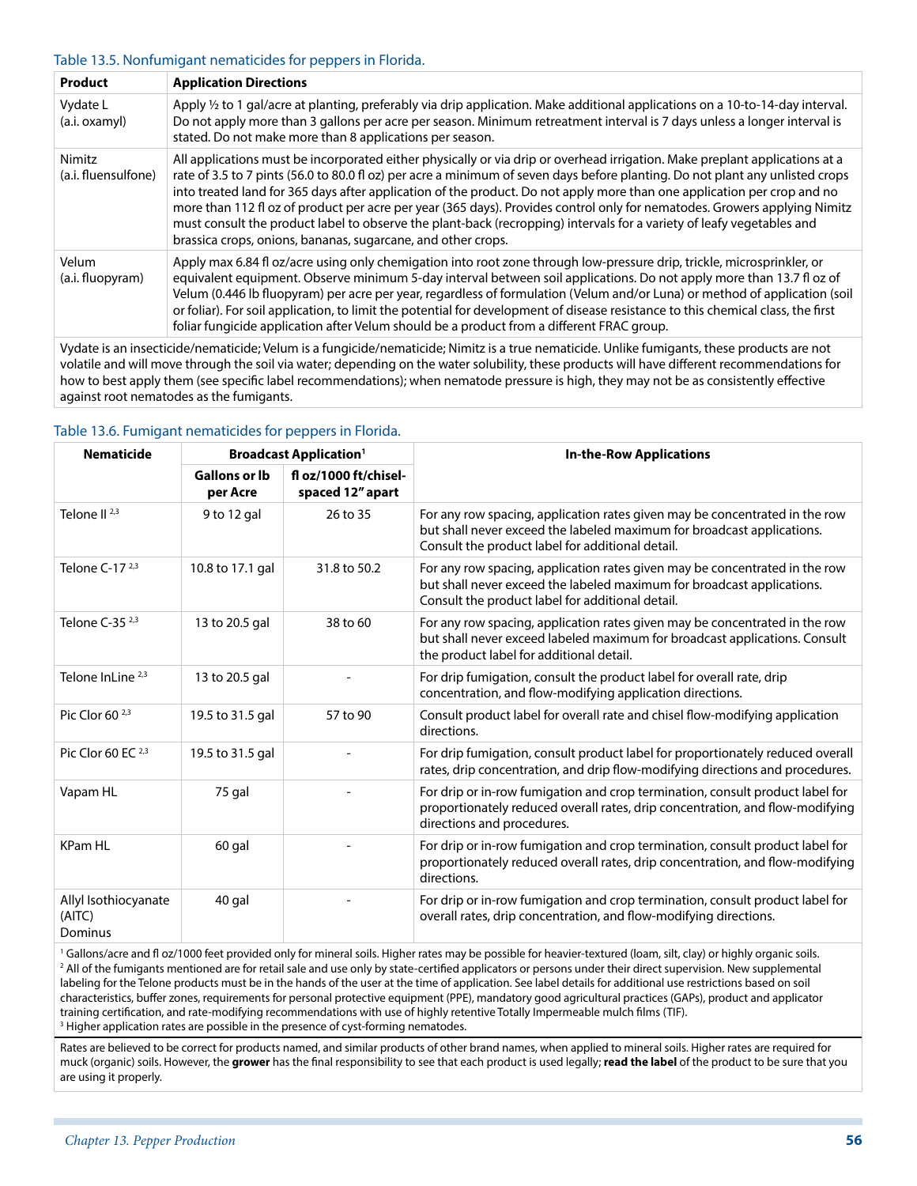Table 13.5. Nonfumigant nematicides for peppers in Florida.

| Product | Application Directions |
| --- | --- |
| Vydate L (a.i. oxamyl) | Apply ½ to 1 gal/acre at planting, preferably via drip application. Make additional applications on a 10-to-14-day interval. Do not apply more than 3 gallons per acre per season. Minimum retreatment interval is 7 days unless a longer interval is stated. Do not make more than 8 applications per season. |
| Nimitz (a.i. fluensulfone) | All applications must be incorporated either physically or via drip or overhead irrigation. Make preplant applications at a rate of 3.5 to 7 pints (56.0 to 80.0 fl oz) per acre a minimum of seven days before planting. Do not plant any unlisted crops into treated land for 365 days after application of the product. Do not apply more than one application per crop and no more than 112 fl oz of product per acre per year (365 days). Provides control only for nematodes. Growers applying Nimitz must consult the product label to observe the plant-back (recropping) intervals for a variety of leafy vegetables and brassica crops, onions, bananas, sugarcane, and other crops. |
| Velum (a.i. fluopyram) | Apply max 6.84 fl oz/acre using only chemigation into root zone through low-pressure drip, trickle, microsprinkler, or equivalent equipment. Observe minimum 5-day interval between soil applications. Do not apply more than 13.7 fl oz of Velum (0.446 lb fluopyram) per acre per year, regardless of formulation (Velum and/or Luna) or method of application (soil or foliar). For soil application, to limit the potential for development of disease resistance to this chemical class, the first foliar fungicide application after Velum should be a product from a different FRAC group. |

Vydate is an insecticide/nematicide; Velum is a fungicide/nematicide; Nimitz is a true nematicide. Unlike fumigants, these products are not volatile and will move through the soil via water; depending on the water solubility, these products will have different recommendations for how to best apply them (see specific label recommendations); when nematode pressure is high, they may not be as consistently effective against root nematodes as the fumigants.

Table 13.6. Fumigant nematicides for peppers in Florida.

| Nematicide | Broadcast Application[1] | | In-the-Row Applications |
| --- | --- | --- | --- |
| | Gallons or lb per Acre | fl oz/1000 ft/chisel-spaced 12" apart | |
| Telone II [2,3] | 9 to 12 gal | 26 to 35 | For any row spacing, application rates given may be concentrated in the row but shall never exceed the labeled maximum for broadcast applications. Consult the product label for additional detail. |
| Telone C-17 [2,3] | 10.8 to 17.1 gal | 31.8 to 50.2 | For any row spacing, application rates given may be concentrated in the row but shall never exceed the labeled maximum for broadcast applications. Consult the product label for additional detail. |
| Telone C-35 [2,3] | 13 to 20.5 gal | 38 to 60 | For any row spacing, application rates given may be concentrated in the row but shall never exceed labeled maximum for broadcast applications. Consult the product label for additional detail. |
| Telone InLine [2,3] | 13 to 20.5 gal | - | For drip fumigation, consult the product label for overall rate, drip concentration, and flow-modifying application directions. |
| Pic Clor 60 [2,3] | 19.5 to 31.5 gal | 57 to 90 | Consult product label for overall rate and chisel flow-modifying application directions. |
| Pic Clor 60 EC [2,3] | 19.5 to 31.5 gal | - | For drip fumigation, consult product label for proportionately reduced overall rates, drip concentration, and drip flow-modifying directions and procedures. |
| Vapam HL | 75 gal | - | For drip or in-row fumigation and crop termination, consult product label for proportionately reduced overall rates, drip concentration, and flow-modifying directions and procedures. |
| KPam HL | 60 gal | - | For drip or in-row fumigation and crop termination, consult product label for proportionately reduced overall rates, drip concentration, and flow-modifying directions. |
| Allyl Isothiocyanate (AITC) Dominus | 40 gal | - | For drip or in-row fumigation and crop termination, consult product label for overall rates, drip concentration, and flow-modifying directions. |

[1] Gallons/acre and fl oz/1000 feet provided only for mineral soils. Higher rates may be possible for heavier-textured (loam, silt, clay) or highly organic soils.
[2] All of the fumigants mentioned are for retail sale and use only by state-certified applicators or persons under their direct supervision. New supplemental labeling for the Telone products must be in the hands of the user at the time of application. See label details for additional use restrictions based on soil characteristics, buffer zones, requirements for personal protective equipment (PPE), mandatory good agricultural practices (GAPs), product and applicator training certification, and rate-modifying recommendations with use of highly retentive Totally Impermeable mulch films (TIF).
[3] Higher application rates are possible in the presence of cyst-forming nematodes.

Rates are believed to be correct for products named, and similar products of other brand names, when applied to mineral soils. Higher rates are required for muck (organic) soils. However, the **grower** has the final responsibility to see that each product is used legally; **read the label** of the product to be sure that you are using it properly.